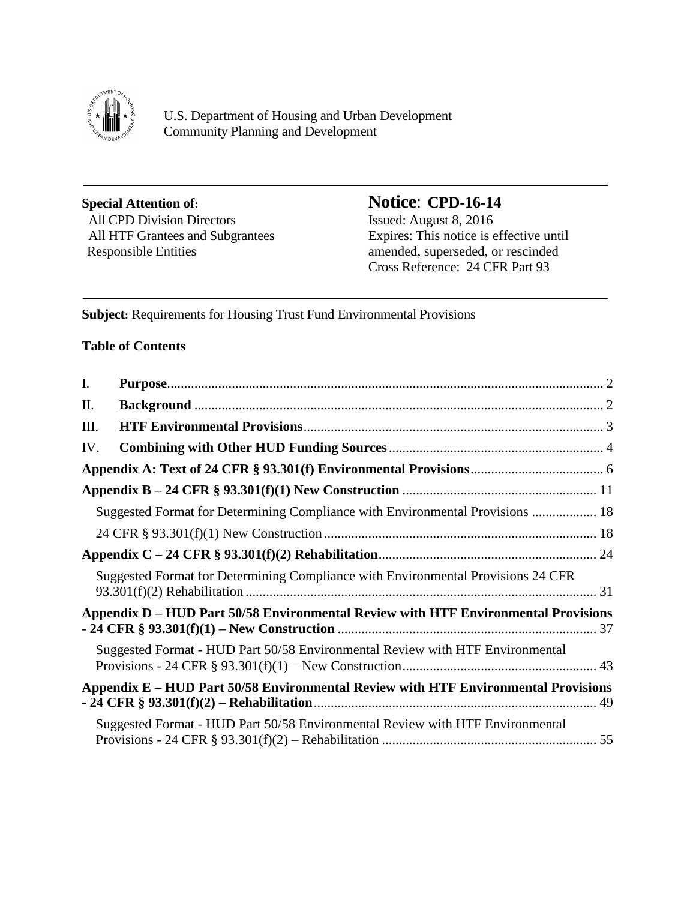U.S. Department of Housing and Urban Development
Community Planning and Development

**Special Attention of:**
All CPD Division Directors
All HTF Grantees and Subgrantees
Responsible Entities

# Notice: CPD-16-14

Issued: August 8, 2016
Expires: This notice is effective until amended, superseded, or rescinded
Cross Reference: 24 CFR Part 93

**Subject:** Requirements for Housing Trust Fund Environmental Provisions

**Table of Contents**

I. **Purpose** ..... 2
II. **Background** ..... 2
III. **HTF Environmental Provisions** ..... 3
IV. **Combining with Other HUD Funding Sources** ..... 4
**Appendix A: Text of 24 CFR § 93.301(f) Environmental Provisions** ..... 6
**Appendix B – 24 CFR § 93.301(f)(1) New Construction** ..... 11
Suggested Format for Determining Compliance with Environmental Provisions ..... 18
24 CFR § 93.301(f)(1) New Construction ..... 18
**Appendix C – 24 CFR § 93.301(f)(2) Rehabilitation** ..... 24
Suggested Format for Determining Compliance with Environmental Provisions 24 CFR 93.301(f)(2) Rehabilitation ..... 31
**Appendix D – HUD Part 50/58 Environmental Review with HTF Environmental Provisions - 24 CFR § 93.301(f)(1) – New Construction** ..... 37
Suggested Format - HUD Part 50/58 Environmental Review with HTF Environmental Provisions - 24 CFR § 93.301(f)(1) – New Construction ..... 43
**Appendix E – HUD Part 50/58 Environmental Review with HTF Environmental Provisions - 24 CFR § 93.301(f)(2) – Rehabilitation** ..... 49
Suggested Format - HUD Part 50/58 Environmental Review with HTF Environmental Provisions - 24 CFR § 93.301(f)(2) – Rehabilitation ..... 55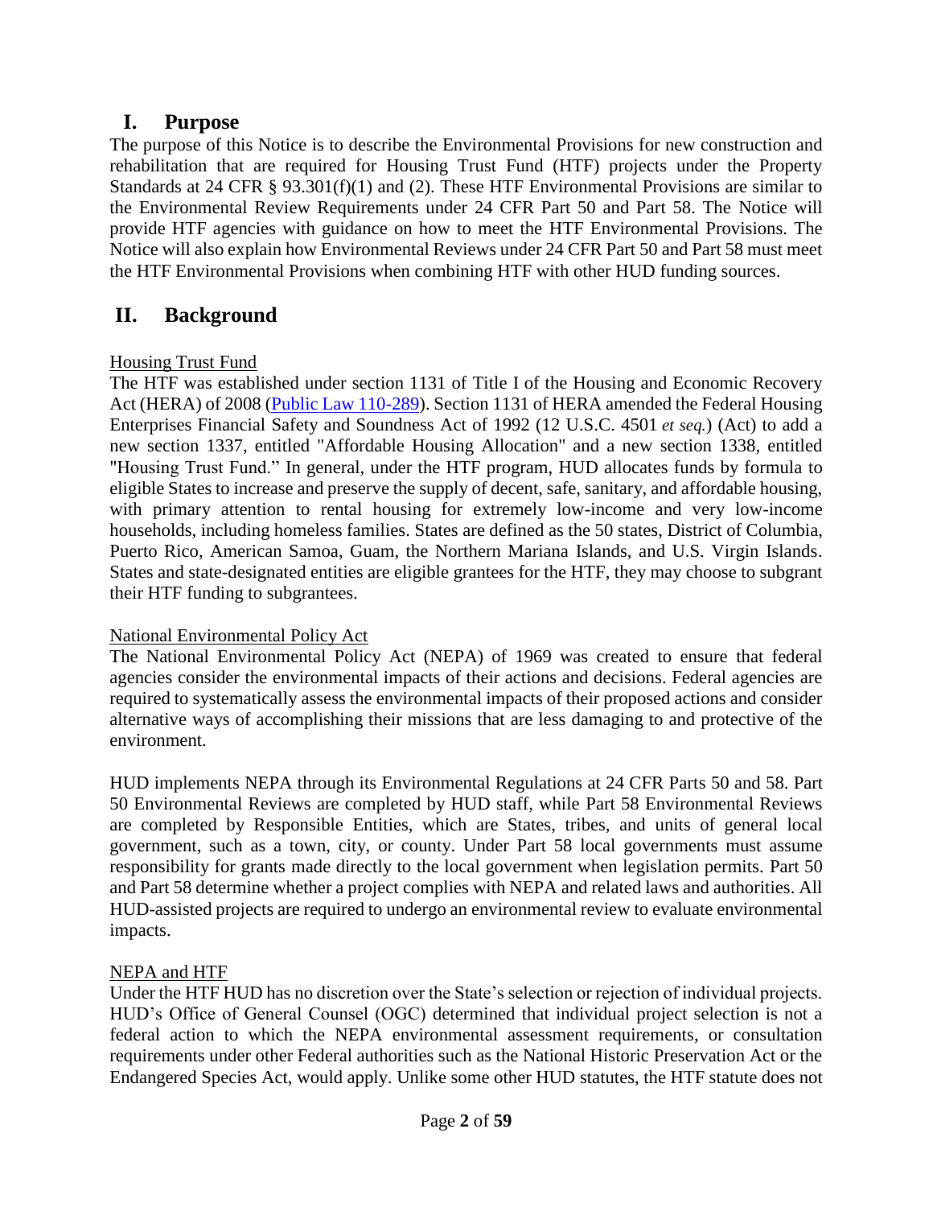## I. Purpose

The purpose of this Notice is to describe the Environmental Provisions for new construction and rehabilitation that are required for Housing Trust Fund (HTF) projects under the Property Standards at 24 CFR § 93.301(f)(1) and (2). These HTF Environmental Provisions are similar to the Environmental Review Requirements under 24 CFR Part 50 and Part 58. The Notice will provide HTF agencies with guidance on how to meet the HTF Environmental Provisions. The Notice will also explain how Environmental Reviews under 24 CFR Part 50 and Part 58 must meet the HTF Environmental Provisions when combining HTF with other HUD funding sources.

## II. Background

Housing Trust Fund

The HTF was established under section 1131 of Title I of the Housing and Economic Recovery Act (HERA) of 2008 (Public Law 110-289). Section 1131 of HERA amended the Federal Housing Enterprises Financial Safety and Soundness Act of 1992 (12 U.S.C. 4501 *et seq.*) (Act) to add a new section 1337, entitled "Affordable Housing Allocation" and a new section 1338, entitled "Housing Trust Fund." In general, under the HTF program, HUD allocates funds by formula to eligible States to increase and preserve the supply of decent, safe, sanitary, and affordable housing, with primary attention to rental housing for extremely low-income and very low-income households, including homeless families. States are defined as the 50 states, District of Columbia, Puerto Rico, American Samoa, Guam, the Northern Mariana Islands, and U.S. Virgin Islands. States and state-designated entities are eligible grantees for the HTF, they may choose to subgrant their HTF funding to subgrantees.

National Environmental Policy Act

The National Environmental Policy Act (NEPA) of 1969 was created to ensure that federal agencies consider the environmental impacts of their actions and decisions. Federal agencies are required to systematically assess the environmental impacts of their proposed actions and consider alternative ways of accomplishing their missions that are less damaging to and protective of the environment.

HUD implements NEPA through its Environmental Regulations at 24 CFR Parts 50 and 58. Part 50 Environmental Reviews are completed by HUD staff, while Part 58 Environmental Reviews are completed by Responsible Entities, which are States, tribes, and units of general local government, such as a town, city, or county. Under Part 58 local governments must assume responsibility for grants made directly to the local government when legislation permits. Part 50 and Part 58 determine whether a project complies with NEPA and related laws and authorities. All HUD-assisted projects are required to undergo an environmental review to evaluate environmental impacts.

NEPA and HTF

Under the HTF HUD has no discretion over the State's selection or rejection of individual projects. HUD's Office of General Counsel (OGC) determined that individual project selection is not a federal action to which the NEPA environmental assessment requirements, or consultation requirements under other Federal authorities such as the National Historic Preservation Act or the Endangered Species Act, would apply. Unlike some other HUD statutes, the HTF statute does not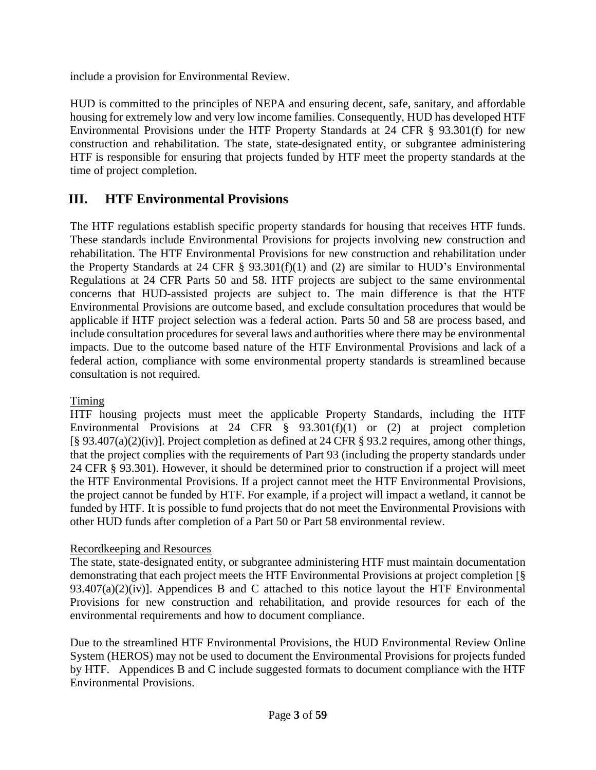include a provision for Environmental Review.

HUD is committed to the principles of NEPA and ensuring decent, safe, sanitary, and affordable housing for extremely low and very low income families. Consequently, HUD has developed HTF Environmental Provisions under the HTF Property Standards at 24 CFR § 93.301(f) for new construction and rehabilitation. The state, state-designated entity, or subgrantee administering HTF is responsible for ensuring that projects funded by HTF meet the property standards at the time of project completion.

## III. HTF Environmental Provisions

The HTF regulations establish specific property standards for housing that receives HTF funds. These standards include Environmental Provisions for projects involving new construction and rehabilitation. The HTF Environmental Provisions for new construction and rehabilitation under the Property Standards at 24 CFR § 93.301(f)(1) and (2) are similar to HUD's Environmental Regulations at 24 CFR Parts 50 and 58. HTF projects are subject to the same environmental concerns that HUD-assisted projects are subject to. The main difference is that the HTF Environmental Provisions are outcome based, and exclude consultation procedures that would be applicable if HTF project selection was a federal action. Parts 50 and 58 are process based, and include consultation procedures for several laws and authorities where there may be environmental impacts. Due to the outcome based nature of the HTF Environmental Provisions and lack of a federal action, compliance with some environmental property standards is streamlined because consultation is not required.

<u>Timing</u>

HTF housing projects must meet the applicable Property Standards, including the HTF Environmental Provisions at 24 CFR § 93.301(f)(1) or (2) at project completion [§ 93.407(a)(2)(iv)]. Project completion as defined at 24 CFR § 93.2 requires, among other things, that the project complies with the requirements of Part 93 (including the property standards under 24 CFR § 93.301). However, it should be determined prior to construction if a project will meet the HTF Environmental Provisions. If a project cannot meet the HTF Environmental Provisions, the project cannot be funded by HTF. For example, if a project will impact a wetland, it cannot be funded by HTF. It is possible to fund projects that do not meet the Environmental Provisions with other HUD funds after completion of a Part 50 or Part 58 environmental review.

<u>Recordkeeping and Resources</u>

The state, state-designated entity, or subgrantee administering HTF must maintain documentation demonstrating that each project meets the HTF Environmental Provisions at project completion [§ 93.407(a)(2)(iv)]. Appendices B and C attached to this notice layout the HTF Environmental Provisions for new construction and rehabilitation, and provide resources for each of the environmental requirements and how to document compliance.

Due to the streamlined HTF Environmental Provisions, the HUD Environmental Review Online System (HEROS) may not be used to document the Environmental Provisions for projects funded by HTF. Appendices B and C include suggested formats to document compliance with the HTF Environmental Provisions.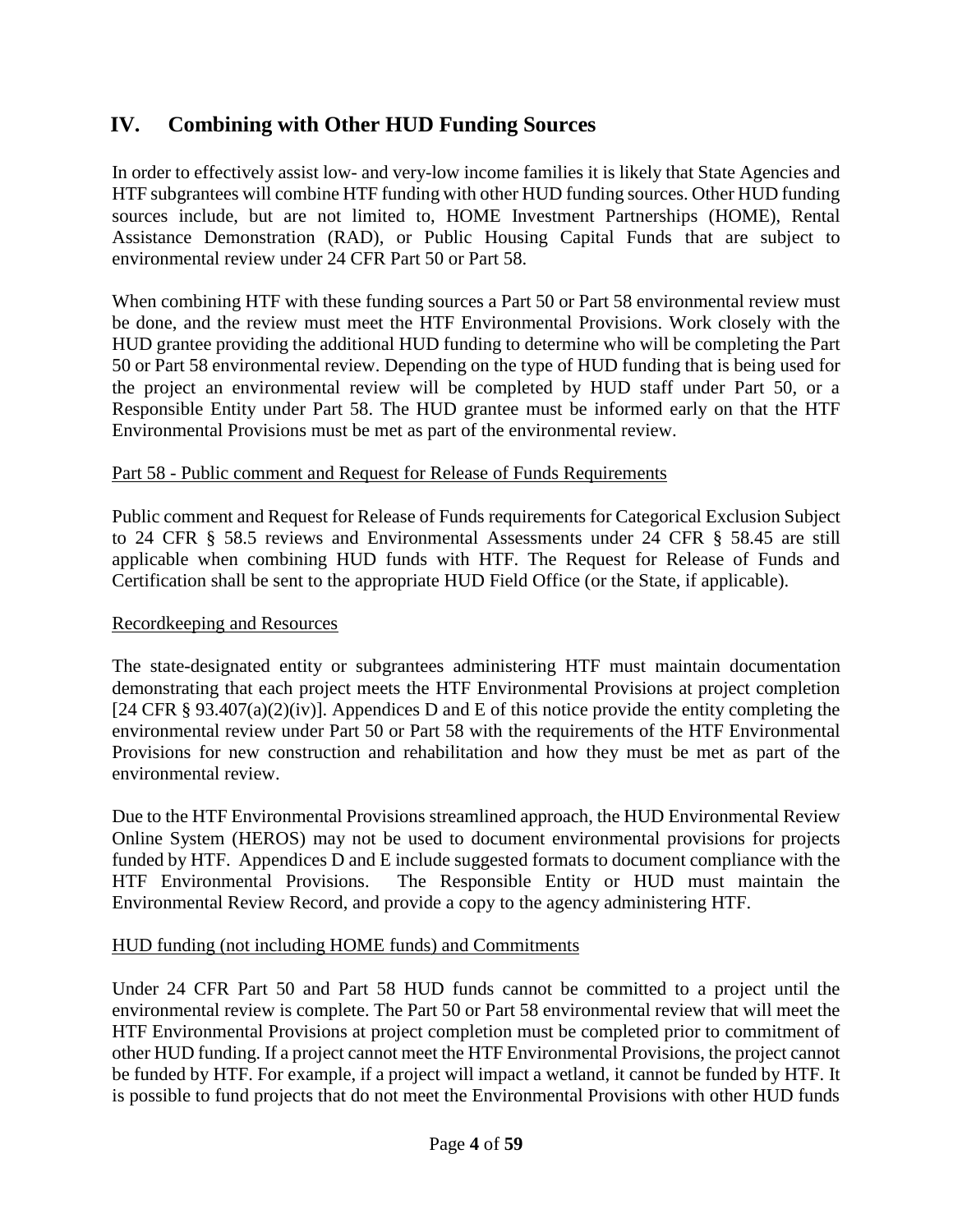## IV. Combining with Other HUD Funding Sources

In order to effectively assist low- and very-low income families it is likely that State Agencies and HTF subgrantees will combine HTF funding with other HUD funding sources. Other HUD funding sources include, but are not limited to, HOME Investment Partnerships (HOME), Rental Assistance Demonstration (RAD), or Public Housing Capital Funds that are subject to environmental review under 24 CFR Part 50 or Part 58.

When combining HTF with these funding sources a Part 50 or Part 58 environmental review must be done, and the review must meet the HTF Environmental Provisions. Work closely with the HUD grantee providing the additional HUD funding to determine who will be completing the Part 50 or Part 58 environmental review. Depending on the type of HUD funding that is being used for the project an environmental review will be completed by HUD staff under Part 50, or a Responsible Entity under Part 58. The HUD grantee must be informed early on that the HTF Environmental Provisions must be met as part of the environmental review.

Part 58 - Public comment and Request for Release of Funds Requirements

Public comment and Request for Release of Funds requirements for Categorical Exclusion Subject to 24 CFR § 58.5 reviews and Environmental Assessments under 24 CFR § 58.45 are still applicable when combining HUD funds with HTF. The Request for Release of Funds and Certification shall be sent to the appropriate HUD Field Office (or the State, if applicable).

Recordkeeping and Resources

The state-designated entity or subgrantees administering HTF must maintain documentation demonstrating that each project meets the HTF Environmental Provisions at project completion [24 CFR § 93.407(a)(2)(iv)]. Appendices D and E of this notice provide the entity completing the environmental review under Part 50 or Part 58 with the requirements of the HTF Environmental Provisions for new construction and rehabilitation and how they must be met as part of the environmental review.

Due to the HTF Environmental Provisions streamlined approach, the HUD Environmental Review Online System (HEROS) may not be used to document environmental provisions for projects funded by HTF. Appendices D and E include suggested formats to document compliance with the HTF Environmental Provisions. The Responsible Entity or HUD must maintain the Environmental Review Record, and provide a copy to the agency administering HTF.

HUD funding (not including HOME funds) and Commitments

Under 24 CFR Part 50 and Part 58 HUD funds cannot be committed to a project until the environmental review is complete. The Part 50 or Part 58 environmental review that will meet the HTF Environmental Provisions at project completion must be completed prior to commitment of other HUD funding. If a project cannot meet the HTF Environmental Provisions, the project cannot be funded by HTF. For example, if a project will impact a wetland, it cannot be funded by HTF. It is possible to fund projects that do not meet the Environmental Provisions with other HUD funds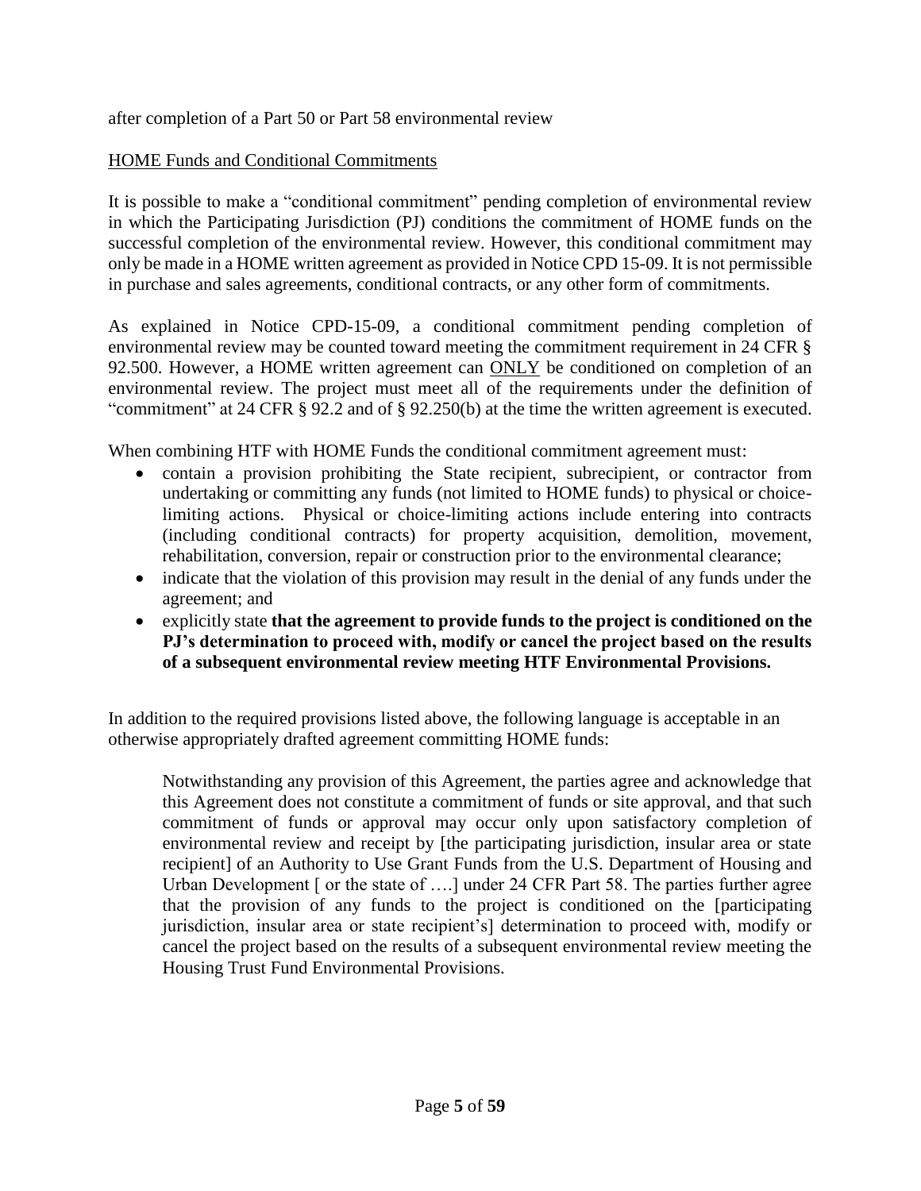after completion of a Part 50 or Part 58 environmental review

HOME Funds and Conditional Commitments

It is possible to make a "conditional commitment" pending completion of environmental review in which the Participating Jurisdiction (PJ) conditions the commitment of HOME funds on the successful completion of the environmental review. However, this conditional commitment may only be made in a HOME written agreement as provided in Notice CPD 15-09. It is not permissible in purchase and sales agreements, conditional contracts, or any other form of commitments.

As explained in Notice CPD-15-09, a conditional commitment pending completion of environmental review may be counted toward meeting the commitment requirement in 24 CFR § 92.500. However, a HOME written agreement can ONLY be conditioned on completion of an environmental review. The project must meet all of the requirements under the definition of "commitment" at 24 CFR § 92.2 and of § 92.250(b) at the time the written agreement is executed.

When combining HTF with HOME Funds the conditional commitment agreement must:

- contain a provision prohibiting the State recipient, subrecipient, or contractor from undertaking or committing any funds (not limited to HOME funds) to physical or choice-limiting actions. Physical or choice-limiting actions include entering into contracts (including conditional contracts) for property acquisition, demolition, movement, rehabilitation, conversion, repair or construction prior to the environmental clearance;
- indicate that the violation of this provision may result in the denial of any funds under the agreement; and
- explicitly state **that the agreement to provide funds to the project is conditioned on the PJ's determination to proceed with, modify or cancel the project based on the results of a subsequent environmental review meeting HTF Environmental Provisions.**

In addition to the required provisions listed above, the following language is acceptable in an otherwise appropriately drafted agreement committing HOME funds:

> Notwithstanding any provision of this Agreement, the parties agree and acknowledge that this Agreement does not constitute a commitment of funds or site approval, and that such commitment of funds or approval may occur only upon satisfactory completion of environmental review and receipt by [the participating jurisdiction, insular area or state recipient] of an Authority to Use Grant Funds from the U.S. Department of Housing and Urban Development [ or the state of ….] under 24 CFR Part 58. The parties further agree that the provision of any funds to the project is conditioned on the [participating jurisdiction, insular area or state recipient's] determination to proceed with, modify or cancel the project based on the results of a subsequent environmental review meeting the Housing Trust Fund Environmental Provisions.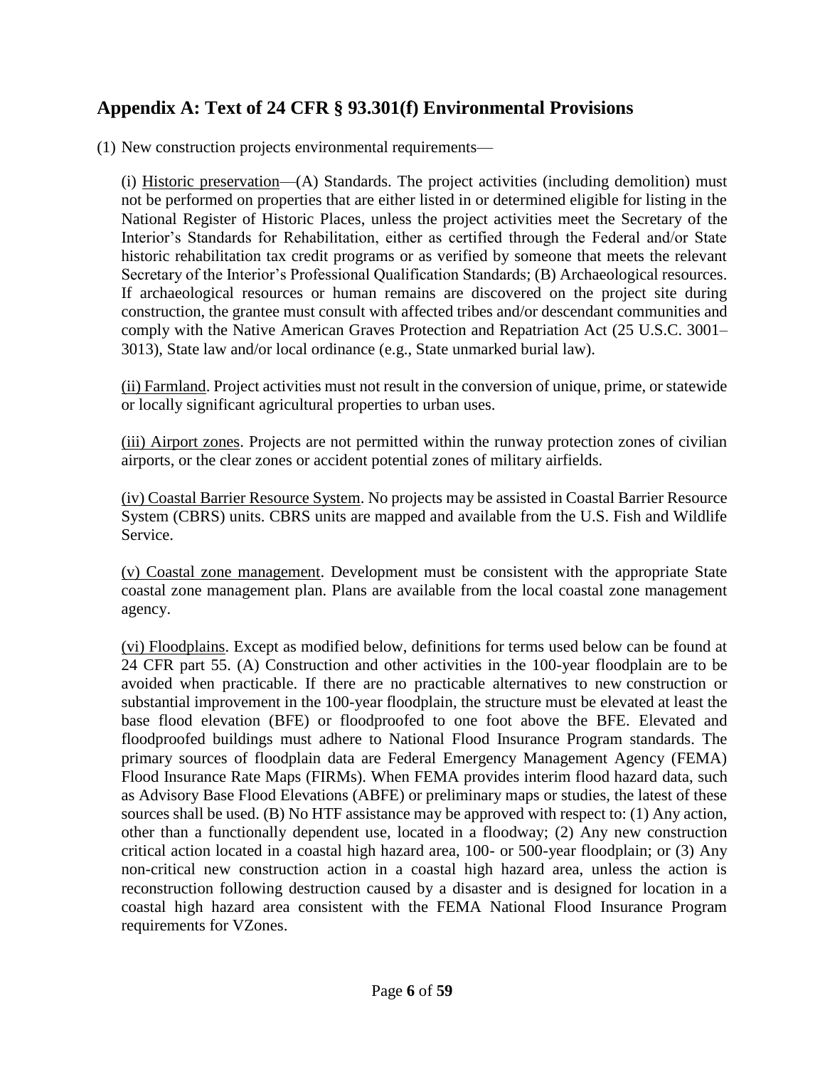## Appendix A: Text of 24 CFR § 93.301(f) Environmental Provisions

(1) New construction projects environmental requirements—

(i) Historic preservation—(A) Standards. The project activities (including demolition) must not be performed on properties that are either listed in or determined eligible for listing in the National Register of Historic Places, unless the project activities meet the Secretary of the Interior's Standards for Rehabilitation, either as certified through the Federal and/or State historic rehabilitation tax credit programs or as verified by someone that meets the relevant Secretary of the Interior's Professional Qualification Standards; (B) Archaeological resources. If archaeological resources or human remains are discovered on the project site during construction, the grantee must consult with affected tribes and/or descendant communities and comply with the Native American Graves Protection and Repatriation Act (25 U.S.C. 3001–3013), State law and/or local ordinance (e.g., State unmarked burial law).

(ii) Farmland. Project activities must not result in the conversion of unique, prime, or statewide or locally significant agricultural properties to urban uses.

(iii) Airport zones. Projects are not permitted within the runway protection zones of civilian airports, or the clear zones or accident potential zones of military airfields.

(iv) Coastal Barrier Resource System. No projects may be assisted in Coastal Barrier Resource System (CBRS) units. CBRS units are mapped and available from the U.S. Fish and Wildlife Service.

(v) Coastal zone management. Development must be consistent with the appropriate State coastal zone management plan. Plans are available from the local coastal zone management agency.

(vi) Floodplains. Except as modified below, definitions for terms used below can be found at 24 CFR part 55. (A) Construction and other activities in the 100-year floodplain are to be avoided when practicable. If there are no practicable alternatives to new construction or substantial improvement in the 100-year floodplain, the structure must be elevated at least the base flood elevation (BFE) or floodproofed to one foot above the BFE. Elevated and floodproofed buildings must adhere to National Flood Insurance Program standards. The primary sources of floodplain data are Federal Emergency Management Agency (FEMA) Flood Insurance Rate Maps (FIRMs). When FEMA provides interim flood hazard data, such as Advisory Base Flood Elevations (ABFE) or preliminary maps or studies, the latest of these sources shall be used. (B) No HTF assistance may be approved with respect to: (1) Any action, other than a functionally dependent use, located in a floodway; (2) Any new construction critical action located in a coastal high hazard area, 100- or 500-year floodplain; or (3) Any non-critical new construction action in a coastal high hazard area, unless the action is reconstruction following destruction caused by a disaster and is designed for location in a coastal high hazard area consistent with the FEMA National Flood Insurance Program requirements for VZones.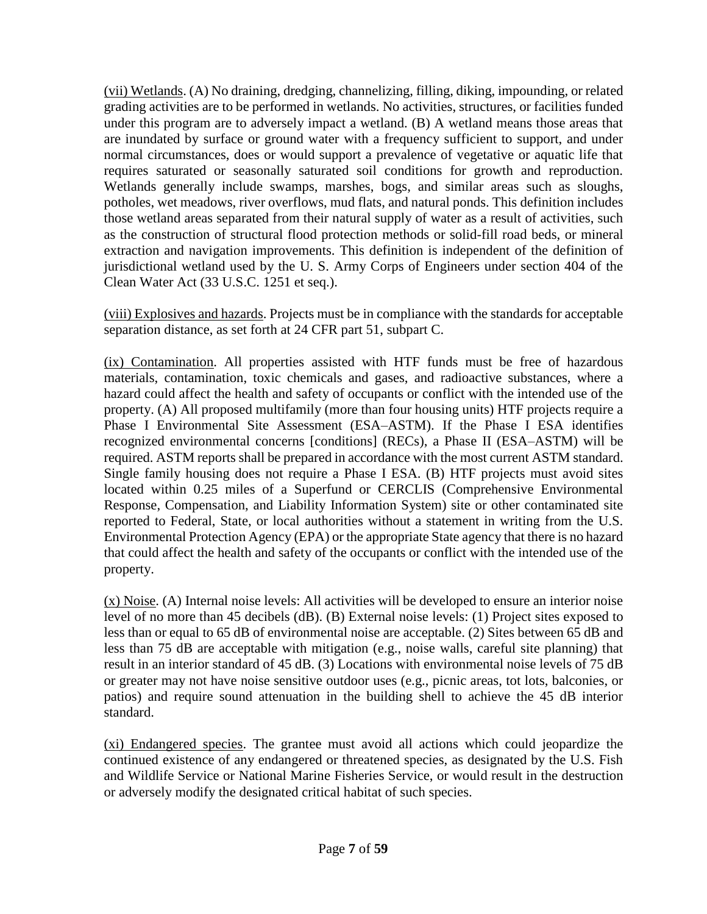<u>(vii) Wetlands</u>. (A) No draining, dredging, channelizing, filling, diking, impounding, or related grading activities are to be performed in wetlands. No activities, structures, or facilities funded under this program are to adversely impact a wetland. (B) A wetland means those areas that are inundated by surface or ground water with a frequency sufficient to support, and under normal circumstances, does or would support a prevalence of vegetative or aquatic life that requires saturated or seasonally saturated soil conditions for growth and reproduction. Wetlands generally include swamps, marshes, bogs, and similar areas such as sloughs, potholes, wet meadows, river overflows, mud flats, and natural ponds. This definition includes those wetland areas separated from their natural supply of water as a result of activities, such as the construction of structural flood protection methods or solid-fill road beds, or mineral extraction and navigation improvements. This definition is independent of the definition of jurisdictional wetland used by the U. S. Army Corps of Engineers under section 404 of the Clean Water Act (33 U.S.C. 1251 et seq.).

<u>(viii) Explosives and hazards</u>. Projects must be in compliance with the standards for acceptable separation distance, as set forth at 24 CFR part 51, subpart C.

<u>(ix) Contamination</u>. All properties assisted with HTF funds must be free of hazardous materials, contamination, toxic chemicals and gases, and radioactive substances, where a hazard could affect the health and safety of occupants or conflict with the intended use of the property. (A) All proposed multifamily (more than four housing units) HTF projects require a Phase I Environmental Site Assessment (ESA–ASTM). If the Phase I ESA identifies recognized environmental concerns [conditions] (RECs), a Phase II (ESA–ASTM) will be required. ASTM reports shall be prepared in accordance with the most current ASTM standard. Single family housing does not require a Phase I ESA. (B) HTF projects must avoid sites located within 0.25 miles of a Superfund or CERCLIS (Comprehensive Environmental Response, Compensation, and Liability Information System) site or other contaminated site reported to Federal, State, or local authorities without a statement in writing from the U.S. Environmental Protection Agency (EPA) or the appropriate State agency that there is no hazard that could affect the health and safety of the occupants or conflict with the intended use of the property.

<u>(x) Noise</u>. (A) Internal noise levels: All activities will be developed to ensure an interior noise level of no more than 45 decibels (dB). (B) External noise levels: (1) Project sites exposed to less than or equal to 65 dB of environmental noise are acceptable. (2) Sites between 65 dB and less than 75 dB are acceptable with mitigation (e.g., noise walls, careful site planning) that result in an interior standard of 45 dB. (3) Locations with environmental noise levels of 75 dB or greater may not have noise sensitive outdoor uses (e.g., picnic areas, tot lots, balconies, or patios) and require sound attenuation in the building shell to achieve the 45 dB interior standard.

<u>(xi) Endangered species</u>. The grantee must avoid all actions which could jeopardize the continued existence of any endangered or threatened species, as designated by the U.S. Fish and Wildlife Service or National Marine Fisheries Service, or would result in the destruction or adversely modify the designated critical habitat of such species.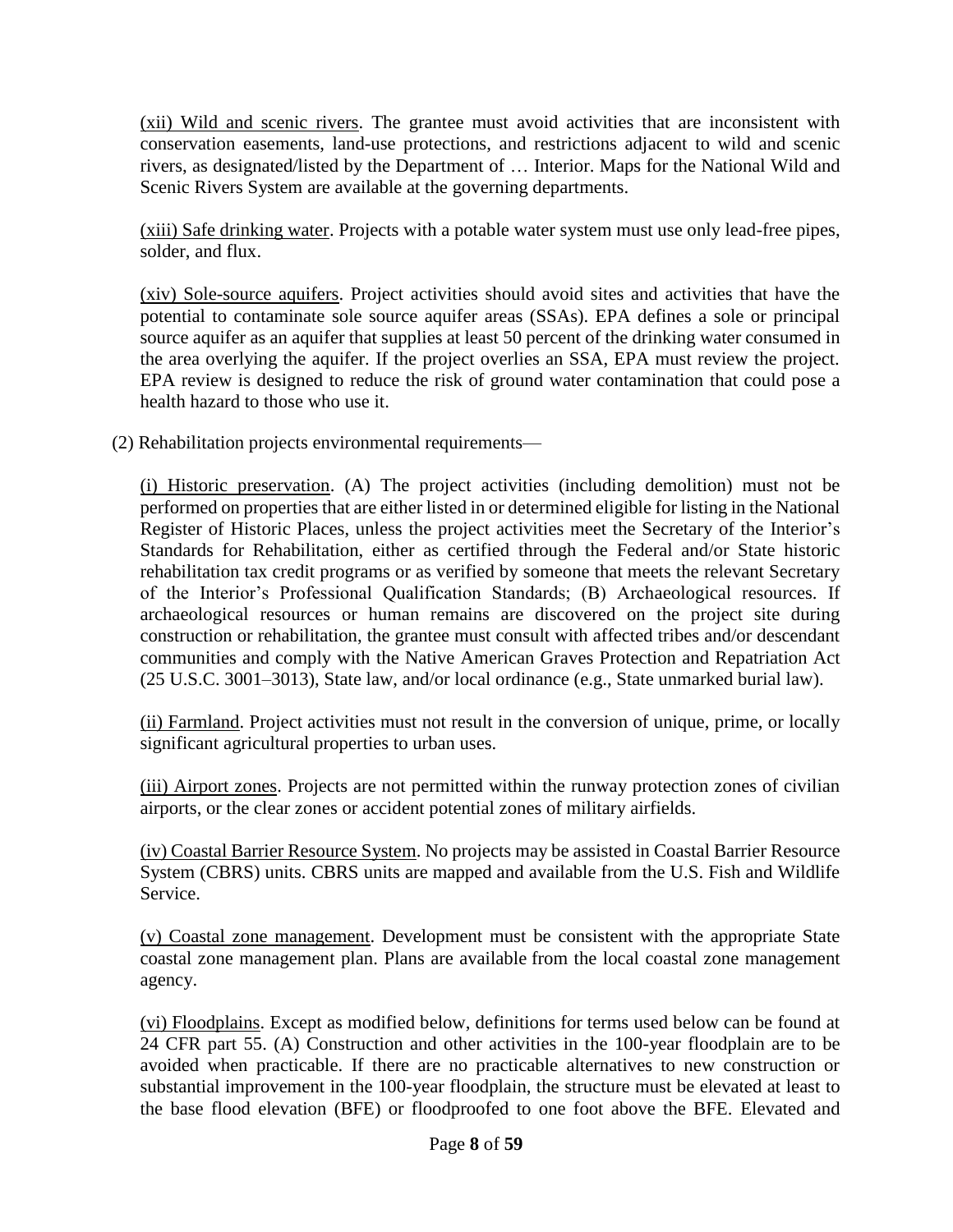(xii) Wild and scenic rivers. The grantee must avoid activities that are inconsistent with conservation easements, land-use protections, and restrictions adjacent to wild and scenic rivers, as designated/listed by the Department of … Interior. Maps for the National Wild and Scenic Rivers System are available at the governing departments.

(xiii) Safe drinking water. Projects with a potable water system must use only lead-free pipes, solder, and flux.

(xiv) Sole-source aquifers. Project activities should avoid sites and activities that have the potential to contaminate sole source aquifer areas (SSAs). EPA defines a sole or principal source aquifer as an aquifer that supplies at least 50 percent of the drinking water consumed in the area overlying the aquifer. If the project overlies an SSA, EPA must review the project. EPA review is designed to reduce the risk of ground water contamination that could pose a health hazard to those who use it.

(2) Rehabilitation projects environmental requirements—

(i) Historic preservation. (A) The project activities (including demolition) must not be performed on properties that are either listed in or determined eligible for listing in the National Register of Historic Places, unless the project activities meet the Secretary of the Interior's Standards for Rehabilitation, either as certified through the Federal and/or State historic rehabilitation tax credit programs or as verified by someone that meets the relevant Secretary of the Interior's Professional Qualification Standards; (B) Archaeological resources. If archaeological resources or human remains are discovered on the project site during construction or rehabilitation, the grantee must consult with affected tribes and/or descendant communities and comply with the Native American Graves Protection and Repatriation Act (25 U.S.C. 3001–3013), State law, and/or local ordinance (e.g., State unmarked burial law).

(ii) Farmland. Project activities must not result in the conversion of unique, prime, or locally significant agricultural properties to urban uses.

(iii) Airport zones. Projects are not permitted within the runway protection zones of civilian airports, or the clear zones or accident potential zones of military airfields.

(iv) Coastal Barrier Resource System. No projects may be assisted in Coastal Barrier Resource System (CBRS) units. CBRS units are mapped and available from the U.S. Fish and Wildlife Service.

(v) Coastal zone management. Development must be consistent with the appropriate State coastal zone management plan. Plans are available from the local coastal zone management agency.

(vi) Floodplains. Except as modified below, definitions for terms used below can be found at 24 CFR part 55. (A) Construction and other activities in the 100-year floodplain are to be avoided when practicable. If there are no practicable alternatives to new construction or substantial improvement in the 100-year floodplain, the structure must be elevated at least to the base flood elevation (BFE) or floodproofed to one foot above the BFE. Elevated and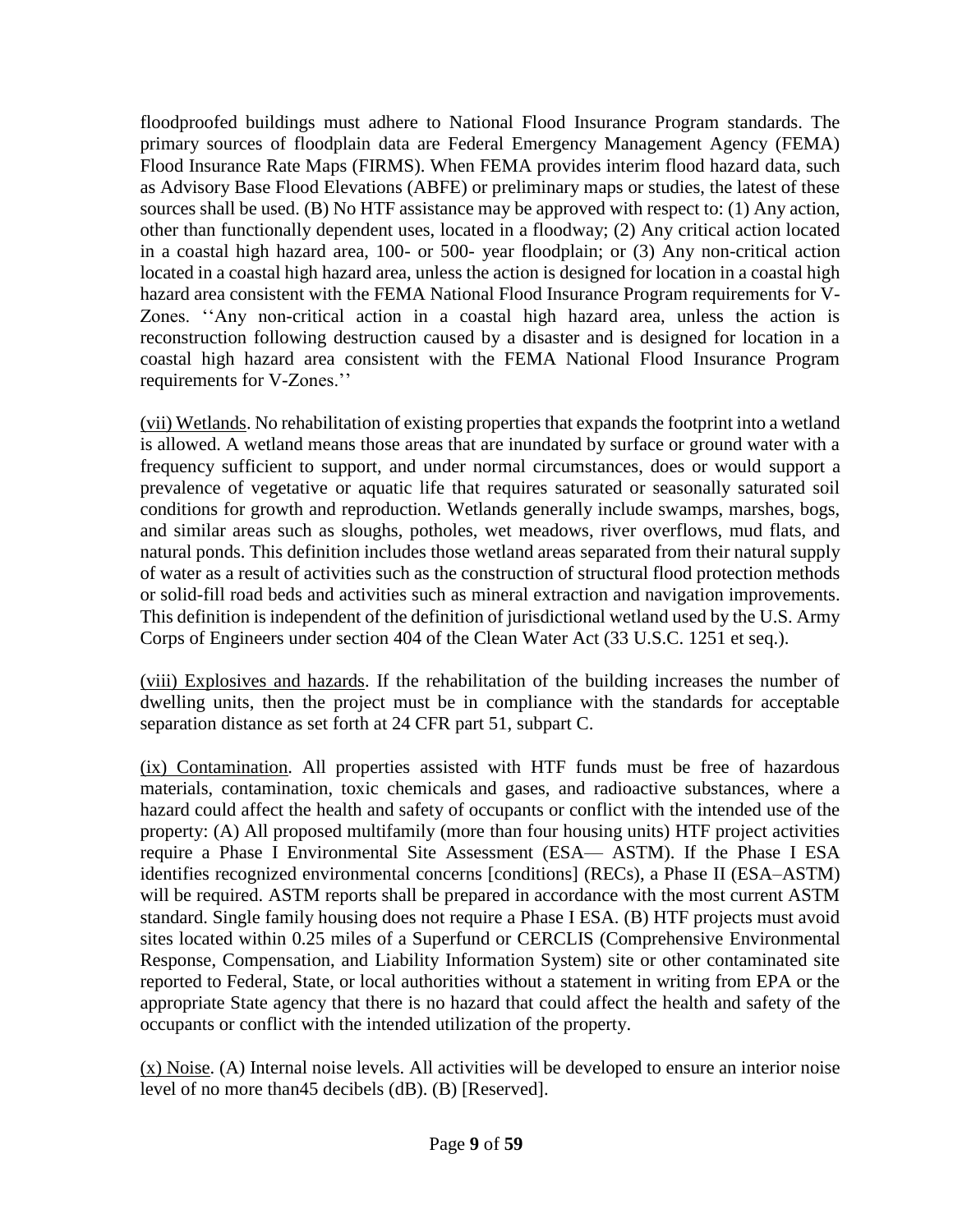floodproofed buildings must adhere to National Flood Insurance Program standards. The primary sources of floodplain data are Federal Emergency Management Agency (FEMA) Flood Insurance Rate Maps (FIRMS). When FEMA provides interim flood hazard data, such as Advisory Base Flood Elevations (ABFE) or preliminary maps or studies, the latest of these sources shall be used. (B) No HTF assistance may be approved with respect to: (1) Any action, other than functionally dependent uses, located in a floodway; (2) Any critical action located in a coastal high hazard area, 100- or 500- year floodplain; or (3) Any non-critical action located in a coastal high hazard area, unless the action is designed for location in a coastal high hazard area consistent with the FEMA National Flood Insurance Program requirements for V-Zones. ''Any non-critical action in a coastal high hazard area, unless the action is reconstruction following destruction caused by a disaster and is designed for location in a coastal high hazard area consistent with the FEMA National Flood Insurance Program requirements for V-Zones.''

<u>(vii) Wetlands</u>. No rehabilitation of existing properties that expands the footprint into a wetland is allowed. A wetland means those areas that are inundated by surface or ground water with a frequency sufficient to support, and under normal circumstances, does or would support a prevalence of vegetative or aquatic life that requires saturated or seasonally saturated soil conditions for growth and reproduction. Wetlands generally include swamps, marshes, bogs, and similar areas such as sloughs, potholes, wet meadows, river overflows, mud flats, and natural ponds. This definition includes those wetland areas separated from their natural supply of water as a result of activities such as the construction of structural flood protection methods or solid-fill road beds and activities such as mineral extraction and navigation improvements. This definition is independent of the definition of jurisdictional wetland used by the U.S. Army Corps of Engineers under section 404 of the Clean Water Act (33 U.S.C. 1251 et seq.).

<u>(viii) Explosives and hazards</u>. If the rehabilitation of the building increases the number of dwelling units, then the project must be in compliance with the standards for acceptable separation distance as set forth at 24 CFR part 51, subpart C.

<u>(ix) Contamination</u>. All properties assisted with HTF funds must be free of hazardous materials, contamination, toxic chemicals and gases, and radioactive substances, where a hazard could affect the health and safety of occupants or conflict with the intended use of the property: (A) All proposed multifamily (more than four housing units) HTF project activities require a Phase I Environmental Site Assessment (ESA— ASTM). If the Phase I ESA identifies recognized environmental concerns [conditions] (RECs), a Phase II (ESA–ASTM) will be required. ASTM reports shall be prepared in accordance with the most current ASTM standard. Single family housing does not require a Phase I ESA. (B) HTF projects must avoid sites located within 0.25 miles of a Superfund or CERCLIS (Comprehensive Environmental Response, Compensation, and Liability Information System) site or other contaminated site reported to Federal, State, or local authorities without a statement in writing from EPA or the appropriate State agency that there is no hazard that could affect the health and safety of the occupants or conflict with the intended utilization of the property.

<u>(x) Noise</u>. (A) Internal noise levels. All activities will be developed to ensure an interior noise level of no more than45 decibels (dB). (B) [Reserved].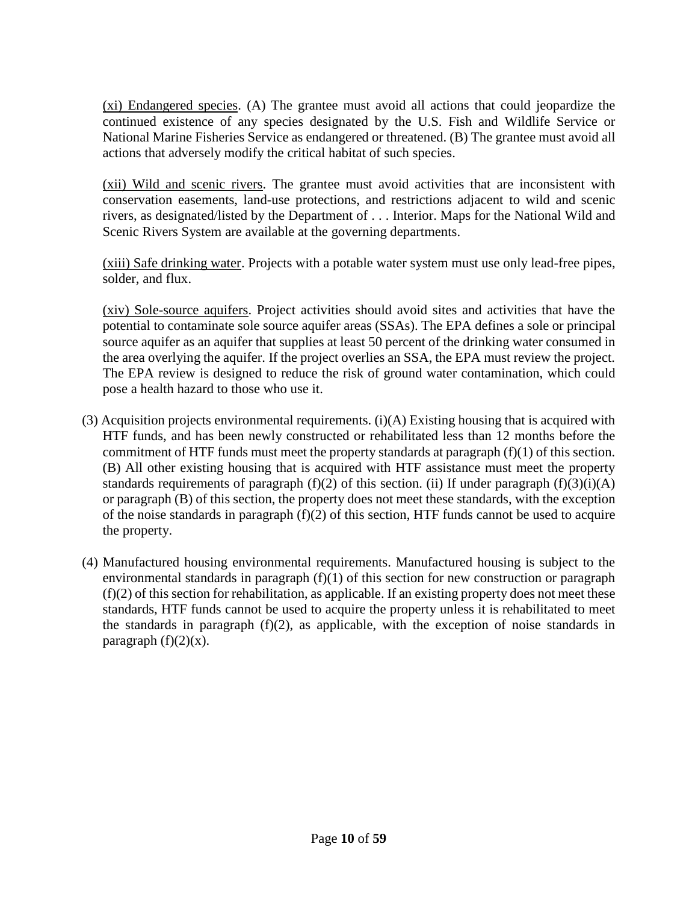<u>(xi) Endangered species</u>. (A) The grantee must avoid all actions that could jeopardize the continued existence of any species designated by the U.S. Fish and Wildlife Service or National Marine Fisheries Service as endangered or threatened. (B) The grantee must avoid all actions that adversely modify the critical habitat of such species.

<u>(xii) Wild and scenic rivers</u>. The grantee must avoid activities that are inconsistent with conservation easements, land-use protections, and restrictions adjacent to wild and scenic rivers, as designated/listed by the Department of . . . Interior. Maps for the National Wild and Scenic Rivers System are available at the governing departments.

<u>(xiii) Safe drinking water</u>. Projects with a potable water system must use only lead-free pipes, solder, and flux.

<u>(xiv) Sole-source aquifers</u>. Project activities should avoid sites and activities that have the potential to contaminate sole source aquifer areas (SSAs). The EPA defines a sole or principal source aquifer as an aquifer that supplies at least 50 percent of the drinking water consumed in the area overlying the aquifer. If the project overlies an SSA, the EPA must review the project. The EPA review is designed to reduce the risk of ground water contamination, which could pose a health hazard to those who use it.

(3) Acquisition projects environmental requirements. (i)(A) Existing housing that is acquired with HTF funds, and has been newly constructed or rehabilitated less than 12 months before the commitment of HTF funds must meet the property standards at paragraph (f)(1) of this section. (B) All other existing housing that is acquired with HTF assistance must meet the property standards requirements of paragraph (f)(2) of this section. (ii) If under paragraph (f)(3)(i)(A) or paragraph (B) of this section, the property does not meet these standards, with the exception of the noise standards in paragraph (f)(2) of this section, HTF funds cannot be used to acquire the property.

(4) Manufactured housing environmental requirements. Manufactured housing is subject to the environmental standards in paragraph (f)(1) of this section for new construction or paragraph (f)(2) of this section for rehabilitation, as applicable. If an existing property does not meet these standards, HTF funds cannot be used to acquire the property unless it is rehabilitated to meet the standards in paragraph (f)(2), as applicable, with the exception of noise standards in paragraph (f)(2)(x).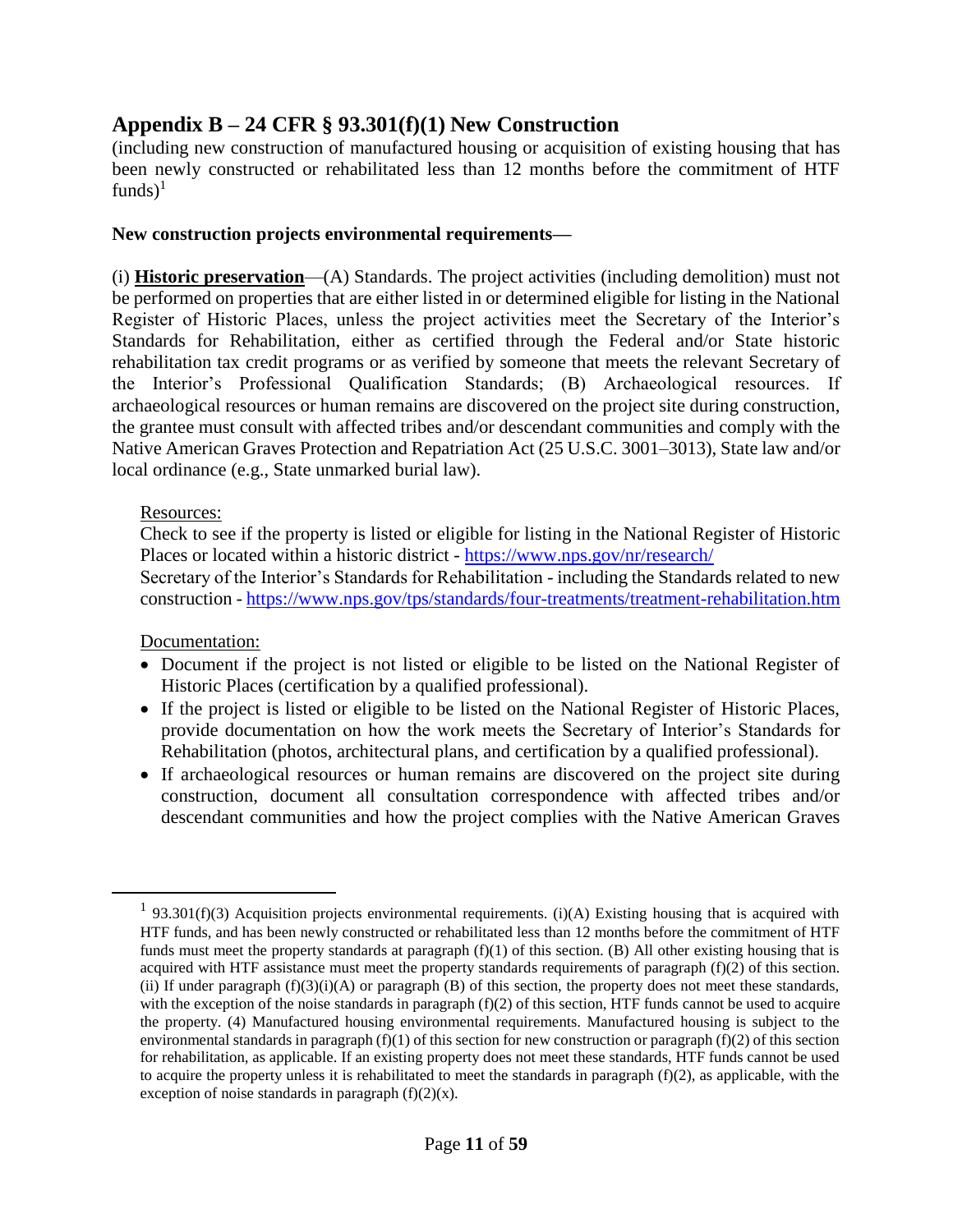## Appendix B – 24 CFR § 93.301(f)(1) New Construction

(including new construction of manufactured housing or acquisition of existing housing that has been newly constructed or rehabilitated less than 12 months before the commitment of HTF funds)[1]

**New construction projects environmental requirements—**

(i) **Historic preservation**—(A) Standards. The project activities (including demolition) must not be performed on properties that are either listed in or determined eligible for listing in the National Register of Historic Places, unless the project activities meet the Secretary of the Interior's Standards for Rehabilitation, either as certified through the Federal and/or State historic rehabilitation tax credit programs or as verified by someone that meets the relevant Secretary of the Interior's Professional Qualification Standards; (B) Archaeological resources. If archaeological resources or human remains are discovered on the project site during construction, the grantee must consult with affected tribes and/or descendant communities and comply with the Native American Graves Protection and Repatriation Act (25 U.S.C. 3001–3013), State law and/or local ordinance (e.g., State unmarked burial law).

Resources:
Check to see if the property is listed or eligible for listing in the National Register of Historic Places or located within a historic district - https://www.nps.gov/nr/research/
Secretary of the Interior's Standards for Rehabilitation - including the Standards related to new construction - https://www.nps.gov/tps/standards/four-treatments/treatment-rehabilitation.htm

Documentation:

- Document if the project is not listed or eligible to be listed on the National Register of Historic Places (certification by a qualified professional).
- If the project is listed or eligible to be listed on the National Register of Historic Places, provide documentation on how the work meets the Secretary of Interior's Standards for Rehabilitation (photos, architectural plans, and certification by a qualified professional).
- If archaeological resources or human remains are discovered on the project site during construction, document all consultation correspondence with affected tribes and/or descendant communities and how the project complies with the Native American Graves

---

[1] 93.301(f)(3) Acquisition projects environmental requirements. (i)(A) Existing housing that is acquired with HTF funds, and has been newly constructed or rehabilitated less than 12 months before the commitment of HTF funds must meet the property standards at paragraph (f)(1) of this section. (B) All other existing housing that is acquired with HTF assistance must meet the property standards requirements of paragraph (f)(2) of this section. (ii) If under paragraph (f)(3)(i)(A) or paragraph (B) of this section, the property does not meet these standards, with the exception of the noise standards in paragraph (f)(2) of this section, HTF funds cannot be used to acquire the property. (4) Manufactured housing environmental requirements. Manufactured housing is subject to the environmental standards in paragraph (f)(1) of this section for new construction or paragraph (f)(2) of this section for rehabilitation, as applicable. If an existing property does not meet these standards, HTF funds cannot be used to acquire the property unless it is rehabilitated to meet the standards in paragraph (f)(2), as applicable, with the exception of noise standards in paragraph (f)(2)(x).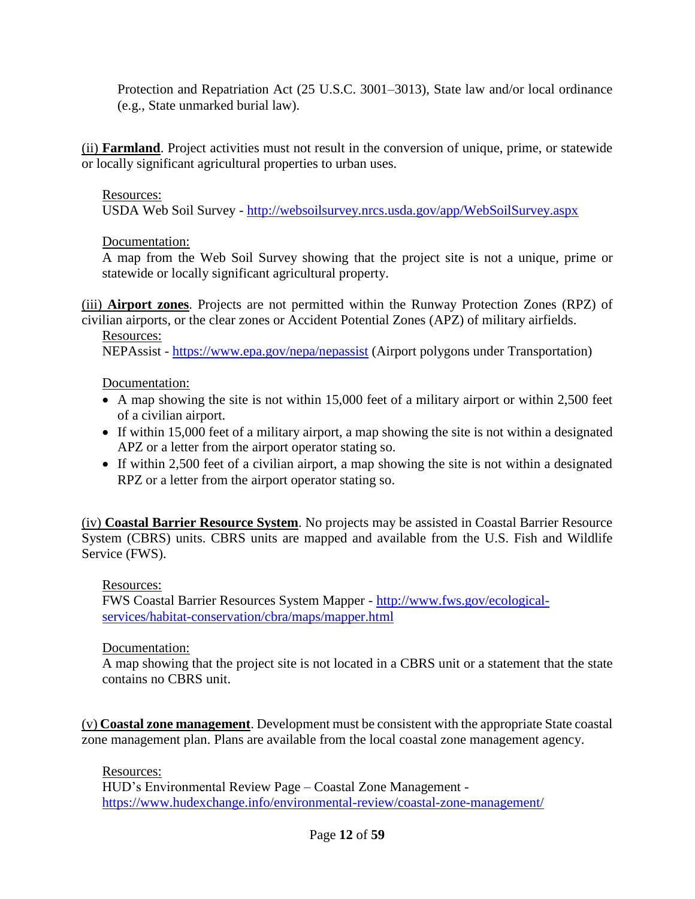Protection and Repatriation Act (25 U.S.C. 3001–3013), State law and/or local ordinance (e.g., State unmarked burial law).

(ii) **Farmland**. Project activities must not result in the conversion of unique, prime, or statewide or locally significant agricultural properties to urban uses.

Resources:
USDA Web Soil Survey - http://websoilsurvey.nrcs.usda.gov/app/WebSoilSurvey.aspx

Documentation:
A map from the Web Soil Survey showing that the project site is not a unique, prime or statewide or locally significant agricultural property.

(iii) **Airport zones**. Projects are not permitted within the Runway Protection Zones (RPZ) of civilian airports, or the clear zones or Accident Potential Zones (APZ) of military airfields.

Resources:
NEPAssist - https://www.epa.gov/nepa/nepassist (Airport polygons under Transportation)

Documentation:

- A map showing the site is not within 15,000 feet of a military airport or within 2,500 feet of a civilian airport.
- If within 15,000 feet of a military airport, a map showing the site is not within a designated APZ or a letter from the airport operator stating so.
- If within 2,500 feet of a civilian airport, a map showing the site is not within a designated RPZ or a letter from the airport operator stating so.

(iv) **Coastal Barrier Resource System**. No projects may be assisted in Coastal Barrier Resource System (CBRS) units. CBRS units are mapped and available from the U.S. Fish and Wildlife Service (FWS).

Resources:
FWS Coastal Barrier Resources System Mapper - http://www.fws.gov/ecological-services/habitat-conservation/cbra/maps/mapper.html

Documentation:
A map showing that the project site is not located in a CBRS unit or a statement that the state contains no CBRS unit.

(v) **Coastal zone management**. Development must be consistent with the appropriate State coastal zone management plan. Plans are available from the local coastal zone management agency.

Resources:
HUD's Environmental Review Page – Coastal Zone Management - https://www.hudexchange.info/environmental-review/coastal-zone-management/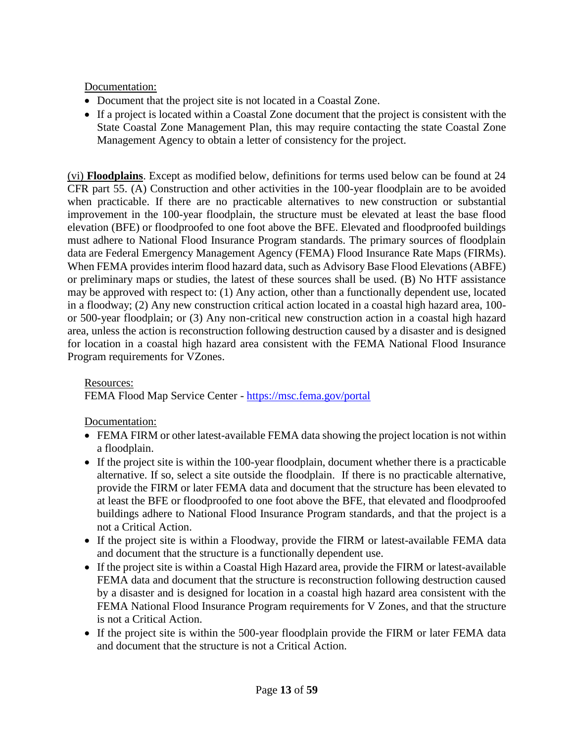Documentation:

- Document that the project site is not located in a Coastal Zone.
- If a project is located within a Coastal Zone document that the project is consistent with the State Coastal Zone Management Plan, this may require contacting the state Coastal Zone Management Agency to obtain a letter of consistency for the project.

(vi) **Floodplains**. Except as modified below, definitions for terms used below can be found at 24 CFR part 55. (A) Construction and other activities in the 100-year floodplain are to be avoided when practicable. If there are no practicable alternatives to new construction or substantial improvement in the 100-year floodplain, the structure must be elevated at least the base flood elevation (BFE) or floodproofed to one foot above the BFE. Elevated and floodproofed buildings must adhere to National Flood Insurance Program standards. The primary sources of floodplain data are Federal Emergency Management Agency (FEMA) Flood Insurance Rate Maps (FIRMs). When FEMA provides interim flood hazard data, such as Advisory Base Flood Elevations (ABFE) or preliminary maps or studies, the latest of these sources shall be used. (B) No HTF assistance may be approved with respect to: (1) Any action, other than a functionally dependent use, located in a floodway; (2) Any new construction critical action located in a coastal high hazard area, 100- or 500-year floodplain; or (3) Any non-critical new construction action in a coastal high hazard area, unless the action is reconstruction following destruction caused by a disaster and is designed for location in a coastal high hazard area consistent with the FEMA National Flood Insurance Program requirements for VZones.

Resources:
FEMA Flood Map Service Center - https://msc.fema.gov/portal

Documentation:

- FEMA FIRM or other latest-available FEMA data showing the project location is not within a floodplain.
- If the project site is within the 100-year floodplain, document whether there is a practicable alternative. If so, select a site outside the floodplain. If there is no practicable alternative, provide the FIRM or later FEMA data and document that the structure has been elevated to at least the BFE or floodproofed to one foot above the BFE, that elevated and floodproofed buildings adhere to National Flood Insurance Program standards, and that the project is a not a Critical Action.
- If the project site is within a Floodway, provide the FIRM or latest-available FEMA data and document that the structure is a functionally dependent use.
- If the project site is within a Coastal High Hazard area, provide the FIRM or latest-available FEMA data and document that the structure is reconstruction following destruction caused by a disaster and is designed for location in a coastal high hazard area consistent with the FEMA National Flood Insurance Program requirements for V Zones, and that the structure is not a Critical Action.
- If the project site is within the 500-year floodplain provide the FIRM or later FEMA data and document that the structure is not a Critical Action.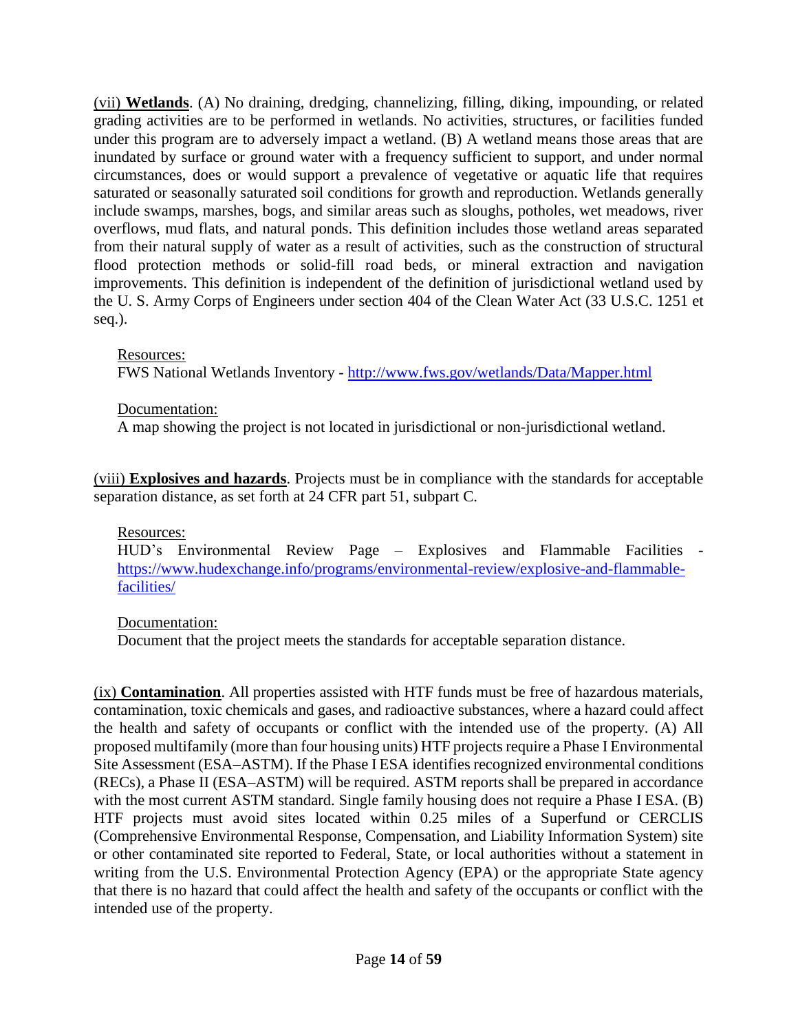(vii) **Wetlands**. (A) No draining, dredging, channelizing, filling, diking, impounding, or related grading activities are to be performed in wetlands. No activities, structures, or facilities funded under this program are to adversely impact a wetland. (B) A wetland means those areas that are inundated by surface or ground water with a frequency sufficient to support, and under normal circumstances, does or would support a prevalence of vegetative or aquatic life that requires saturated or seasonally saturated soil conditions for growth and reproduction. Wetlands generally include swamps, marshes, bogs, and similar areas such as sloughs, potholes, wet meadows, river overflows, mud flats, and natural ponds. This definition includes those wetland areas separated from their natural supply of water as a result of activities, such as the construction of structural flood protection methods or solid-fill road beds, or mineral extraction and navigation improvements. This definition is independent of the definition of jurisdictional wetland used by the U. S. Army Corps of Engineers under section 404 of the Clean Water Act (33 U.S.C. 1251 et seq.).

Resources:
FWS National Wetlands Inventory - http://www.fws.gov/wetlands/Data/Mapper.html

Documentation:
A map showing the project is not located in jurisdictional or non-jurisdictional wetland.

(viii) **Explosives and hazards**. Projects must be in compliance with the standards for acceptable separation distance, as set forth at 24 CFR part 51, subpart C.

Resources:
HUD's Environmental Review Page – Explosives and Flammable Facilities - https://www.hudexchange.info/programs/environmental-review/explosive-and-flammable-facilities/

Documentation:
Document that the project meets the standards for acceptable separation distance.

(ix) **Contamination**. All properties assisted with HTF funds must be free of hazardous materials, contamination, toxic chemicals and gases, and radioactive substances, where a hazard could affect the health and safety of occupants or conflict with the intended use of the property. (A) All proposed multifamily (more than four housing units) HTF projects require a Phase I Environmental Site Assessment (ESA–ASTM). If the Phase I ESA identifies recognized environmental conditions (RECs), a Phase II (ESA–ASTM) will be required. ASTM reports shall be prepared in accordance with the most current ASTM standard. Single family housing does not require a Phase I ESA. (B) HTF projects must avoid sites located within 0.25 miles of a Superfund or CERCLIS (Comprehensive Environmental Response, Compensation, and Liability Information System) site or other contaminated site reported to Federal, State, or local authorities without a statement in writing from the U.S. Environmental Protection Agency (EPA) or the appropriate State agency that there is no hazard that could affect the health and safety of the occupants or conflict with the intended use of the property.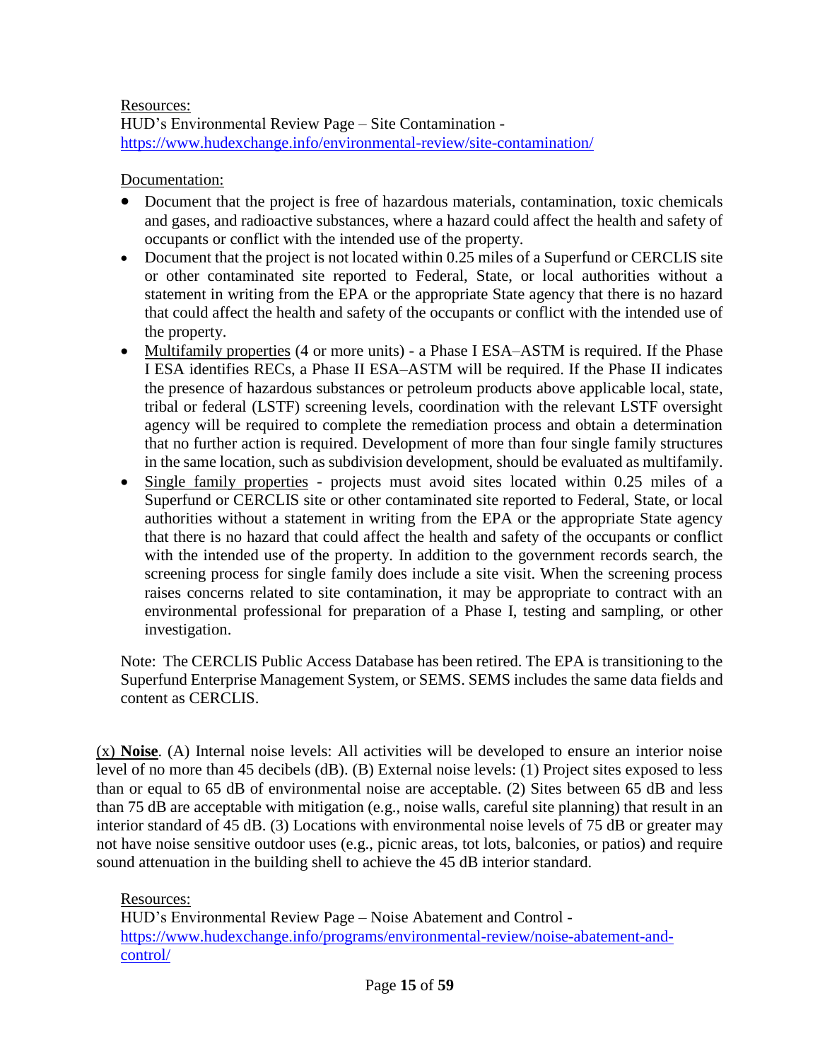Resources:
HUD's Environmental Review Page – Site Contamination - https://www.hudexchange.info/environmental-review/site-contamination/

Documentation:

- Document that the project is free of hazardous materials, contamination, toxic chemicals and gases, and radioactive substances, where a hazard could affect the health and safety of occupants or conflict with the intended use of the property.
- Document that the project is not located within 0.25 miles of a Superfund or CERCLIS site or other contaminated site reported to Federal, State, or local authorities without a statement in writing from the EPA or the appropriate State agency that there is no hazard that could affect the health and safety of the occupants or conflict with the intended use of the property.
- Multifamily properties (4 or more units) - a Phase I ESA–ASTM is required. If the Phase I ESA identifies RECs, a Phase II ESA–ASTM will be required. If the Phase II indicates the presence of hazardous substances or petroleum products above applicable local, state, tribal or federal (LSTF) screening levels, coordination with the relevant LSTF oversight agency will be required to complete the remediation process and obtain a determination that no further action is required. Development of more than four single family structures in the same location, such as subdivision development, should be evaluated as multifamily.
- Single family properties - projects must avoid sites located within 0.25 miles of a Superfund or CERCLIS site or other contaminated site reported to Federal, State, or local authorities without a statement in writing from the EPA or the appropriate State agency that there is no hazard that could affect the health and safety of the occupants or conflict with the intended use of the property. In addition to the government records search, the screening process for single family does include a site visit. When the screening process raises concerns related to site contamination, it may be appropriate to contract with an environmental professional for preparation of a Phase I, testing and sampling, or other investigation.

Note: The CERCLIS Public Access Database has been retired. The EPA is transitioning to the Superfund Enterprise Management System, or SEMS. SEMS includes the same data fields and content as CERCLIS.

(x) **Noise**. (A) Internal noise levels: All activities will be developed to ensure an interior noise level of no more than 45 decibels (dB). (B) External noise levels: (1) Project sites exposed to less than or equal to 65 dB of environmental noise are acceptable. (2) Sites between 65 dB and less than 75 dB are acceptable with mitigation (e.g., noise walls, careful site planning) that result in an interior standard of 45 dB. (3) Locations with environmental noise levels of 75 dB or greater may not have noise sensitive outdoor uses (e.g., picnic areas, tot lots, balconies, or patios) and require sound attenuation in the building shell to achieve the 45 dB interior standard.

Resources:
HUD's Environmental Review Page – Noise Abatement and Control - https://www.hudexchange.info/programs/environmental-review/noise-abatement-and-control/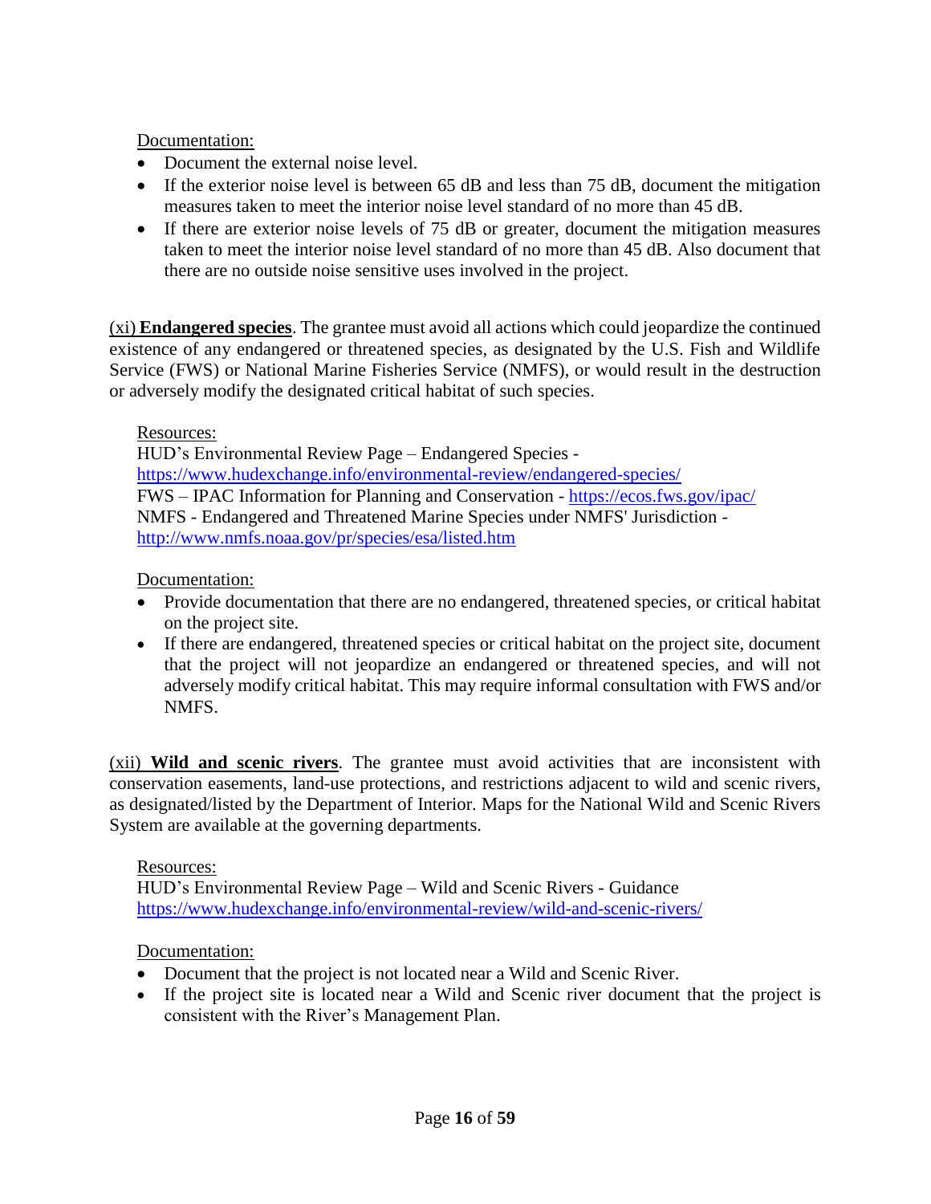Documentation:

- Document the external noise level.
- If the exterior noise level is between 65 dB and less than 75 dB, document the mitigation measures taken to meet the interior noise level standard of no more than 45 dB.
- If there are exterior noise levels of 75 dB or greater, document the mitigation measures taken to meet the interior noise level standard of no more than 45 dB. Also document that there are no outside noise sensitive uses involved in the project.

(xi) **Endangered species**. The grantee must avoid all actions which could jeopardize the continued existence of any endangered or threatened species, as designated by the U.S. Fish and Wildlife Service (FWS) or National Marine Fisheries Service (NMFS), or would result in the destruction or adversely modify the designated critical habitat of such species.

Resources:
HUD's Environmental Review Page – Endangered Species -
https://www.hudexchange.info/environmental-review/endangered-species/
FWS – IPAC Information for Planning and Conservation - https://ecos.fws.gov/ipac/
NMFS - Endangered and Threatened Marine Species under NMFS' Jurisdiction -
http://www.nmfs.noaa.gov/pr/species/esa/listed.htm

Documentation:

- Provide documentation that there are no endangered, threatened species, or critical habitat on the project site.
- If there are endangered, threatened species or critical habitat on the project site, document that the project will not jeopardize an endangered or threatened species, and will not adversely modify critical habitat. This may require informal consultation with FWS and/or NMFS.

(xii) **Wild and scenic rivers**. The grantee must avoid activities that are inconsistent with conservation easements, land-use protections, and restrictions adjacent to wild and scenic rivers, as designated/listed by the Department of Interior. Maps for the National Wild and Scenic Rivers System are available at the governing departments.

Resources:
HUD's Environmental Review Page – Wild and Scenic Rivers - Guidance
https://www.hudexchange.info/environmental-review/wild-and-scenic-rivers/

Documentation:

- Document that the project is not located near a Wild and Scenic River.
- If the project site is located near a Wild and Scenic river document that the project is consistent with the River's Management Plan.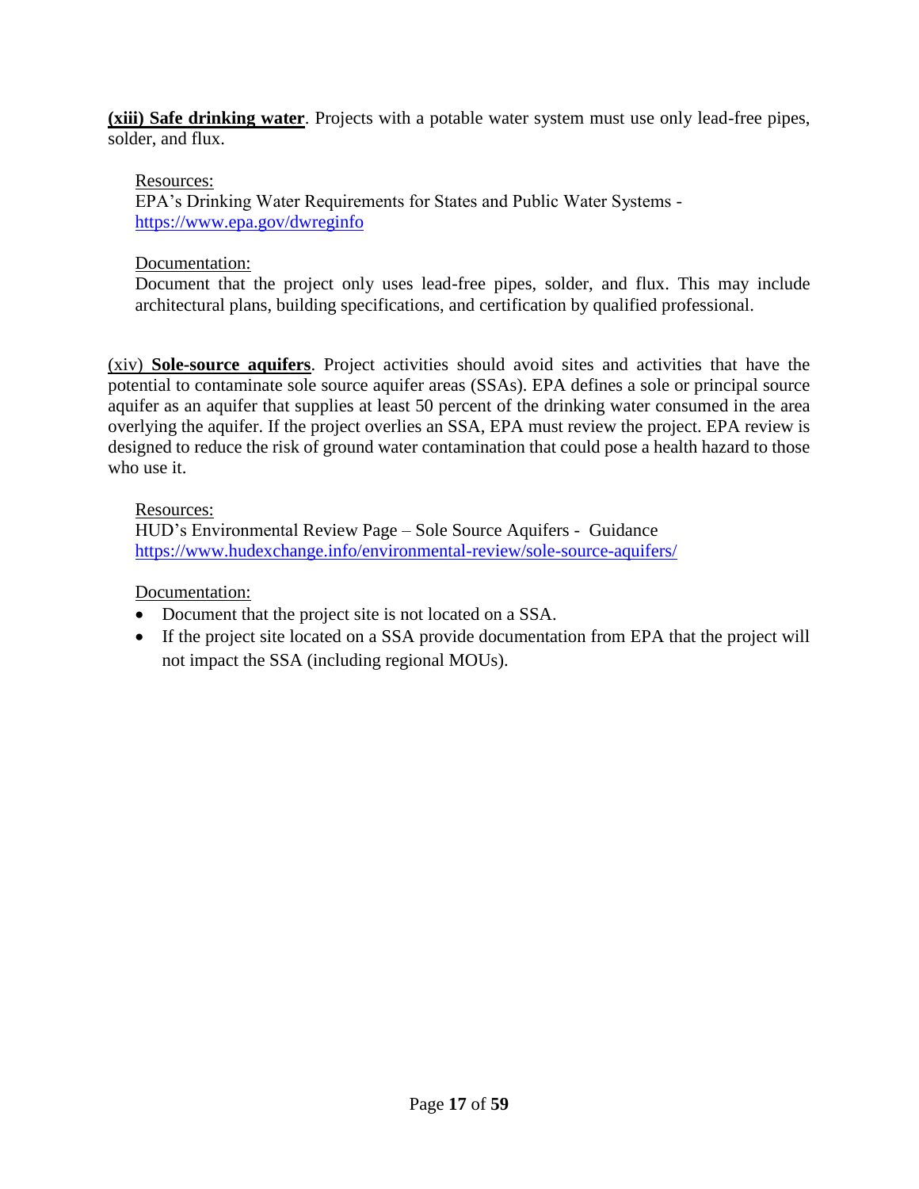**(xiii) Safe drinking water**. Projects with a potable water system must use only lead-free pipes, solder, and flux.

Resources:
EPA's Drinking Water Requirements for States and Public Water Systems - https://www.epa.gov/dwreginfo

Documentation:
Document that the project only uses lead-free pipes, solder, and flux. This may include architectural plans, building specifications, and certification by qualified professional.

(xiv) **Sole-source aquifers**. Project activities should avoid sites and activities that have the potential to contaminate sole source aquifer areas (SSAs). EPA defines a sole or principal source aquifer as an aquifer that supplies at least 50 percent of the drinking water consumed in the area overlying the aquifer. If the project overlies an SSA, EPA must review the project. EPA review is designed to reduce the risk of ground water contamination that could pose a health hazard to those who use it.

Resources:
HUD's Environmental Review Page – Sole Source Aquifers - Guidance https://www.hudexchange.info/environmental-review/sole-source-aquifers/

Documentation:

- Document that the project site is not located on a SSA.
- If the project site located on a SSA provide documentation from EPA that the project will not impact the SSA (including regional MOUs).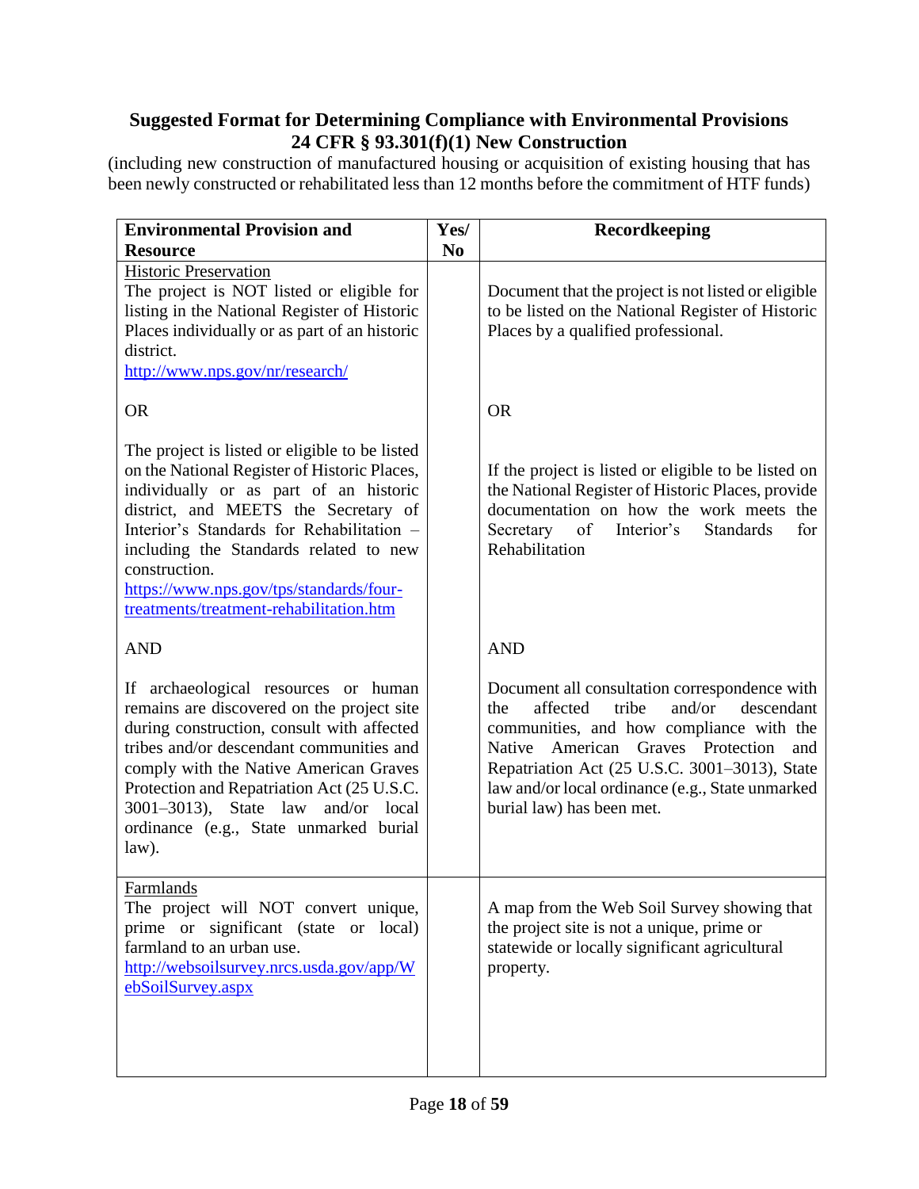**Suggested Format for Determining Compliance with Environmental Provisions**
**24 CFR § 93.301(f)(1) New Construction**

(including new construction of manufactured housing or acquisition of existing housing that has been newly constructed or rehabilitated less than 12 months before the commitment of HTF funds)

| Environmental Provision and Resource | Yes/ No | Recordkeeping |
|---|---|---|
| <u>Historic Preservation</u><br>The project is NOT listed or eligible for listing in the National Register of Historic Places individually or as part of an historic district.<br>http://www.nps.gov/nr/research/<br><br>OR<br><br>The project is listed or eligible to be listed on the National Register of Historic Places, individually or as part of an historic district, and MEETS the Secretary of Interior's Standards for Rehabilitation – including the Standards related to new construction.<br>https://www.nps.gov/tps/standards/four-treatments/treatment-rehabilitation.htm<br><br>AND<br><br>If archaeological resources or human remains are discovered on the project site during construction, consult with affected tribes and/or descendant communities and comply with the Native American Graves Protection and Repatriation Act (25 U.S.C. 3001–3013), State law and/or local ordinance (e.g., State unmarked burial law). | | Document that the project is not listed or eligible to be listed on the National Register of Historic Places by a qualified professional.<br><br>OR<br><br>If the project is listed or eligible to be listed on the National Register of Historic Places, provide documentation on how the work meets the Secretary of Interior's Standards for Rehabilitation<br><br>AND<br><br>Document all consultation correspondence with the affected tribe and/or descendant communities, and how compliance with the Native American Graves Protection and Repatriation Act (25 U.S.C. 3001–3013), State law and/or local ordinance (e.g., State unmarked burial law) has been met. |
| <u>Farmlands</u><br>The project will NOT convert unique, prime or significant (state or local) farmland to an urban use.<br>http://websoilsurvey.nrcs.usda.gov/app/WebSoilSurvey.aspx | | A map from the Web Soil Survey showing that the project site is not a unique, prime or statewide or locally significant agricultural property. |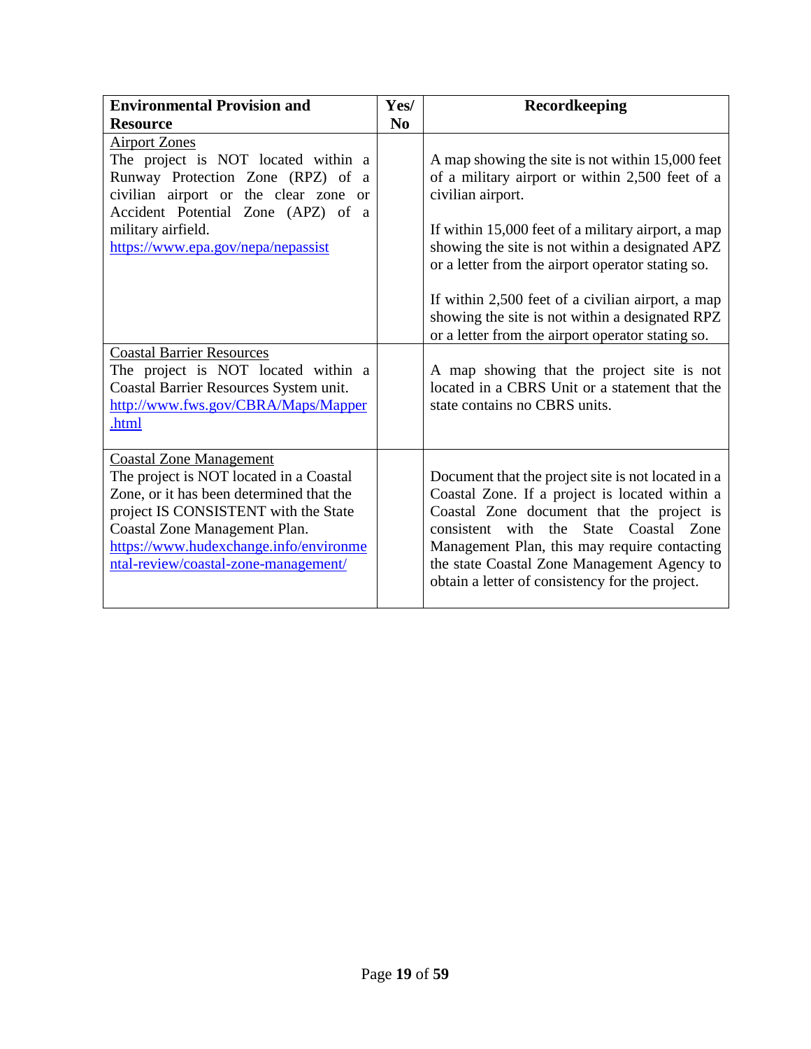| **Environmental Provision and Resource** | **Yes/ No** | **Recordkeeping** |
|---|---|---|
| Airport Zones<br>The project is NOT located within a Runway Protection Zone (RPZ) of a civilian airport or the clear zone or Accident Potential Zone (APZ) of a military airfield.<br>https://www.epa.gov/nepa/nepassist | | A map showing the site is not within 15,000 feet of a military airport or within 2,500 feet of a civilian airport.<br><br>If within 15,000 feet of a military airport, a map showing the site is not within a designated APZ or a letter from the airport operator stating so.<br><br>If within 2,500 feet of a civilian airport, a map showing the site is not within a designated RPZ or a letter from the airport operator stating so. |
| Coastal Barrier Resources<br>The project is NOT located within a Coastal Barrier Resources System unit.<br>http://www.fws.gov/CBRA/Maps/Mapper.html | | A map showing that the project site is not located in a CBRS Unit or a statement that the state contains no CBRS units. |
| Coastal Zone Management<br>The project is NOT located in a Coastal Zone, or it has been determined that the project IS CONSISTENT with the State Coastal Zone Management Plan.<br>https://www.hudexchange.info/environmental-review/coastal-zone-management/ | | Document that the project site is not located in a Coastal Zone. If a project is located within a Coastal Zone document that the project is consistent with the State Coastal Zone Management Plan, this may require contacting the state Coastal Zone Management Agency to obtain a letter of consistency for the project. |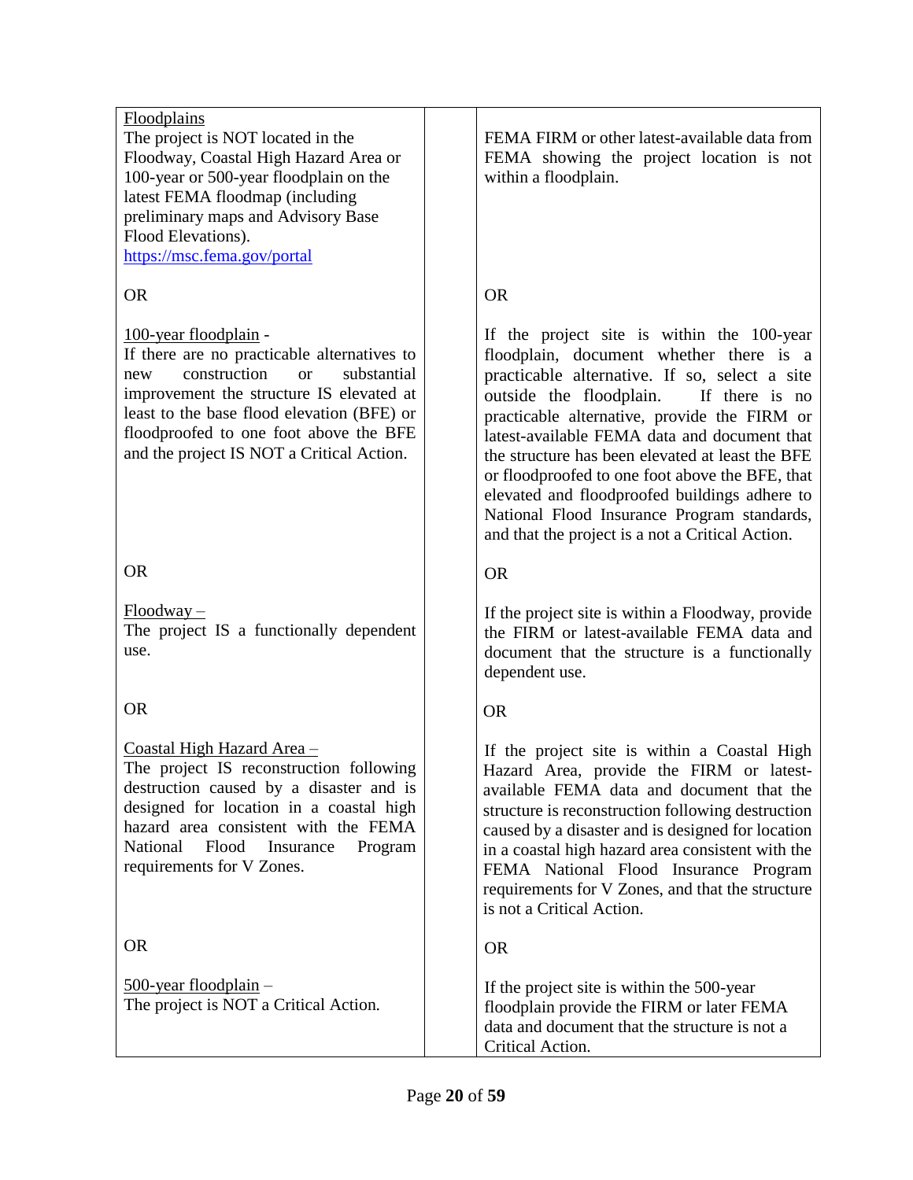| Floodplains<br>The project is NOT located in the Floodway, Coastal High Hazard Area or 100-year or 500-year floodplain on the latest FEMA floodmap (including preliminary maps and Advisory Base Flood Elevations).<br>https://msc.fema.gov/portal<br><br>OR<br><br>100-year floodplain -<br>If there are no practicable alternatives to new construction or substantial improvement the structure IS elevated at least to the base flood elevation (BFE) or floodproofed to one foot above the BFE and the project IS NOT a Critical Action.<br><br>OR<br><br>Floodway –<br>The project IS a functionally dependent use.<br><br>OR<br><br>Coastal High Hazard Area –<br>The project IS reconstruction following destruction caused by a disaster and is designed for location in a coastal high hazard area consistent with the FEMA National Flood Insurance Program requirements for V Zones.<br><br>OR<br><br>500-year floodplain –<br>The project is NOT a Critical Action. | | FEMA FIRM or other latest-available data from FEMA showing the project location is not within a floodplain.<br><br>OR<br><br>If the project site is within the 100-year floodplain, document whether there is a practicable alternative. If so, select a site outside the floodplain. If there is no practicable alternative, provide the FIRM or latest-available FEMA data and document that the structure has been elevated at least the BFE or floodproofed to one foot above the BFE, that elevated and floodproofed buildings adhere to National Flood Insurance Program standards, and that the project is a not a Critical Action.<br><br>OR<br><br>If the project site is within a Floodway, provide the FIRM or latest-available FEMA data and document that the structure is a functionally dependent use.<br><br>OR<br><br>If the project site is within a Coastal High Hazard Area, provide the FIRM or latest-available FEMA data and document that the structure is reconstruction following destruction caused by a disaster and is designed for location in a coastal high hazard area consistent with the FEMA National Flood Insurance Program requirements for V Zones, and that the structure is not a Critical Action.<br><br>OR<br><br>If the project site is within the 500-year floodplain provide the FIRM or later FEMA data and document that the structure is not a Critical Action. |
|---|---|---|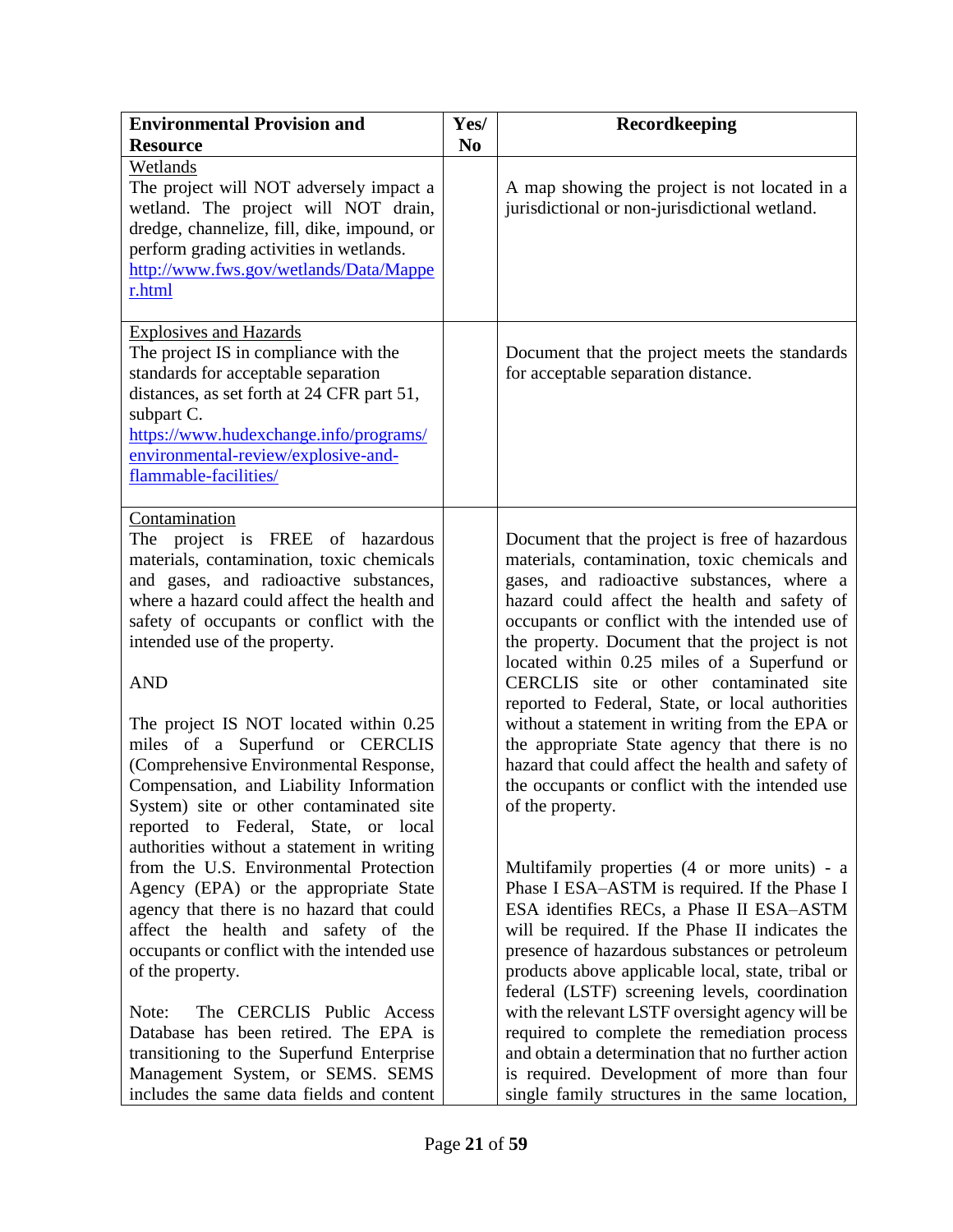| Environmental Provision and Resource | Yes/ No | Recordkeeping |
|---|---|---|
| Wetlands<br>The project will NOT adversely impact a wetland. The project will NOT drain, dredge, channelize, fill, dike, impound, or perform grading activities in wetlands.<br>http://www.fws.gov/wetlands/Data/Mapper.html | | A map showing the project is not located in a jurisdictional or non-jurisdictional wetland. |
| Explosives and Hazards<br>The project IS in compliance with the standards for acceptable separation distances, as set forth at 24 CFR part 51, subpart C.<br>https://www.hudexchange.info/programs/environmental-review/explosive-and-flammable-facilities/ | | Document that the project meets the standards for acceptable separation distance. |
| Contamination<br>The project is FREE of hazardous materials, contamination, toxic chemicals and gases, and radioactive substances, where a hazard could affect the health and safety of occupants or conflict with the intended use of the property.<br><br>AND<br><br>The project IS NOT located within 0.25 miles of a Superfund or CERCLIS (Comprehensive Environmental Response, Compensation, and Liability Information System) site or other contaminated site reported to Federal, State, or local authorities without a statement in writing from the U.S. Environmental Protection Agency (EPA) or the appropriate State agency that there is no hazard that could affect the health and safety of the occupants or conflict with the intended use of the property.<br><br>Note: The CERCLIS Public Access Database has been retired. The EPA is transitioning to the Superfund Enterprise Management System, or SEMS. SEMS includes the same data fields and content | | Document that the project is free of hazardous materials, contamination, toxic chemicals and gases, and radioactive substances, where a hazard could affect the health and safety of occupants or conflict with the intended use of the property. Document that the project is not located within 0.25 miles of a Superfund or CERCLIS site or other contaminated site reported to Federal, State, or local authorities without a statement in writing from the EPA or the appropriate State agency that there is no hazard that could affect the health and safety of the occupants or conflict with the intended use of the property.<br><br>Multifamily properties (4 or more units) - a Phase I ESA–ASTM is required. If the Phase I ESA identifies RECs, a Phase II ESA–ASTM will be required. If the Phase II indicates the presence of hazardous substances or petroleum products above applicable local, state, tribal or federal (LSTF) screening levels, coordination with the relevant LSTF oversight agency will be required to complete the remediation process and obtain a determination that no further action is required. Development of more than four single family structures in the same location, |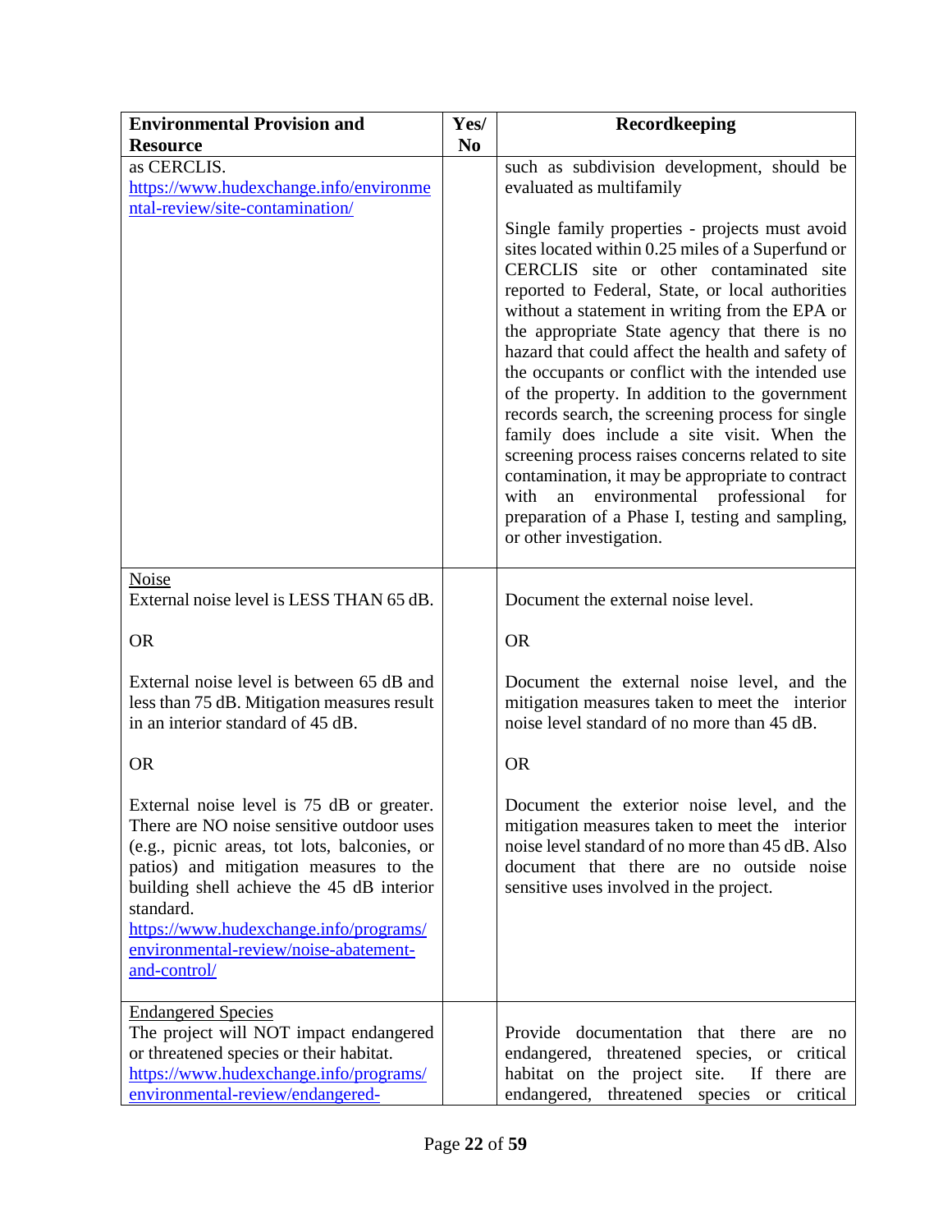| Environmental Provision and Resource | Yes/ No | Recordkeeping |
|---|---|---|
| as CERCLIS. https://www.hudexchange.info/environmental-review/site-contamination/ | | such as subdivision development, should be evaluated as multifamily<br><br>Single family properties - projects must avoid sites located within 0.25 miles of a Superfund or CERCLIS site or other contaminated site reported to Federal, State, or local authorities without a statement in writing from the EPA or the appropriate State agency that there is no hazard that could affect the health and safety of the occupants or conflict with the intended use of the property. In addition to the government records search, the screening process for single family does include a site visit. When the screening process raises concerns related to site contamination, it may be appropriate to contract with an environmental professional for preparation of a Phase I, testing and sampling, or other investigation. |
| Noise<br>External noise level is LESS THAN 65 dB.<br><br>OR<br><br>External noise level is between 65 dB and less than 75 dB. Mitigation measures result in an interior standard of 45 dB.<br><br>OR<br><br>External noise level is 75 dB or greater. There are NO noise sensitive outdoor uses (e.g., picnic areas, tot lots, balconies, or patios) and mitigation measures to the building shell achieve the 45 dB interior standard.<br>https://www.hudexchange.info/programs/environmental-review/noise-abatement-and-control/ | | Document the external noise level.<br><br>OR<br><br>Document the external noise level, and the mitigation measures taken to meet the interior noise level standard of no more than 45 dB.<br><br>OR<br><br>Document the exterior noise level, and the mitigation measures taken to meet the interior noise level standard of no more than 45 dB. Also document that there are no outside noise sensitive uses involved in the project. |
| Endangered Species<br>The project will NOT impact endangered or threatened species or their habitat.<br>https://www.hudexchange.info/programs/environmental-review/endangered- | | Provide documentation that there are no endangered, threatened species, or critical habitat on the project site. If there are endangered, threatened species or critical |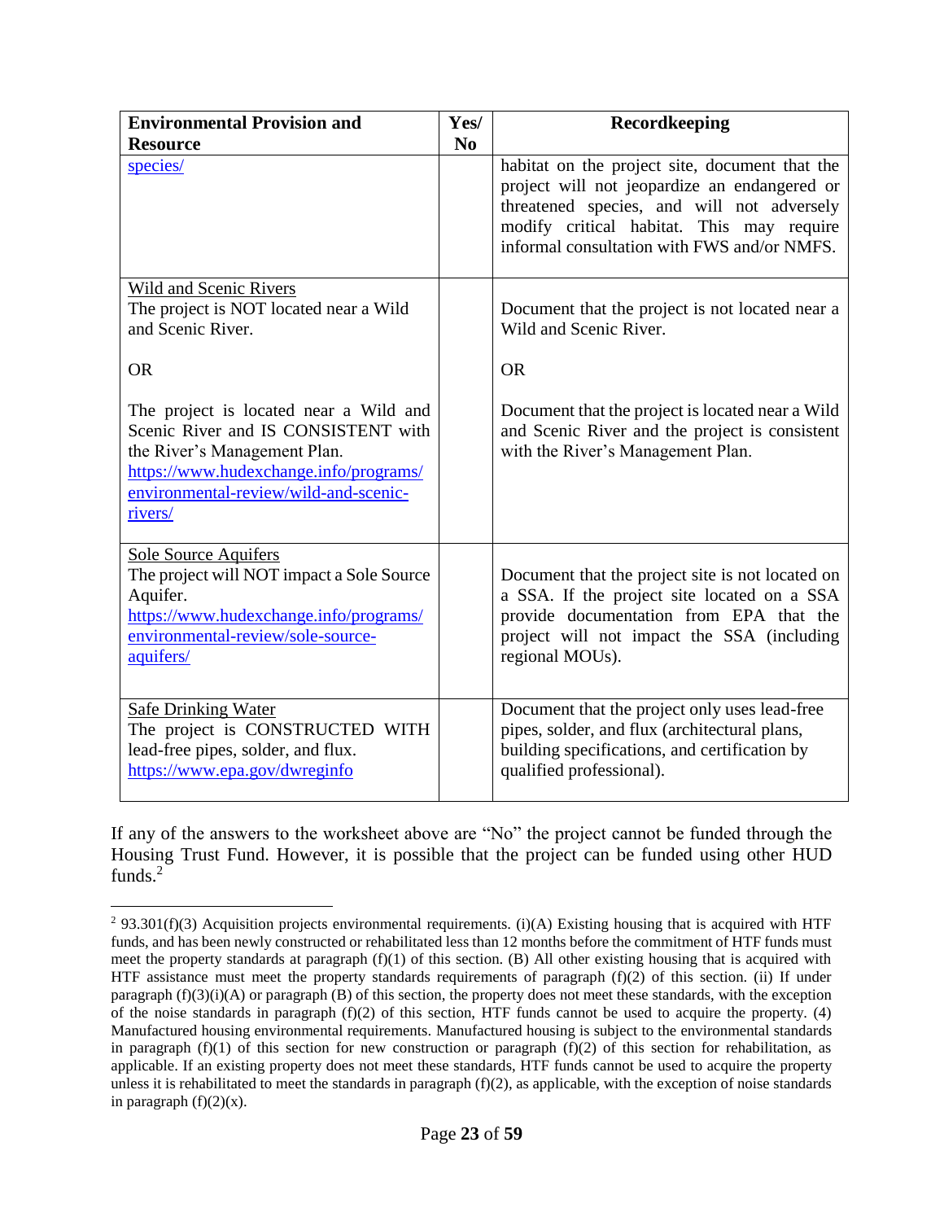| Environmental Provision and Resource | Yes/ No | Recordkeeping |
|---|---|---|
| species/ | | habitat on the project site, document that the project will not jeopardize an endangered or threatened species, and will not adversely modify critical habitat. This may require informal consultation with FWS and/or NMFS. |
| Wild and Scenic Rivers<br>The project is NOT located near a Wild and Scenic River.<br><br>OR<br><br>The project is located near a Wild and Scenic River and IS CONSISTENT with the River's Management Plan. https://www.hudexchange.info/programs/environmental-review/wild-and-scenic-rivers/ | | Document that the project is not located near a Wild and Scenic River.<br><br>OR<br><br>Document that the project is located near a Wild and Scenic River and the project is consistent with the River's Management Plan. |
| Sole Source Aquifers<br>The project will NOT impact a Sole Source Aquifer.<br>https://www.hudexchange.info/programs/environmental-review/sole-source-aquifers/ | | Document that the project site is not located on a SSA. If the project site located on a SSA provide documentation from EPA that the project will not impact the SSA (including regional MOUs). |
| Safe Drinking Water<br>The project is CONSTRUCTED WITH lead-free pipes, solder, and flux.<br>https://www.epa.gov/dwreginfo | | Document that the project only uses lead-free pipes, solder, and flux (architectural plans, building specifications, and certification by qualified professional). |

If any of the answers to the worksheet above are "No" the project cannot be funded through the Housing Trust Fund. However, it is possible that the project can be funded using other HUD funds.[2]

[2] 93.301(f)(3) Acquisition projects environmental requirements. (i)(A) Existing housing that is acquired with HTF funds, and has been newly constructed or rehabilitated less than 12 months before the commitment of HTF funds must meet the property standards at paragraph (f)(1) of this section. (B) All other existing housing that is acquired with HTF assistance must meet the property standards requirements of paragraph (f)(2) of this section. (ii) If under paragraph (f)(3)(i)(A) or paragraph (B) of this section, the property does not meet these standards, with the exception of the noise standards in paragraph (f)(2) of this section, HTF funds cannot be used to acquire the property. (4) Manufactured housing environmental requirements. Manufactured housing is subject to the environmental standards in paragraph (f)(1) of this section for new construction or paragraph (f)(2) of this section for rehabilitation, as applicable. If an existing property does not meet these standards, HTF funds cannot be used to acquire the property unless it is rehabilitated to meet the standards in paragraph (f)(2), as applicable, with the exception of noise standards in paragraph (f)(2)(x).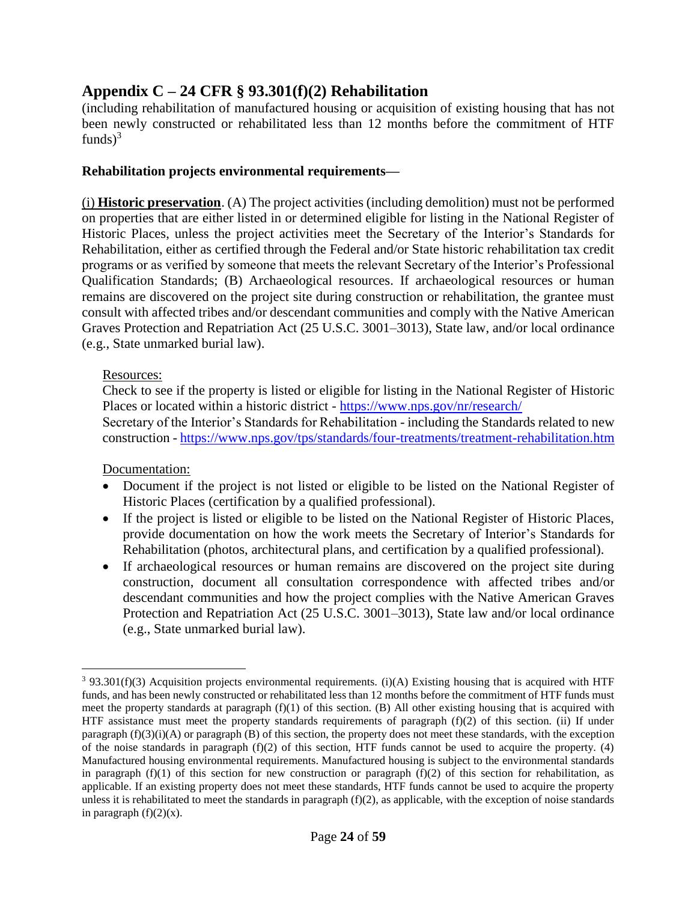## Appendix C – 24 CFR § 93.301(f)(2) Rehabilitation

(including rehabilitation of manufactured housing or acquisition of existing housing that has not been newly constructed or rehabilitated less than 12 months before the commitment of HTF funds)[3]

**Rehabilitation projects environmental requirements—**

(i) **Historic preservation**. (A) The project activities (including demolition) must not be performed on properties that are either listed in or determined eligible for listing in the National Register of Historic Places, unless the project activities meet the Secretary of the Interior's Standards for Rehabilitation, either as certified through the Federal and/or State historic rehabilitation tax credit programs or as verified by someone that meets the relevant Secretary of the Interior's Professional Qualification Standards; (B) Archaeological resources. If archaeological resources or human remains are discovered on the project site during construction or rehabilitation, the grantee must consult with affected tribes and/or descendant communities and comply with the Native American Graves Protection and Repatriation Act (25 U.S.C. 3001–3013), State law, and/or local ordinance (e.g., State unmarked burial law).

Resources:

Check to see if the property is listed or eligible for listing in the National Register of Historic Places or located within a historic district - https://www.nps.gov/nr/research/

Secretary of the Interior's Standards for Rehabilitation - including the Standards related to new construction - https://www.nps.gov/tps/standards/four-treatments/treatment-rehabilitation.htm

Documentation:

- Document if the project is not listed or eligible to be listed on the National Register of Historic Places (certification by a qualified professional).
- If the project is listed or eligible to be listed on the National Register of Historic Places, provide documentation on how the work meets the Secretary of Interior's Standards for Rehabilitation (photos, architectural plans, and certification by a qualified professional).
- If archaeological resources or human remains are discovered on the project site during construction, document all consultation correspondence with affected tribes and/or descendant communities and how the project complies with the Native American Graves Protection and Repatriation Act (25 U.S.C. 3001–3013), State law and/or local ordinance (e.g., State unmarked burial law).

---

[3] 93.301(f)(3) Acquisition projects environmental requirements. (i)(A) Existing housing that is acquired with HTF funds, and has been newly constructed or rehabilitated less than 12 months before the commitment of HTF funds must meet the property standards at paragraph (f)(1) of this section. (B) All other existing housing that is acquired with HTF assistance must meet the property standards requirements of paragraph (f)(2) of this section. (ii) If under paragraph (f)(3)(i)(A) or paragraph (B) of this section, the property does not meet these standards, with the exception of the noise standards in paragraph (f)(2) of this section, HTF funds cannot be used to acquire the property. (4) Manufactured housing environmental requirements. Manufactured housing is subject to the environmental standards in paragraph (f)(1) of this section for new construction or paragraph (f)(2) of this section for rehabilitation, as applicable. If an existing property does not meet these standards, HTF funds cannot be used to acquire the property unless it is rehabilitated to meet the standards in paragraph (f)(2), as applicable, with the exception of noise standards in paragraph (f)(2)(x).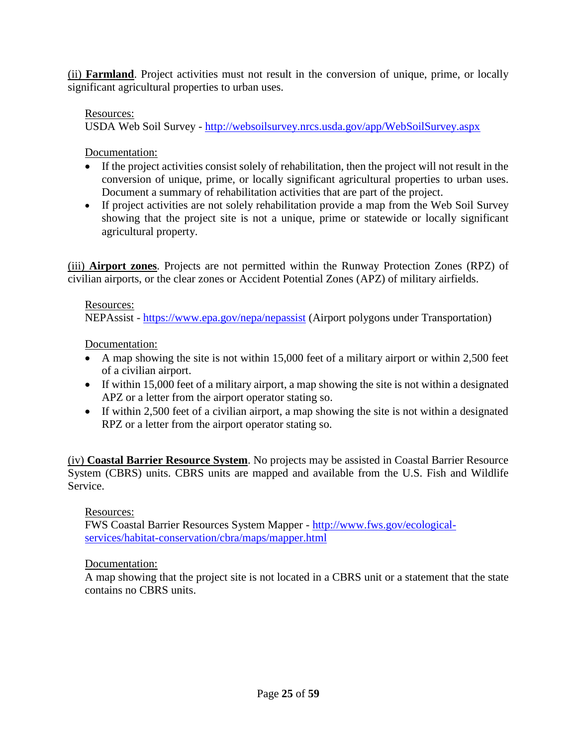(ii) **Farmland**. Project activities must not result in the conversion of unique, prime, or locally significant agricultural properties to urban uses.

Resources:
USDA Web Soil Survey - http://websoilsurvey.nrcs.usda.gov/app/WebSoilSurvey.aspx

Documentation:

- If the project activities consist solely of rehabilitation, then the project will not result in the conversion of unique, prime, or locally significant agricultural properties to urban uses. Document a summary of rehabilitation activities that are part of the project.
- If project activities are not solely rehabilitation provide a map from the Web Soil Survey showing that the project site is not a unique, prime or statewide or locally significant agricultural property.

(iii) **Airport zones**. Projects are not permitted within the Runway Protection Zones (RPZ) of civilian airports, or the clear zones or Accident Potential Zones (APZ) of military airfields.

Resources:
NEPAssist - https://www.epa.gov/nepa/nepassist (Airport polygons under Transportation)

Documentation:

- A map showing the site is not within 15,000 feet of a military airport or within 2,500 feet of a civilian airport.
- If within 15,000 feet of a military airport, a map showing the site is not within a designated APZ or a letter from the airport operator stating so.
- If within 2,500 feet of a civilian airport, a map showing the site is not within a designated RPZ or a letter from the airport operator stating so.

(iv) **Coastal Barrier Resource System**. No projects may be assisted in Coastal Barrier Resource System (CBRS) units. CBRS units are mapped and available from the U.S. Fish and Wildlife Service.

Resources:
FWS Coastal Barrier Resources System Mapper - http://www.fws.gov/ecological-services/habitat-conservation/cbra/maps/mapper.html

Documentation:
A map showing that the project site is not located in a CBRS unit or a statement that the state contains no CBRS units.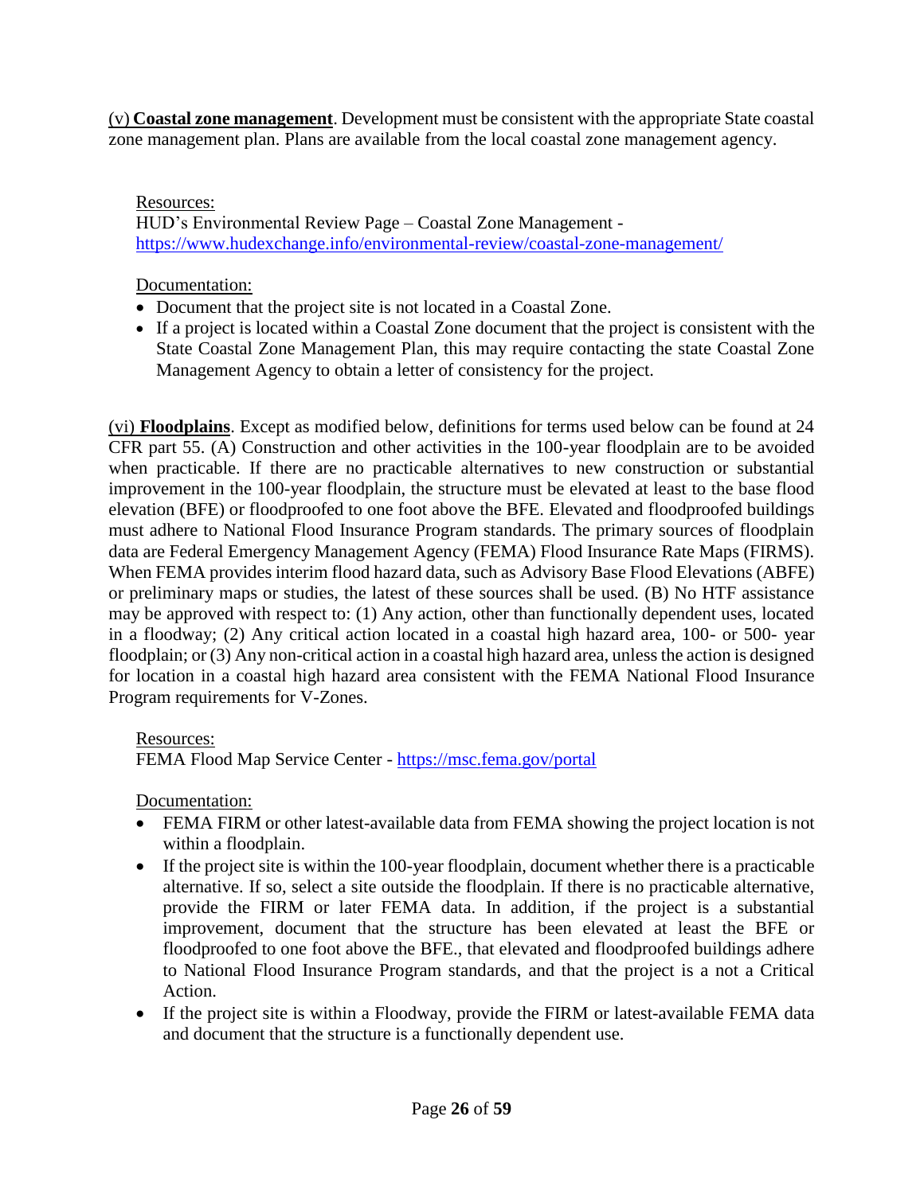<u>(v)</u> **<u>Coastal zone management</u>**. Development must be consistent with the appropriate State coastal zone management plan. Plans are available from the local coastal zone management agency.

<u>Resources:</u>
HUD's Environmental Review Page – Coastal Zone Management - https://www.hudexchange.info/environmental-review/coastal-zone-management/

<u>Documentation:</u>

- Document that the project site is not located in a Coastal Zone.
- If a project is located within a Coastal Zone document that the project is consistent with the State Coastal Zone Management Plan, this may require contacting the state Coastal Zone Management Agency to obtain a letter of consistency for the project.

<u>(vi)</u> **<u>Floodplains</u>**. Except as modified below, definitions for terms used below can be found at 24 CFR part 55. (A) Construction and other activities in the 100-year floodplain are to be avoided when practicable. If there are no practicable alternatives to new construction or substantial improvement in the 100-year floodplain, the structure must be elevated at least to the base flood elevation (BFE) or floodproofed to one foot above the BFE. Elevated and floodproofed buildings must adhere to National Flood Insurance Program standards. The primary sources of floodplain data are Federal Emergency Management Agency (FEMA) Flood Insurance Rate Maps (FIRMS). When FEMA provides interim flood hazard data, such as Advisory Base Flood Elevations (ABFE) or preliminary maps or studies, the latest of these sources shall be used. (B) No HTF assistance may be approved with respect to: (1) Any action, other than functionally dependent uses, located in a floodway; (2) Any critical action located in a coastal high hazard area, 100- or 500- year floodplain; or (3) Any non-critical action in a coastal high hazard area, unless the action is designed for location in a coastal high hazard area consistent with the FEMA National Flood Insurance Program requirements for V-Zones.

<u>Resources:</u>
FEMA Flood Map Service Center - https://msc.fema.gov/portal

<u>Documentation:</u>

- FEMA FIRM or other latest-available data from FEMA showing the project location is not within a floodplain.
- If the project site is within the 100-year floodplain, document whether there is a practicable alternative. If so, select a site outside the floodplain. If there is no practicable alternative, provide the FIRM or later FEMA data. In addition, if the project is a substantial improvement, document that the structure has been elevated at least the BFE or floodproofed to one foot above the BFE., that elevated and floodproofed buildings adhere to National Flood Insurance Program standards, and that the project is a not a Critical Action.
- If the project site is within a Floodway, provide the FIRM or latest-available FEMA data and document that the structure is a functionally dependent use.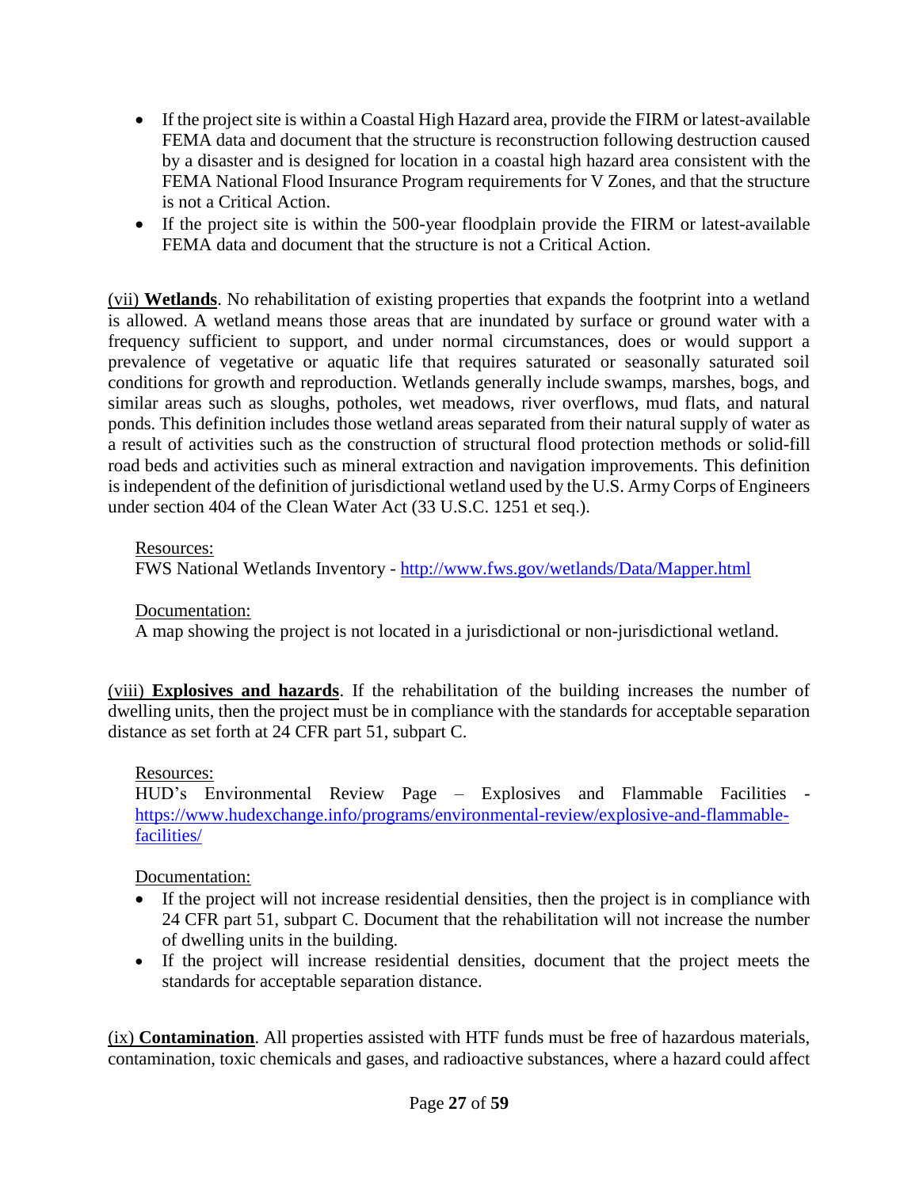- If the project site is within a Coastal High Hazard area, provide the FIRM or latest-available FEMA data and document that the structure is reconstruction following destruction caused by a disaster and is designed for location in a coastal high hazard area consistent with the FEMA National Flood Insurance Program requirements for V Zones, and that the structure is not a Critical Action.
- If the project site is within the 500-year floodplain provide the FIRM or latest-available FEMA data and document that the structure is not a Critical Action.

(vii) **Wetlands**. No rehabilitation of existing properties that expands the footprint into a wetland is allowed. A wetland means those areas that are inundated by surface or ground water with a frequency sufficient to support, and under normal circumstances, does or would support a prevalence of vegetative or aquatic life that requires saturated or seasonally saturated soil conditions for growth and reproduction. Wetlands generally include swamps, marshes, bogs, and similar areas such as sloughs, potholes, wet meadows, river overflows, mud flats, and natural ponds. This definition includes those wetland areas separated from their natural supply of water as a result of activities such as the construction of structural flood protection methods or solid-fill road beds and activities such as mineral extraction and navigation improvements. This definition is independent of the definition of jurisdictional wetland used by the U.S. Army Corps of Engineers under section 404 of the Clean Water Act (33 U.S.C. 1251 et seq.).

Resources:
FWS National Wetlands Inventory - http://www.fws.gov/wetlands/Data/Mapper.html

Documentation:
A map showing the project is not located in a jurisdictional or non-jurisdictional wetland.

(viii) **Explosives and hazards**. If the rehabilitation of the building increases the number of dwelling units, then the project must be in compliance with the standards for acceptable separation distance as set forth at 24 CFR part 51, subpart C.

Resources:
HUD's Environmental Review Page – Explosives and Flammable Facilities - https://www.hudexchange.info/programs/environmental-review/explosive-and-flammable-facilities/

Documentation:

- If the project will not increase residential densities, then the project is in compliance with 24 CFR part 51, subpart C. Document that the rehabilitation will not increase the number of dwelling units in the building.
- If the project will increase residential densities, document that the project meets the standards for acceptable separation distance.

(ix) **Contamination**. All properties assisted with HTF funds must be free of hazardous materials, contamination, toxic chemicals and gases, and radioactive substances, where a hazard could affect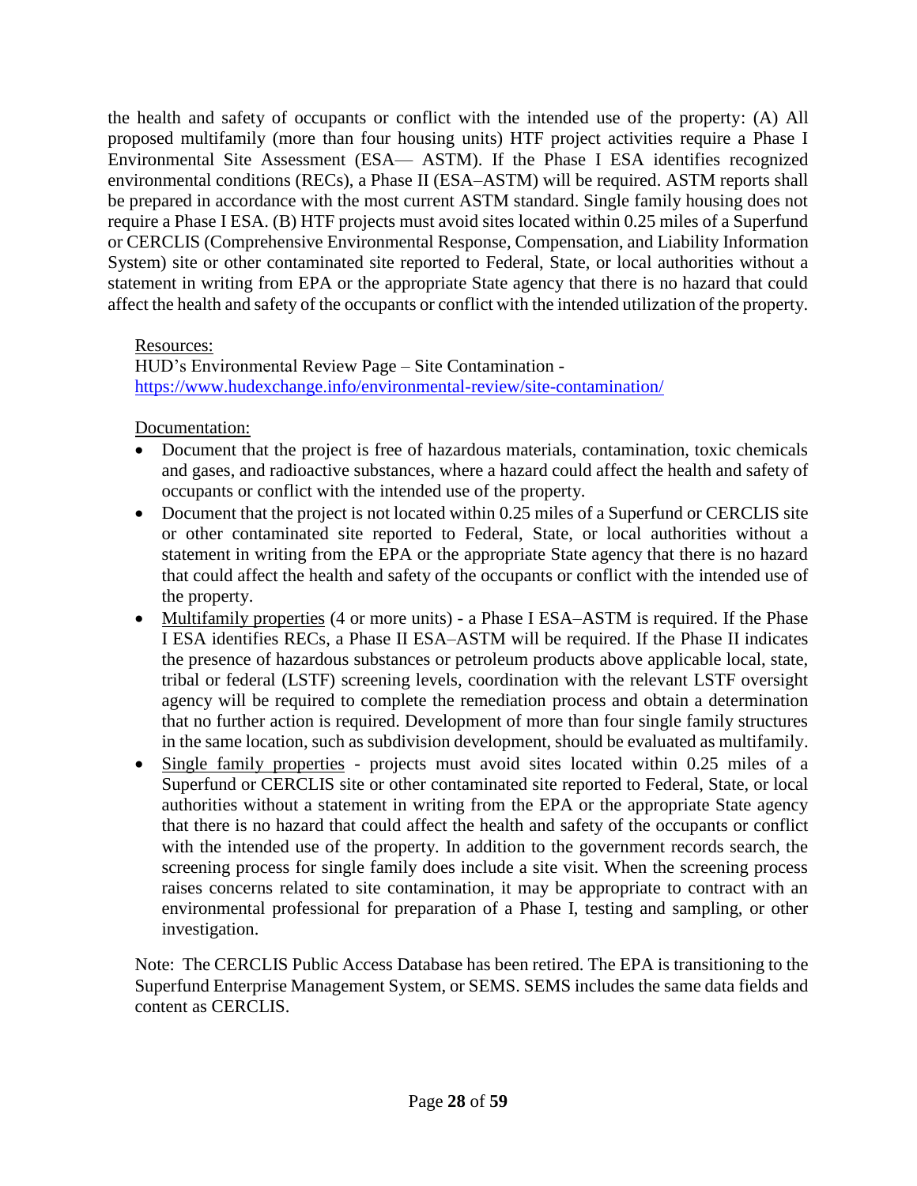the health and safety of occupants or conflict with the intended use of the property: (A) All proposed multifamily (more than four housing units) HTF project activities require a Phase I Environmental Site Assessment (ESA— ASTM). If the Phase I ESA identifies recognized environmental conditions (RECs), a Phase II (ESA–ASTM) will be required. ASTM reports shall be prepared in accordance with the most current ASTM standard. Single family housing does not require a Phase I ESA. (B) HTF projects must avoid sites located within 0.25 miles of a Superfund or CERCLIS (Comprehensive Environmental Response, Compensation, and Liability Information System) site or other contaminated site reported to Federal, State, or local authorities without a statement in writing from EPA or the appropriate State agency that there is no hazard that could affect the health and safety of the occupants or conflict with the intended utilization of the property.

Resources:
HUD's Environmental Review Page – Site Contamination - https://www.hudexchange.info/environmental-review/site-contamination/

Documentation:

- Document that the project is free of hazardous materials, contamination, toxic chemicals and gases, and radioactive substances, where a hazard could affect the health and safety of occupants or conflict with the intended use of the property.
- Document that the project is not located within 0.25 miles of a Superfund or CERCLIS site or other contaminated site reported to Federal, State, or local authorities without a statement in writing from the EPA or the appropriate State agency that there is no hazard that could affect the health and safety of the occupants or conflict with the intended use of the property.
- Multifamily properties (4 or more units) - a Phase I ESA–ASTM is required. If the Phase I ESA identifies RECs, a Phase II ESA–ASTM will be required. If the Phase II indicates the presence of hazardous substances or petroleum products above applicable local, state, tribal or federal (LSTF) screening levels, coordination with the relevant LSTF oversight agency will be required to complete the remediation process and obtain a determination that no further action is required. Development of more than four single family structures in the same location, such as subdivision development, should be evaluated as multifamily.
- Single family properties - projects must avoid sites located within 0.25 miles of a Superfund or CERCLIS site or other contaminated site reported to Federal, State, or local authorities without a statement in writing from the EPA or the appropriate State agency that there is no hazard that could affect the health and safety of the occupants or conflict with the intended use of the property. In addition to the government records search, the screening process for single family does include a site visit. When the screening process raises concerns related to site contamination, it may be appropriate to contract with an environmental professional for preparation of a Phase I, testing and sampling, or other investigation.

Note: The CERCLIS Public Access Database has been retired. The EPA is transitioning to the Superfund Enterprise Management System, or SEMS. SEMS includes the same data fields and content as CERCLIS.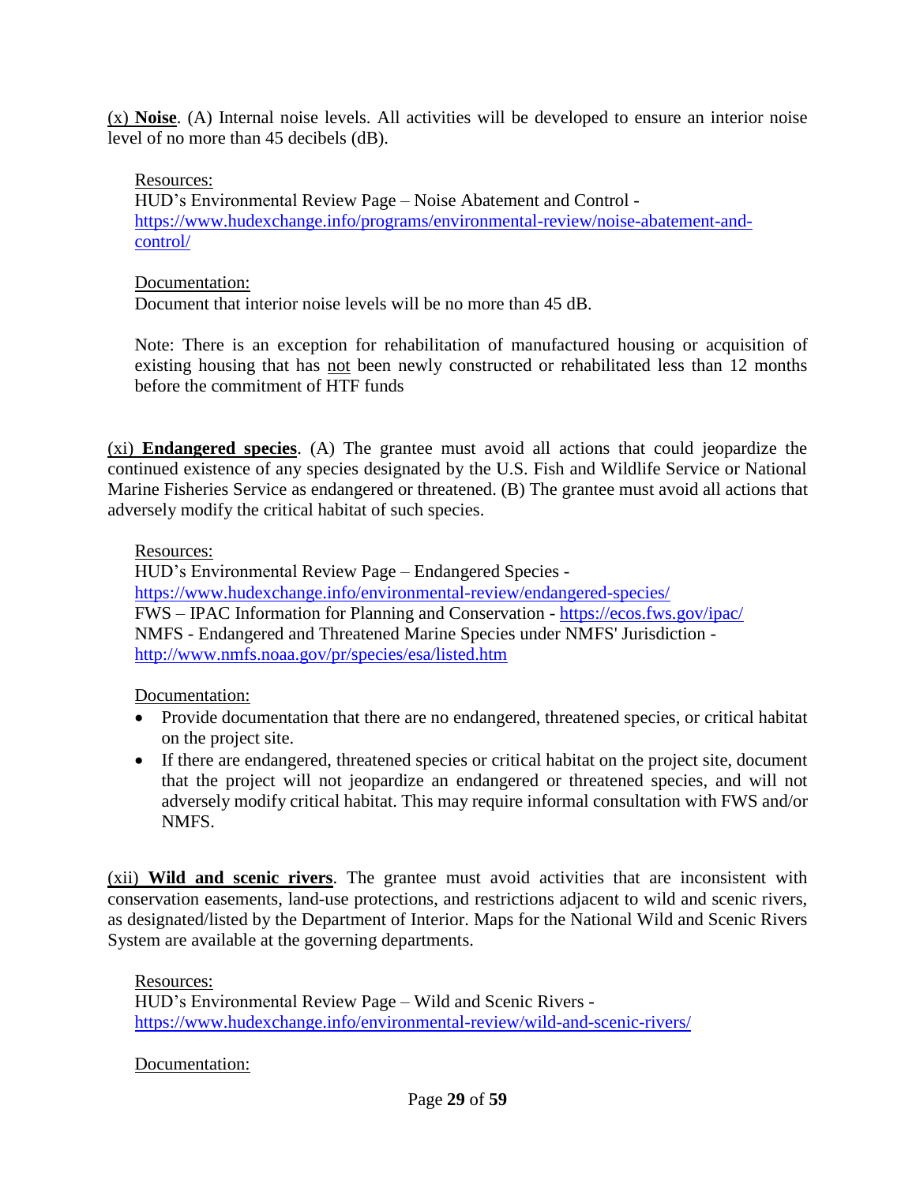<u>(x) **Noise**</u>. (A) Internal noise levels. All activities will be developed to ensure an interior noise level of no more than 45 decibels (dB).

<u>Resources:</u>
HUD's Environmental Review Page – Noise Abatement and Control - https://www.hudexchange.info/programs/environmental-review/noise-abatement-and-control/

<u>Documentation:</u>
Document that interior noise levels will be no more than 45 dB.

Note: There is an exception for rehabilitation of manufactured housing or acquisition of existing housing that has <u>not</u> been newly constructed or rehabilitated less than 12 months before the commitment of HTF funds

<u>(xi) **Endangered species**</u>. (A) The grantee must avoid all actions that could jeopardize the continued existence of any species designated by the U.S. Fish and Wildlife Service or National Marine Fisheries Service as endangered or threatened. (B) The grantee must avoid all actions that adversely modify the critical habitat of such species.

<u>Resources:</u>
HUD's Environmental Review Page – Endangered Species - https://www.hudexchange.info/environmental-review/endangered-species/
FWS – IPAC Information for Planning and Conservation - https://ecos.fws.gov/ipac/
NMFS - Endangered and Threatened Marine Species under NMFS' Jurisdiction - http://www.nmfs.noaa.gov/pr/species/esa/listed.htm

<u>Documentation:</u>

- Provide documentation that there are no endangered, threatened species, or critical habitat on the project site.
- If there are endangered, threatened species or critical habitat on the project site, document that the project will not jeopardize an endangered or threatened species, and will not adversely modify critical habitat. This may require informal consultation with FWS and/or NMFS.

<u>(xii) **Wild and scenic rivers**</u>. The grantee must avoid activities that are inconsistent with conservation easements, land-use protections, and restrictions adjacent to wild and scenic rivers, as designated/listed by the Department of Interior. Maps for the National Wild and Scenic Rivers System are available at the governing departments.

<u>Resources:</u>
HUD's Environmental Review Page – Wild and Scenic Rivers - https://www.hudexchange.info/environmental-review/wild-and-scenic-rivers/

<u>Documentation:</u>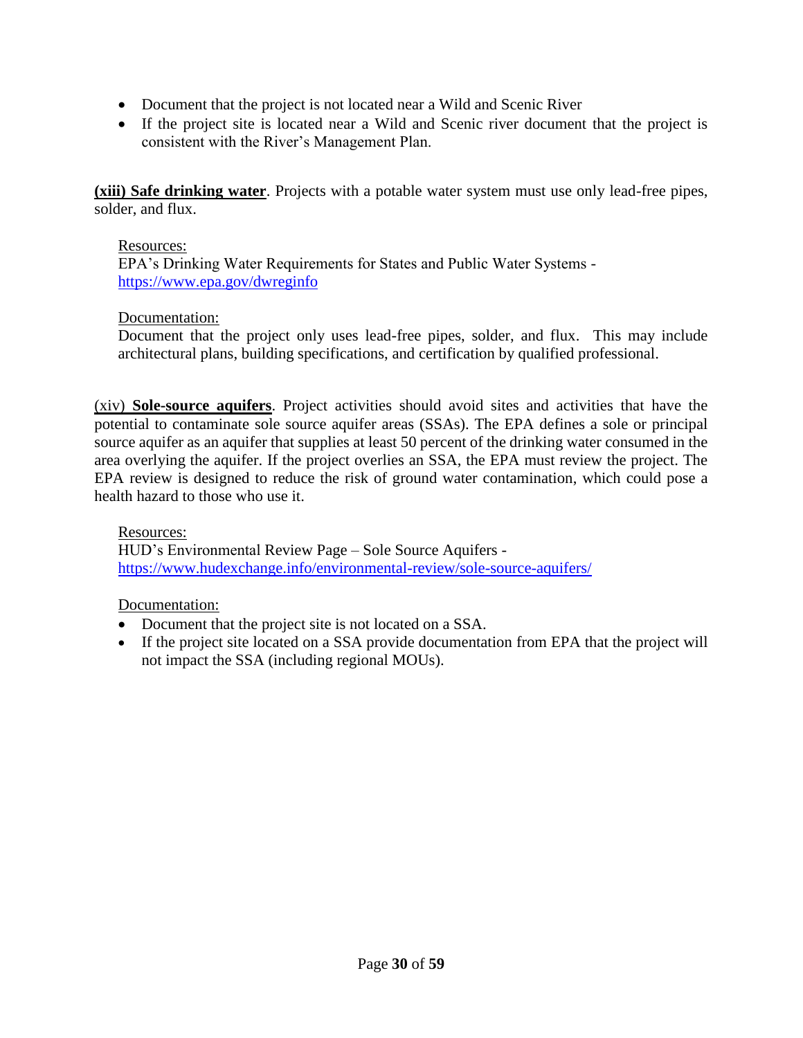- Document that the project is not located near a Wild and Scenic River
- If the project site is located near a Wild and Scenic river document that the project is consistent with the River's Management Plan.

**(xiii) Safe drinking water**. Projects with a potable water system must use only lead-free pipes, solder, and flux.

Resources:
EPA's Drinking Water Requirements for States and Public Water Systems - https://www.epa.gov/dwreginfo

Documentation:
Document that the project only uses lead-free pipes, solder, and flux. This may include architectural plans, building specifications, and certification by qualified professional.

(xiv) **Sole-source aquifers**. Project activities should avoid sites and activities that have the potential to contaminate sole source aquifer areas (SSAs). The EPA defines a sole or principal source aquifer as an aquifer that supplies at least 50 percent of the drinking water consumed in the area overlying the aquifer. If the project overlies an SSA, the EPA must review the project. The EPA review is designed to reduce the risk of ground water contamination, which could pose a health hazard to those who use it.

Resources:
HUD's Environmental Review Page – Sole Source Aquifers - https://www.hudexchange.info/environmental-review/sole-source-aquifers/

Documentation:

- Document that the project site is not located on a SSA.
- If the project site located on a SSA provide documentation from EPA that the project will not impact the SSA (including regional MOUs).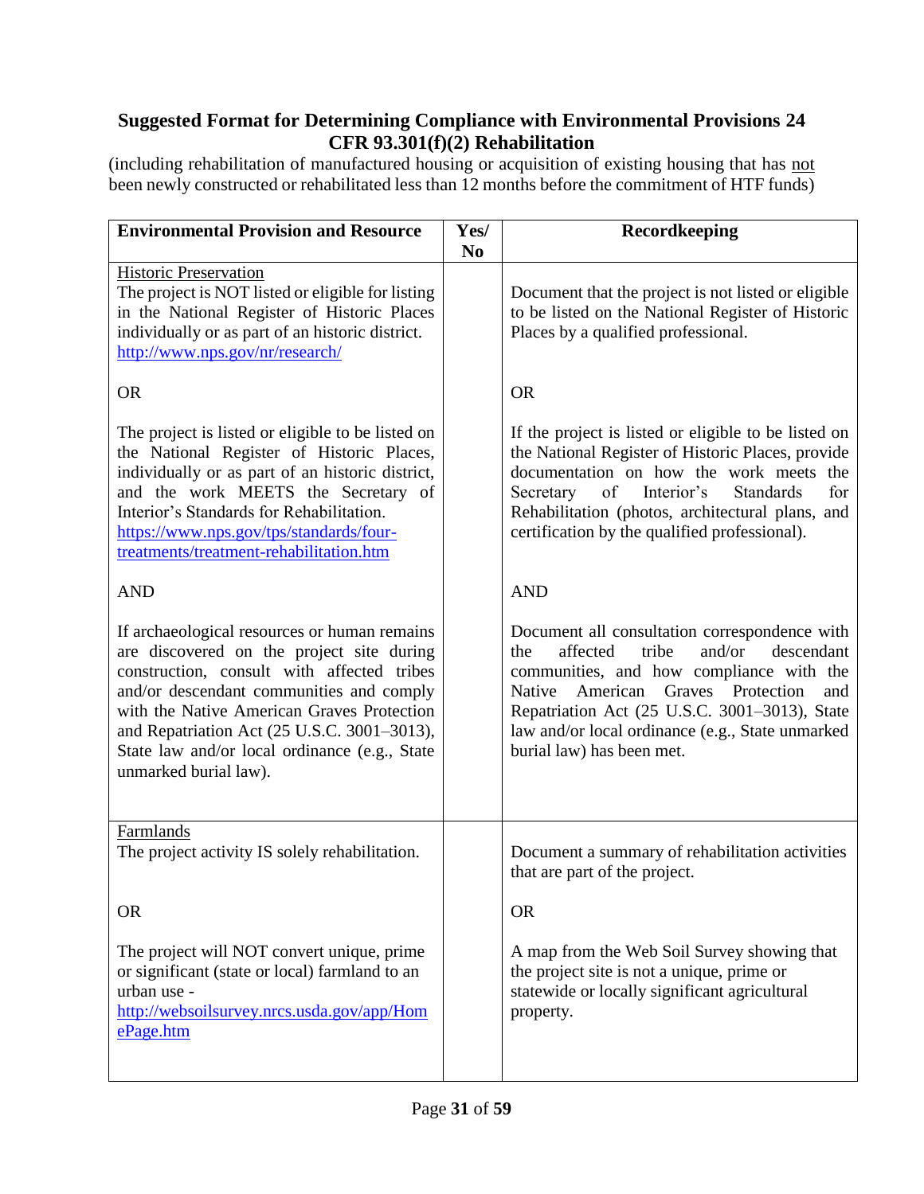## Suggested Format for Determining Compliance with Environmental Provisions 24 CFR 93.301(f)(2) Rehabilitation

(including rehabilitation of manufactured housing or acquisition of existing housing that has not been newly constructed or rehabilitated less than 12 months before the commitment of HTF funds)

| Environmental Provision and Resource | Yes/ No | Recordkeeping |
|---|---|---|
| Historic Preservation<br>The project is NOT listed or eligible for listing in the National Register of Historic Places individually or as part of an historic district. http://www.nps.gov/nr/research/<br><br>OR<br><br>The project is listed or eligible to be listed on the National Register of Historic Places, individually or as part of an historic district, and the work MEETS the Secretary of Interior's Standards for Rehabilitation. https://www.nps.gov/tps/standards/four-treatments/treatment-rehabilitation.htm<br><br>AND<br><br>If archaeological resources or human remains are discovered on the project site during construction, consult with affected tribes and/or descendant communities and comply with the Native American Graves Protection and Repatriation Act (25 U.S.C. 3001–3013), State law and/or local ordinance (e.g., State unmarked burial law). | | Document that the project is not listed or eligible to be listed on the National Register of Historic Places by a qualified professional.<br><br>OR<br><br>If the project is listed or eligible to be listed on the National Register of Historic Places, provide documentation on how the work meets the Secretary of Interior's Standards for Rehabilitation (photos, architectural plans, and certification by the qualified professional).<br><br>AND<br><br>Document all consultation correspondence with the affected tribe and/or descendant communities, and how compliance with the Native American Graves Protection and Repatriation Act (25 U.S.C. 3001–3013), State law and/or local ordinance (e.g., State unmarked burial law) has been met. |
| Farmlands<br>The project activity IS solely rehabilitation.<br><br>OR<br><br>The project will NOT convert unique, prime or significant (state or local) farmland to an urban use - http://websoilsurvey.nrcs.usda.gov/app/HomePage.htm | | Document a summary of rehabilitation activities that are part of the project.<br><br>OR<br><br>A map from the Web Soil Survey showing that the project site is not a unique, prime or statewide or locally significant agricultural property. |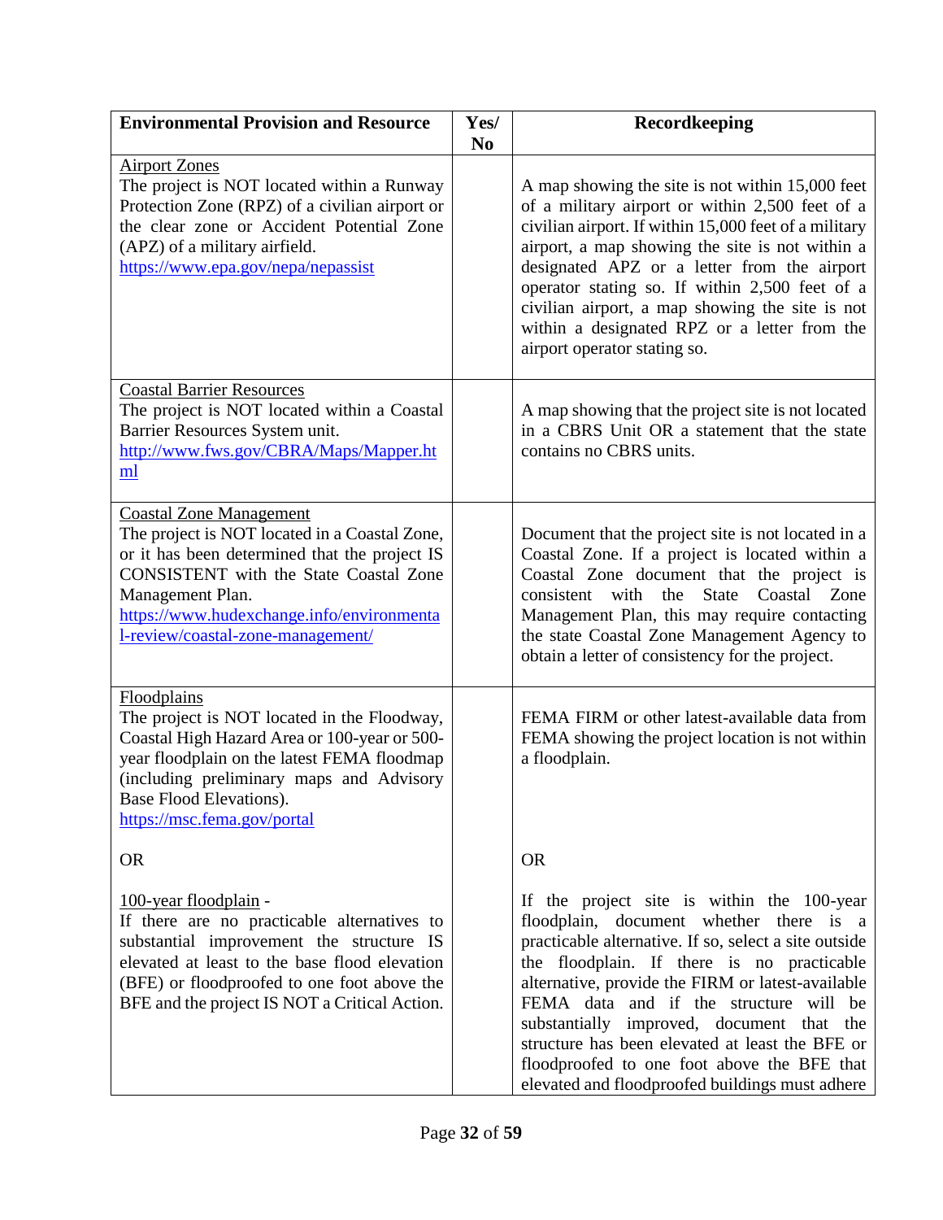| Environmental Provision and Resource | Yes/ No | Recordkeeping |
|---|---|---|
| Airport Zones<br>The project is NOT located within a Runway Protection Zone (RPZ) of a civilian airport or the clear zone or Accident Potential Zone (APZ) of a military airfield.<br>https://www.epa.gov/nepa/nepassist | | A map showing the site is not within 15,000 feet of a military airport or within 2,500 feet of a civilian airport. If within 15,000 feet of a military airport, a map showing the site is not within a designated APZ or a letter from the airport operator stating so. If within 2,500 feet of a civilian airport, a map showing the site is not within a designated RPZ or a letter from the airport operator stating so. |
| Coastal Barrier Resources<br>The project is NOT located within a Coastal Barrier Resources System unit.<br>http://www.fws.gov/CBRA/Maps/Mapper.html | | A map showing that the project site is not located in a CBRS Unit OR a statement that the state contains no CBRS units. |
| Coastal Zone Management<br>The project is NOT located in a Coastal Zone, or it has been determined that the project IS CONSISTENT with the State Coastal Zone Management Plan.<br>https://www.hudexchange.info/environmental-review/coastal-zone-management/ | | Document that the project site is not located in a Coastal Zone. If a project is located within a Coastal Zone document that the project is consistent with the State Coastal Zone Management Plan, this may require contacting the state Coastal Zone Management Agency to obtain a letter of consistency for the project. |
| Floodplains<br>The project is NOT located in the Floodway, Coastal High Hazard Area or 100-year or 500-year floodplain on the latest FEMA floodmap (including preliminary maps and Advisory Base Flood Elevations).<br>https://msc.fema.gov/portal<br><br>OR<br><br>100-year floodplain -<br>If there are no practicable alternatives to substantial improvement the structure IS elevated at least to the base flood elevation (BFE) or floodproofed to one foot above the BFE and the project IS NOT a Critical Action. | | FEMA FIRM or other latest-available data from FEMA showing the project location is not within a floodplain.<br><br>OR<br><br>If the project site is within the 100-year floodplain, document whether there is a practicable alternative. If so, select a site outside the floodplain. If there is no practicable alternative, provide the FIRM or latest-available FEMA data and if the structure will be substantially improved, document that the structure has been elevated at least the BFE or floodproofed to one foot above the BFE that elevated and floodproofed buildings must adhere |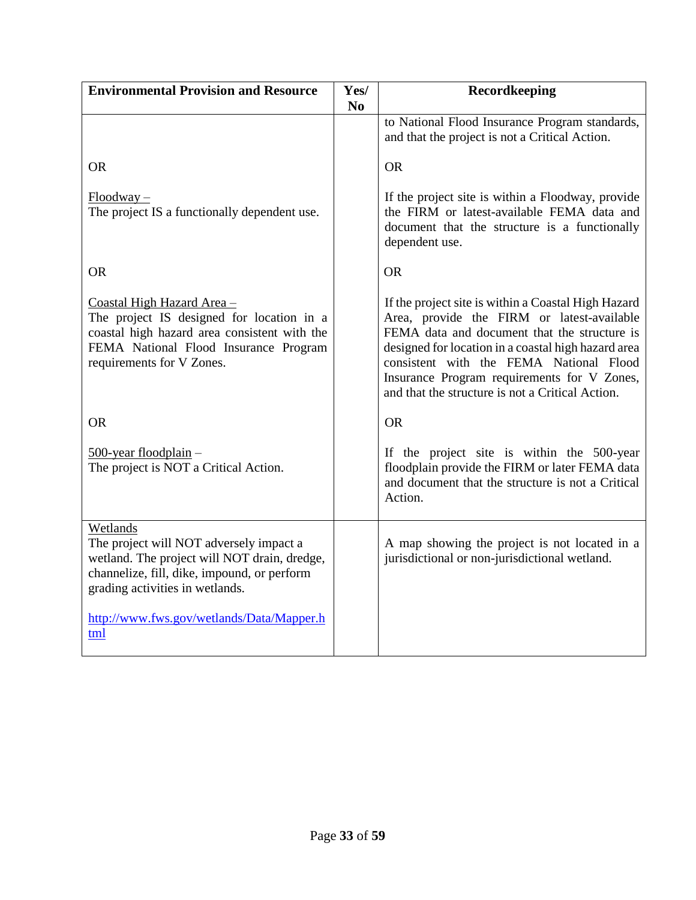| Environmental Provision and Resource | Yes/ No | Recordkeeping |
|---|---|---|
| | | to National Flood Insurance Program standards, and that the project is not a Critical Action. |
| OR | | OR |
| Floodway – The project IS a functionally dependent use. | | If the project site is within a Floodway, provide the FIRM or latest-available FEMA data and document that the structure is a functionally dependent use. |
| OR | | OR |
| Coastal High Hazard Area – The project IS designed for location in a coastal high hazard area consistent with the FEMA National Flood Insurance Program requirements for V Zones. | | If the project site is within a Coastal High Hazard Area, provide the FIRM or latest-available FEMA data and document that the structure is designed for location in a coastal high hazard area consistent with the FEMA National Flood Insurance Program requirements for V Zones, and that the structure is not a Critical Action. |
| OR | | OR |
| 500-year floodplain – The project is NOT a Critical Action. | | If the project site is within the 500-year floodplain provide the FIRM or later FEMA data and document that the structure is not a Critical Action. |
| Wetlands The project will NOT adversely impact a wetland. The project will NOT drain, dredge, channelize, fill, dike, impound, or perform grading activities in wetlands. http://www.fws.gov/wetlands/Data/Mapper.html | | A map showing the project is not located in a jurisdictional or non-jurisdictional wetland. |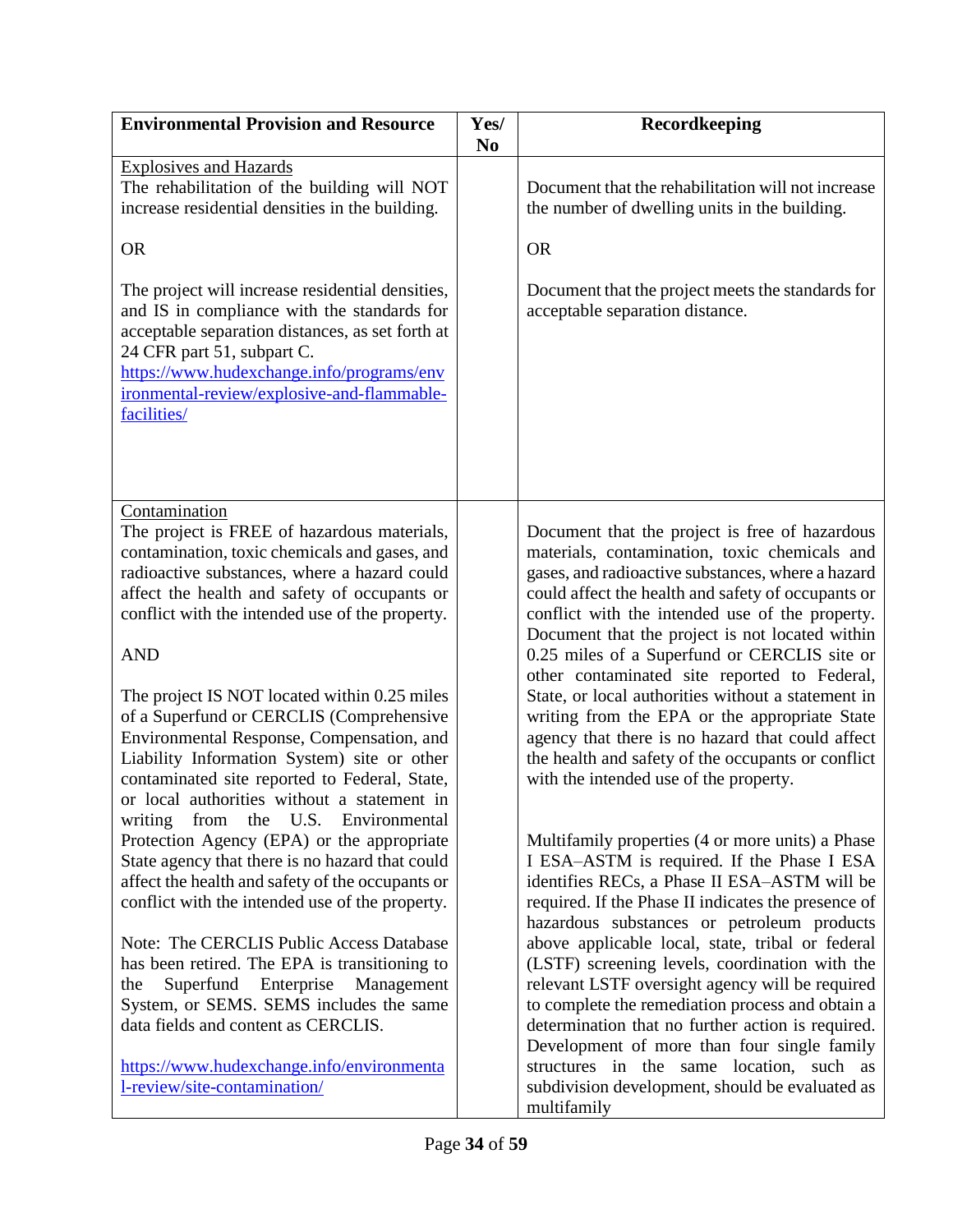| Environmental Provision and Resource | Yes/ No | Recordkeeping |
|---|---|---|
| Explosives and Hazards<br>The rehabilitation of the building will NOT increase residential densities in the building.<br><br>OR<br><br>The project will increase residential densities, and IS in compliance with the standards for acceptable separation distances, as set forth at 24 CFR part 51, subpart C.<br>[https://www.hudexchange.info/programs/environmental-review/explosive-and-flammable-facilities/](https://www.hudexchange.info/programs/environmental-review/explosive-and-flammable-facilities/) | | Document that the rehabilitation will not increase the number of dwelling units in the building.<br><br>OR<br><br>Document that the project meets the standards for acceptable separation distance. |
| Contamination<br>The project is FREE of hazardous materials, contamination, toxic chemicals and gases, and radioactive substances, where a hazard could affect the health and safety of occupants or conflict with the intended use of the property.<br><br>AND<br><br>The project IS NOT located within 0.25 miles of a Superfund or CERCLIS (Comprehensive Environmental Response, Compensation, and Liability Information System) site or other contaminated site reported to Federal, State, or local authorities without a statement in writing from the U.S. Environmental Protection Agency (EPA) or the appropriate State agency that there is no hazard that could affect the health and safety of the occupants or conflict with the intended use of the property.<br><br>Note: The CERCLIS Public Access Database has been retired. The EPA is transitioning to the Superfund Enterprise Management System, or SEMS. SEMS includes the same data fields and content as CERCLIS.<br><br>[https://www.hudexchange.info/environmental-review/site-contamination/](https://www.hudexchange.info/environmental-review/site-contamination/) | | Document that the project is free of hazardous materials, contamination, toxic chemicals and gases, and radioactive substances, where a hazard could affect the health and safety of occupants or conflict with the intended use of the property. Document that the project is not located within 0.25 miles of a Superfund or CERCLIS site or other contaminated site reported to Federal, State, or local authorities without a statement in writing from the EPA or the appropriate State agency that there is no hazard that could affect the health and safety of the occupants or conflict with the intended use of the property.<br><br>Multifamily properties (4 or more units) a Phase I ESA–ASTM is required. If the Phase I ESA identifies RECs, a Phase II ESA–ASTM will be required. If the Phase II indicates the presence of hazardous substances or petroleum products above applicable local, state, tribal or federal (LSTF) screening levels, coordination with the relevant LSTF oversight agency will be required to complete the remediation process and obtain a determination that no further action is required. Development of more than four single family structures in the same location, such as subdivision development, should be evaluated as multifamily |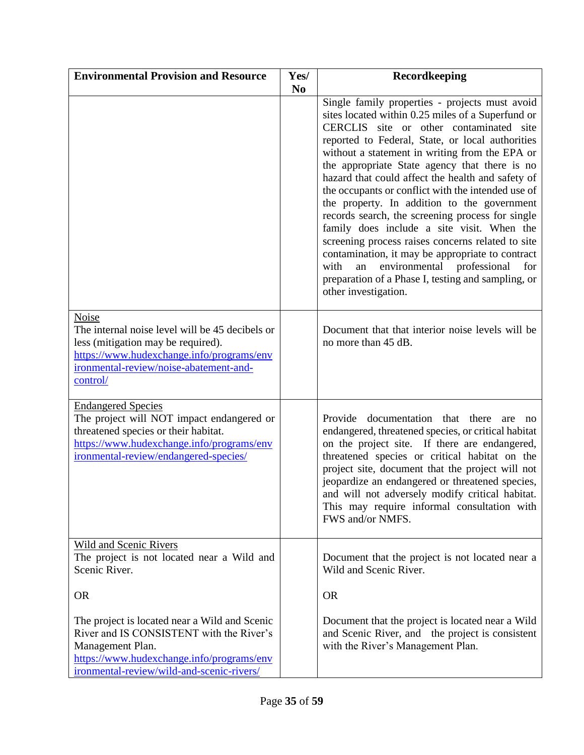| Environmental Provision and Resource | Yes/ No | Recordkeeping |
|---|---|---|
| | | Single family properties - projects must avoid sites located within 0.25 miles of a Superfund or CERCLIS site or other contaminated site reported to Federal, State, or local authorities without a statement in writing from the EPA or the appropriate State agency that there is no hazard that could affect the health and safety of the occupants or conflict with the intended use of the property. In addition to the government records search, the screening process for single family does include a site visit. When the screening process raises concerns related to site contamination, it may be appropriate to contract with an environmental professional for preparation of a Phase I, testing and sampling, or other investigation. |
| Noise<br>The internal noise level will be 45 decibels or less (mitigation may be required).<br>https://www.hudexchange.info/programs/environmental-review/noise-abatement-and-control/ | | Document that that interior noise levels will be no more than 45 dB. |
| Endangered Species<br>The project will NOT impact endangered or threatened species or their habitat.<br>https://www.hudexchange.info/programs/environmental-review/endangered-species/ | | Provide documentation that there are no endangered, threatened species, or critical habitat on the project site. If there are endangered, threatened species or critical habitat on the project site, document that the project will not jeopardize an endangered or threatened species, and will not adversely modify critical habitat. This may require informal consultation with FWS and/or NMFS. |
| Wild and Scenic Rivers<br>The project is not located near a Wild and Scenic River.<br><br>OR<br><br>The project is located near a Wild and Scenic River and IS CONSISTENT with the River's Management Plan.<br>https://www.hudexchange.info/programs/environmental-review/wild-and-scenic-rivers/ | | Document that the project is not located near a Wild and Scenic River.<br><br>OR<br><br>Document that the project is located near a Wild and Scenic River, and the project is consistent with the River's Management Plan. |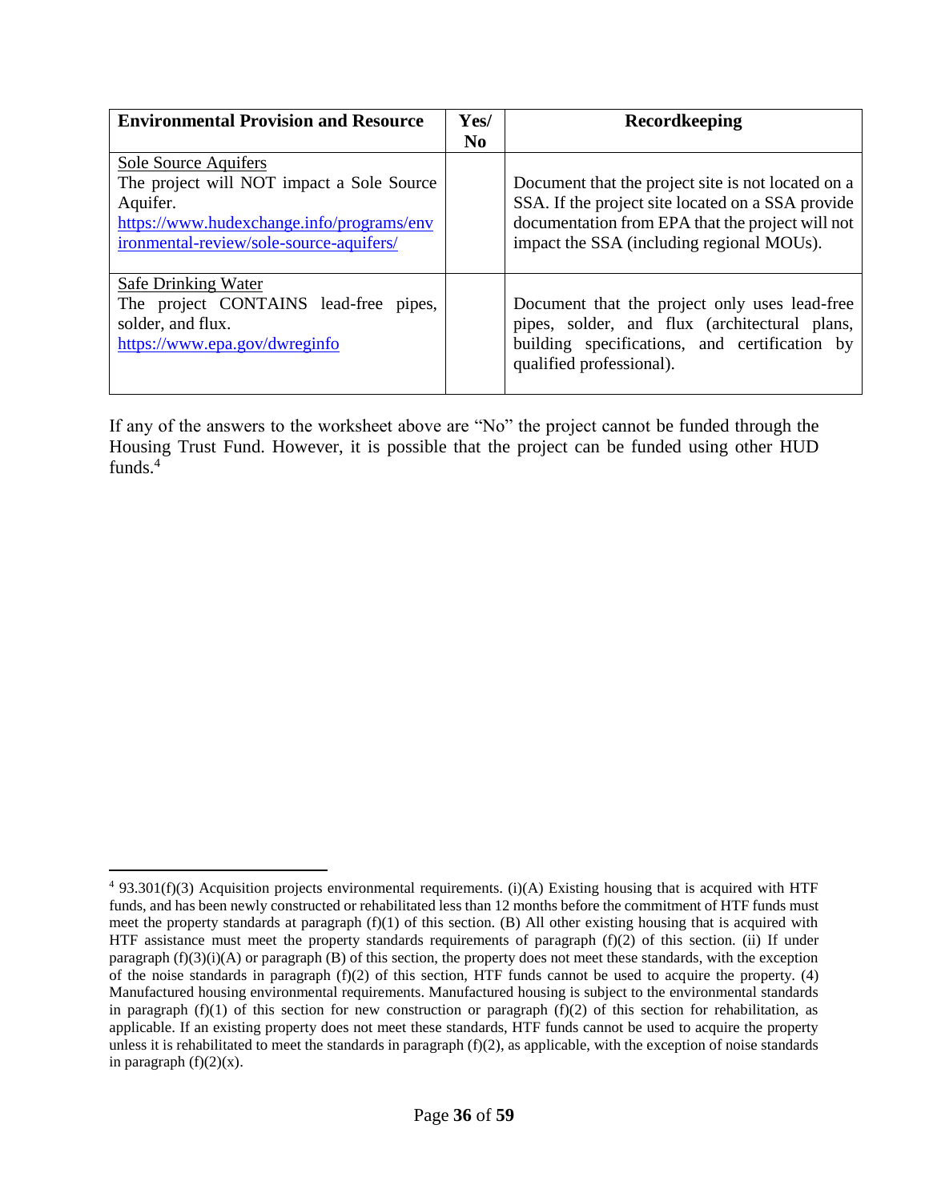| Environmental Provision and Resource | Yes/ No | Recordkeeping |
|---|---|---|
| Sole Source Aquifers<br>The project will NOT impact a Sole Source Aquifer.<br>https://www.hudexchange.info/programs/environmental-review/sole-source-aquifers/ | | Document that the project site is not located on a SSA. If the project site located on a SSA provide documentation from EPA that the project will not impact the SSA (including regional MOUs). |
| Safe Drinking Water<br>The project CONTAINS lead-free pipes, solder, and flux.<br>https://www.epa.gov/dwreginfo | | Document that the project only uses lead-free pipes, solder, and flux (architectural plans, building specifications, and certification by qualified professional). |

If any of the answers to the worksheet above are "No" the project cannot be funded through the Housing Trust Fund. However, it is possible that the project can be funded using other HUD funds.[4]

[4] 93.301(f)(3) Acquisition projects environmental requirements. (i)(A) Existing housing that is acquired with HTF funds, and has been newly constructed or rehabilitated less than 12 months before the commitment of HTF funds must meet the property standards at paragraph (f)(1) of this section. (B) All other existing housing that is acquired with HTF assistance must meet the property standards requirements of paragraph (f)(2) of this section. (ii) If under paragraph (f)(3)(i)(A) or paragraph (B) of this section, the property does not meet these standards, with the exception of the noise standards in paragraph (f)(2) of this section, HTF funds cannot be used to acquire the property. (4) Manufactured housing environmental requirements. Manufactured housing is subject to the environmental standards in paragraph (f)(1) of this section for new construction or paragraph (f)(2) of this section for rehabilitation, as applicable. If an existing property does not meet these standards, HTF funds cannot be used to acquire the property unless it is rehabilitated to meet the standards in paragraph (f)(2), as applicable, with the exception of noise standards in paragraph (f)(2)(x).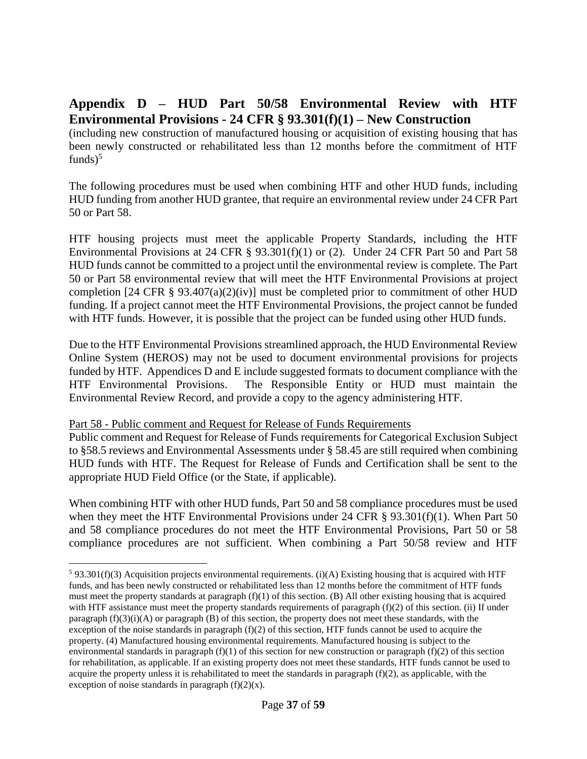## Appendix D – HUD Part 50/58 Environmental Review with HTF Environmental Provisions - 24 CFR § 93.301(f)(1) – New Construction

(including new construction of manufactured housing or acquisition of existing housing that has been newly constructed or rehabilitated less than 12 months before the commitment of HTF funds)[5]

The following procedures must be used when combining HTF and other HUD funds, including HUD funding from another HUD grantee, that require an environmental review under 24 CFR Part 50 or Part 58.

HTF housing projects must meet the applicable Property Standards, including the HTF Environmental Provisions at 24 CFR § 93.301(f)(1) or (2). Under 24 CFR Part 50 and Part 58 HUD funds cannot be committed to a project until the environmental review is complete. The Part 50 or Part 58 environmental review that will meet the HTF Environmental Provisions at project completion [24 CFR § 93.407(a)(2)(iv)] must be completed prior to commitment of other HUD funding. If a project cannot meet the HTF Environmental Provisions, the project cannot be funded with HTF funds. However, it is possible that the project can be funded using other HUD funds.

Due to the HTF Environmental Provisions streamlined approach, the HUD Environmental Review Online System (HEROS) may not be used to document environmental provisions for projects funded by HTF. Appendices D and E include suggested formats to document compliance with the HTF Environmental Provisions. The Responsible Entity or HUD must maintain the Environmental Review Record, and provide a copy to the agency administering HTF.

<u>Part 58 - Public comment and Request for Release of Funds Requirements</u>

Public comment and Request for Release of Funds requirements for Categorical Exclusion Subject to §58.5 reviews and Environmental Assessments under § 58.45 are still required when combining HUD funds with HTF. The Request for Release of Funds and Certification shall be sent to the appropriate HUD Field Office (or the State, if applicable).

When combining HTF with other HUD funds, Part 50 and 58 compliance procedures must be used when they meet the HTF Environmental Provisions under 24 CFR § 93.301(f)(1). When Part 50 and 58 compliance procedures do not meet the HTF Environmental Provisions, Part 50 or 58 compliance procedures are not sufficient. When combining a Part 50/58 review and HTF

---

[5] 93.301(f)(3) Acquisition projects environmental requirements. (i)(A) Existing housing that is acquired with HTF funds, and has been newly constructed or rehabilitated less than 12 months before the commitment of HTF funds must meet the property standards at paragraph (f)(1) of this section. (B) All other existing housing that is acquired with HTF assistance must meet the property standards requirements of paragraph (f)(2) of this section. (ii) If under paragraph (f)(3)(i)(A) or paragraph (B) of this section, the property does not meet these standards, with the exception of the noise standards in paragraph (f)(2) of this section, HTF funds cannot be used to acquire the property. (4) Manufactured housing environmental requirements. Manufactured housing is subject to the environmental standards in paragraph (f)(1) of this section for new construction or paragraph (f)(2) of this section for rehabilitation, as applicable. If an existing property does not meet these standards, HTF funds cannot be used to acquire the property unless it is rehabilitated to meet the standards in paragraph (f)(2), as applicable, with the exception of noise standards in paragraph (f)(2)(x).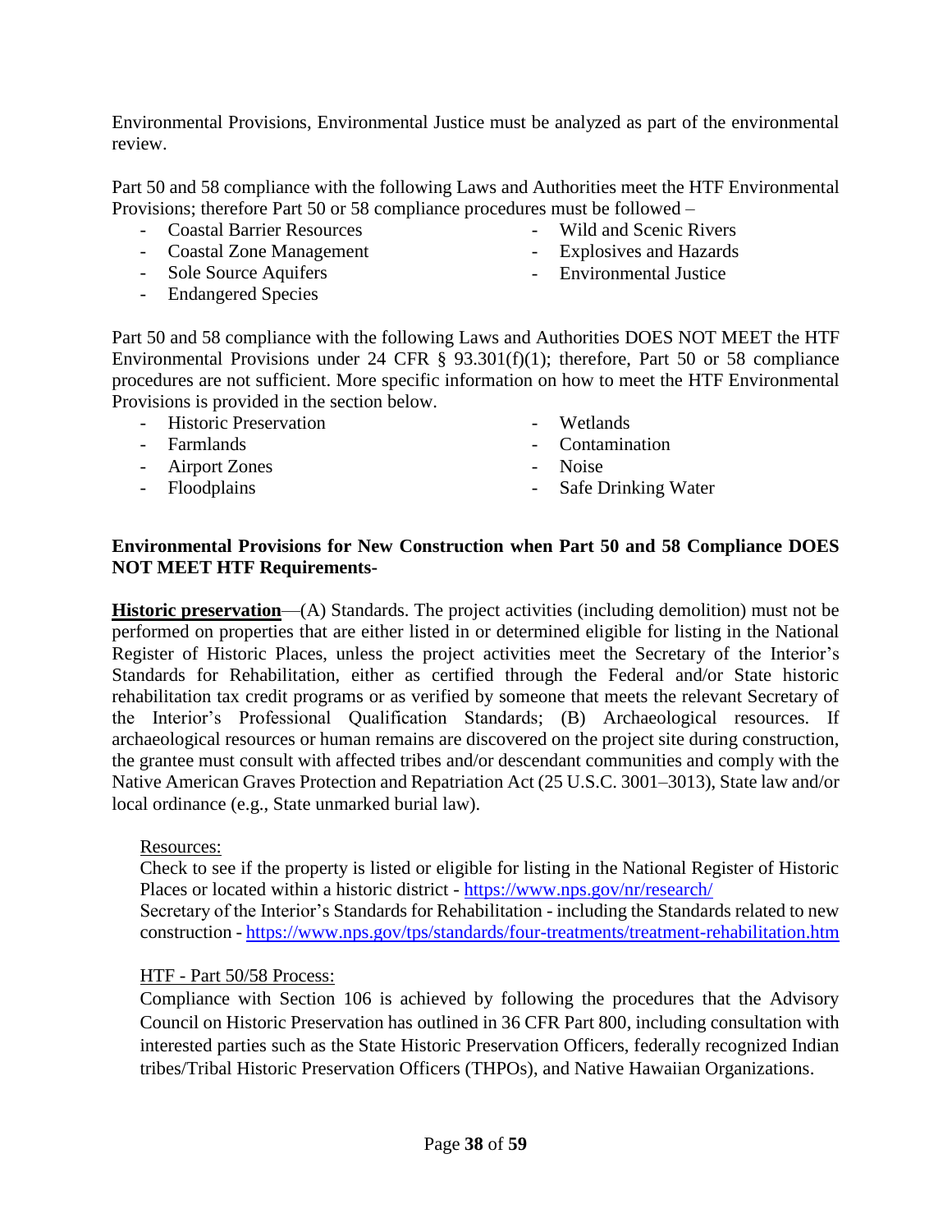Environmental Provisions, Environmental Justice must be analyzed as part of the environmental review.

Part 50 and 58 compliance with the following Laws and Authorities meet the HTF Environmental Provisions; therefore Part 50 or 58 compliance procedures must be followed –

- Coastal Barrier Resources
- Coastal Zone Management
- Sole Source Aquifers
- Endangered Species
- Wild and Scenic Rivers
- Explosives and Hazards
- Environmental Justice

Part 50 and 58 compliance with the following Laws and Authorities DOES NOT MEET the HTF Environmental Provisions under 24 CFR § 93.301(f)(1); therefore, Part 50 or 58 compliance procedures are not sufficient. More specific information on how to meet the HTF Environmental Provisions is provided in the section below.

- Historic Preservation
- Farmlands
- Airport Zones
- Floodplains
- Wetlands
- Contamination
- Noise
- Safe Drinking Water

**Environmental Provisions for New Construction when Part 50 and 58 Compliance DOES NOT MEET HTF Requirements-**

**<u>Historic preservation</u>**—(A) Standards. The project activities (including demolition) must not be performed on properties that are either listed in or determined eligible for listing in the National Register of Historic Places, unless the project activities meet the Secretary of the Interior's Standards for Rehabilitation, either as certified through the Federal and/or State historic rehabilitation tax credit programs or as verified by someone that meets the relevant Secretary of the Interior's Professional Qualification Standards; (B) Archaeological resources. If archaeological resources or human remains are discovered on the project site during construction, the grantee must consult with affected tribes and/or descendant communities and comply with the Native American Graves Protection and Repatriation Act (25 U.S.C. 3001–3013), State law and/or local ordinance (e.g., State unmarked burial law).

<u>Resources:</u>

Check to see if the property is listed or eligible for listing in the National Register of Historic Places or located within a historic district - https://www.nps.gov/nr/research/

Secretary of the Interior's Standards for Rehabilitation - including the Standards related to new construction - https://www.nps.gov/tps/standards/four-treatments/treatment-rehabilitation.htm

<u>HTF - Part 50/58 Process:</u>

Compliance with Section 106 is achieved by following the procedures that the Advisory Council on Historic Preservation has outlined in 36 CFR Part 800, including consultation with interested parties such as the State Historic Preservation Officers, federally recognized Indian tribes/Tribal Historic Preservation Officers (THPOs), and Native Hawaiian Organizations.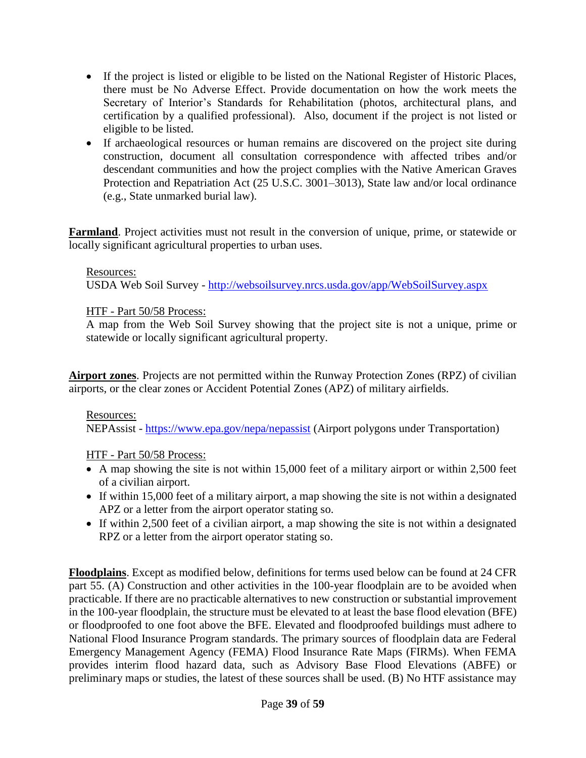- If the project is listed or eligible to be listed on the National Register of Historic Places, there must be No Adverse Effect. Provide documentation on how the work meets the Secretary of Interior's Standards for Rehabilitation (photos, architectural plans, and certification by a qualified professional). Also, document if the project is not listed or eligible to be listed.
- If archaeological resources or human remains are discovered on the project site during construction, document all consultation correspondence with affected tribes and/or descendant communities and how the project complies with the Native American Graves Protection and Repatriation Act (25 U.S.C. 3001–3013), State law and/or local ordinance (e.g., State unmarked burial law).

**Farmland**. Project activities must not result in the conversion of unique, prime, or statewide or locally significant agricultural properties to urban uses.

> Resources:
> USDA Web Soil Survey - [http://websoilsurvey.nrcs.usda.gov/app/WebSoilSurvey.aspx](http://websoilsurvey.nrcs.usda.gov/app/WebSoilSurvey.aspx)
>
> HTF - Part 50/58 Process:
> A map from the Web Soil Survey showing that the project site is not a unique, prime or statewide or locally significant agricultural property.

**Airport zones**. Projects are not permitted within the Runway Protection Zones (RPZ) of civilian airports, or the clear zones or Accident Potential Zones (APZ) of military airfields.

> Resources:
> NEPAssist - [https://www.epa.gov/nepa/nepassist](https://www.epa.gov/nepa/nepassist) (Airport polygons under Transportation)
>
> HTF - Part 50/58 Process:
>
> - A map showing the site is not within 15,000 feet of a military airport or within 2,500 feet of a civilian airport.
> - If within 15,000 feet of a military airport, a map showing the site is not within a designated APZ or a letter from the airport operator stating so.
> - If within 2,500 feet of a civilian airport, a map showing the site is not within a designated RPZ or a letter from the airport operator stating so.

**Floodplains**. Except as modified below, definitions for terms used below can be found at 24 CFR part 55. (A) Construction and other activities in the 100-year floodplain are to be avoided when practicable. If there are no practicable alternatives to new construction or substantial improvement in the 100-year floodplain, the structure must be elevated to at least the base flood elevation (BFE) or floodproofed to one foot above the BFE. Elevated and floodproofed buildings must adhere to National Flood Insurance Program standards. The primary sources of floodplain data are Federal Emergency Management Agency (FEMA) Flood Insurance Rate Maps (FIRMs). When FEMA provides interim flood hazard data, such as Advisory Base Flood Elevations (ABFE) or preliminary maps or studies, the latest of these sources shall be used. (B) No HTF assistance may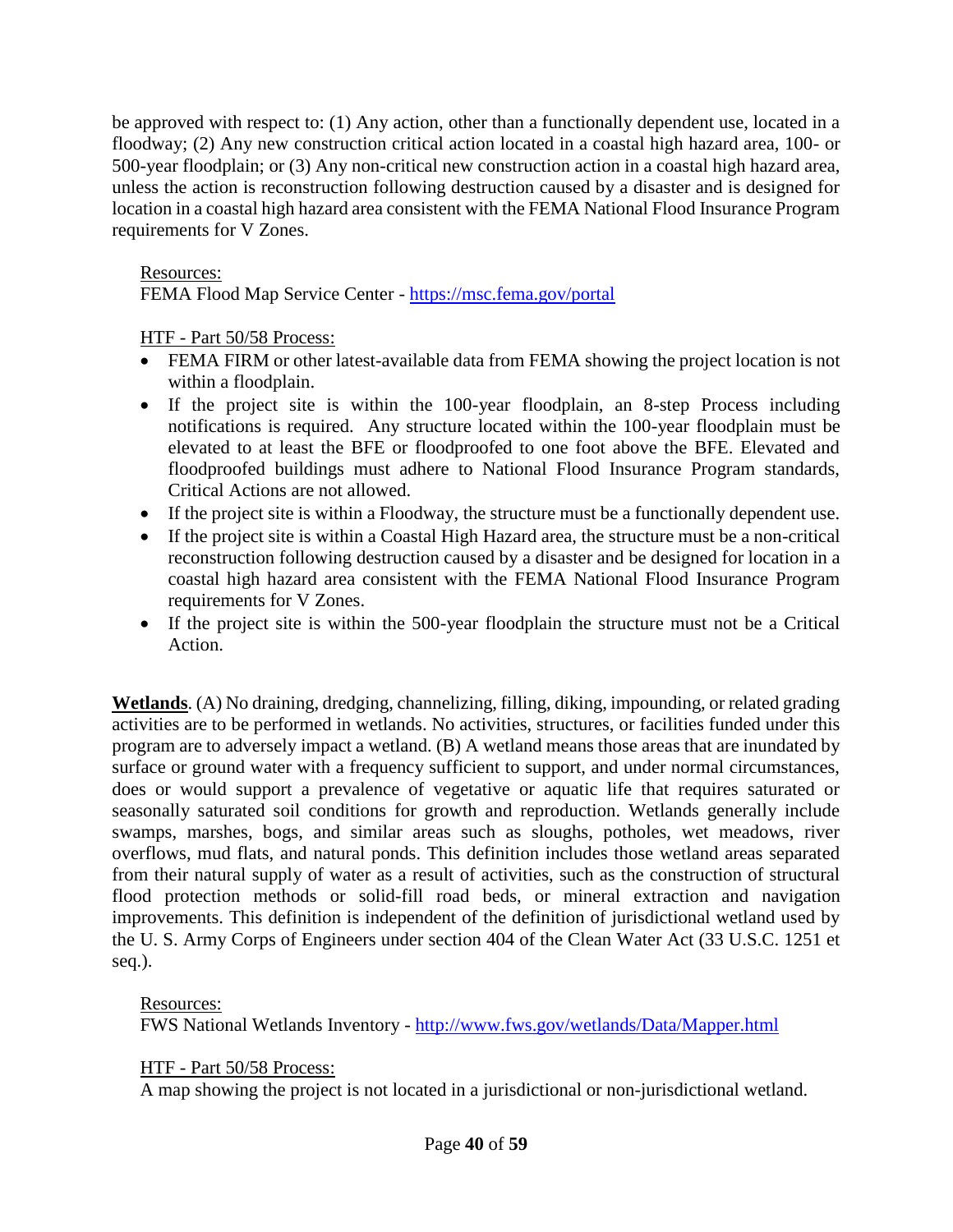be approved with respect to: (1) Any action, other than a functionally dependent use, located in a floodway; (2) Any new construction critical action located in a coastal high hazard area, 100- or 500-year floodplain; or (3) Any non-critical new construction action in a coastal high hazard area, unless the action is reconstruction following destruction caused by a disaster and is designed for location in a coastal high hazard area consistent with the FEMA National Flood Insurance Program requirements for V Zones.

Resources:
FEMA Flood Map Service Center - [https://msc.fema.gov/portal](https://msc.fema.gov/portal)

HTF - Part 50/58 Process:

- FEMA FIRM or other latest-available data from FEMA showing the project location is not within a floodplain.
- If the project site is within the 100-year floodplain, an 8-step Process including notifications is required. Any structure located within the 100-year floodplain must be elevated to at least the BFE or floodproofed to one foot above the BFE. Elevated and floodproofed buildings must adhere to National Flood Insurance Program standards, Critical Actions are not allowed.
- If the project site is within a Floodway, the structure must be a functionally dependent use.
- If the project site is within a Coastal High Hazard area, the structure must be a non-critical reconstruction following destruction caused by a disaster and be designed for location in a coastal high hazard area consistent with the FEMA National Flood Insurance Program requirements for V Zones.
- If the project site is within the 500-year floodplain the structure must not be a Critical Action.

**Wetlands**. (A) No draining, dredging, channelizing, filling, diking, impounding, or related grading activities are to be performed in wetlands. No activities, structures, or facilities funded under this program are to adversely impact a wetland. (B) A wetland means those areas that are inundated by surface or ground water with a frequency sufficient to support, and under normal circumstances, does or would support a prevalence of vegetative or aquatic life that requires saturated or seasonally saturated soil conditions for growth and reproduction. Wetlands generally include swamps, marshes, bogs, and similar areas such as sloughs, potholes, wet meadows, river overflows, mud flats, and natural ponds. This definition includes those wetland areas separated from their natural supply of water as a result of activities, such as the construction of structural flood protection methods or solid-fill road beds, or mineral extraction and navigation improvements. This definition is independent of the definition of jurisdictional wetland used by the U. S. Army Corps of Engineers under section 404 of the Clean Water Act (33 U.S.C. 1251 et seq.).

Resources:
FWS National Wetlands Inventory - [http://www.fws.gov/wetlands/Data/Mapper.html](http://www.fws.gov/wetlands/Data/Mapper.html)

HTF - Part 50/58 Process:
A map showing the project is not located in a jurisdictional or non-jurisdictional wetland.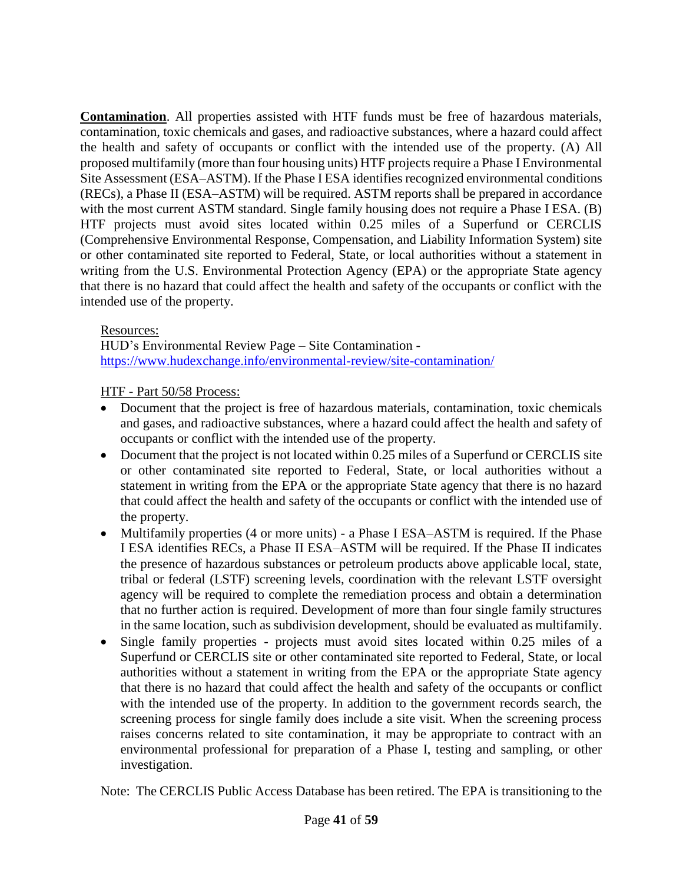**Contamination**. All properties assisted with HTF funds must be free of hazardous materials, contamination, toxic chemicals and gases, and radioactive substances, where a hazard could affect the health and safety of occupants or conflict with the intended use of the property. (A) All proposed multifamily (more than four housing units) HTF projects require a Phase I Environmental Site Assessment (ESA–ASTM). If the Phase I ESA identifies recognized environmental conditions (RECs), a Phase II (ESA–ASTM) will be required. ASTM reports shall be prepared in accordance with the most current ASTM standard. Single family housing does not require a Phase I ESA. (B) HTF projects must avoid sites located within 0.25 miles of a Superfund or CERCLIS (Comprehensive Environmental Response, Compensation, and Liability Information System) site or other contaminated site reported to Federal, State, or local authorities without a statement in writing from the U.S. Environmental Protection Agency (EPA) or the appropriate State agency that there is no hazard that could affect the health and safety of the occupants or conflict with the intended use of the property.

Resources:
HUD's Environmental Review Page – Site Contamination - [https://www.hudexchange.info/environmental-review/site-contamination/](https://www.hudexchange.info/environmental-review/site-contamination/)

HTF - Part 50/58 Process:

- Document that the project is free of hazardous materials, contamination, toxic chemicals and gases, and radioactive substances, where a hazard could affect the health and safety of occupants or conflict with the intended use of the property.
- Document that the project is not located within 0.25 miles of a Superfund or CERCLIS site or other contaminated site reported to Federal, State, or local authorities without a statement in writing from the EPA or the appropriate State agency that there is no hazard that could affect the health and safety of the occupants or conflict with the intended use of the property.
- Multifamily properties (4 or more units) - a Phase I ESA–ASTM is required. If the Phase I ESA identifies RECs, a Phase II ESA–ASTM will be required. If the Phase II indicates the presence of hazardous substances or petroleum products above applicable local, state, tribal or federal (LSTF) screening levels, coordination with the relevant LSTF oversight agency will be required to complete the remediation process and obtain a determination that no further action is required. Development of more than four single family structures in the same location, such as subdivision development, should be evaluated as multifamily.
- Single family properties - projects must avoid sites located within 0.25 miles of a Superfund or CERCLIS site or other contaminated site reported to Federal, State, or local authorities without a statement in writing from the EPA or the appropriate State agency that there is no hazard that could affect the health and safety of the occupants or conflict with the intended use of the property. In addition to the government records search, the screening process for single family does include a site visit. When the screening process raises concerns related to site contamination, it may be appropriate to contract with an environmental professional for preparation of a Phase I, testing and sampling, or other investigation.

Note: The CERCLIS Public Access Database has been retired. The EPA is transitioning to the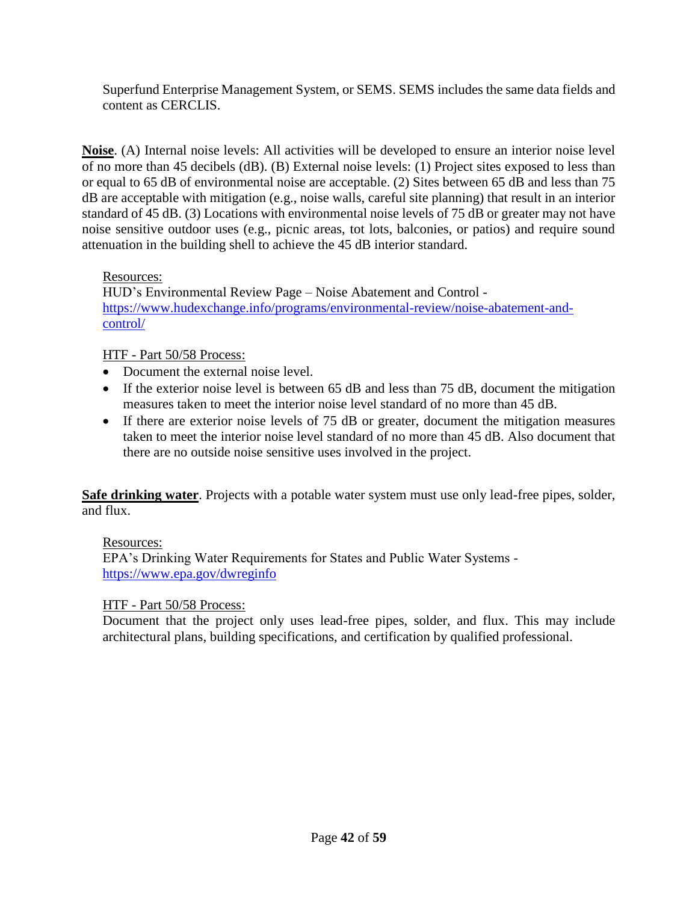Superfund Enterprise Management System, or SEMS. SEMS includes the same data fields and content as CERCLIS.

**Noise**. (A) Internal noise levels: All activities will be developed to ensure an interior noise level of no more than 45 decibels (dB). (B) External noise levels: (1) Project sites exposed to less than or equal to 65 dB of environmental noise are acceptable. (2) Sites between 65 dB and less than 75 dB are acceptable with mitigation (e.g., noise walls, careful site planning) that result in an interior standard of 45 dB. (3) Locations with environmental noise levels of 75 dB or greater may not have noise sensitive outdoor uses (e.g., picnic areas, tot lots, balconies, or patios) and require sound attenuation in the building shell to achieve the 45 dB interior standard.

Resources:
HUD's Environmental Review Page – Noise Abatement and Control - https://www.hudexchange.info/programs/environmental-review/noise-abatement-and-control/

HTF - Part 50/58 Process:

- Document the external noise level.
- If the exterior noise level is between 65 dB and less than 75 dB, document the mitigation measures taken to meet the interior noise level standard of no more than 45 dB.
- If there are exterior noise levels of 75 dB or greater, document the mitigation measures taken to meet the interior noise level standard of no more than 45 dB. Also document that there are no outside noise sensitive uses involved in the project.

**Safe drinking water**. Projects with a potable water system must use only lead-free pipes, solder, and flux.

Resources:
EPA's Drinking Water Requirements for States and Public Water Systems - https://www.epa.gov/dwreginfo

HTF - Part 50/58 Process:
Document that the project only uses lead-free pipes, solder, and flux. This may include architectural plans, building specifications, and certification by qualified professional.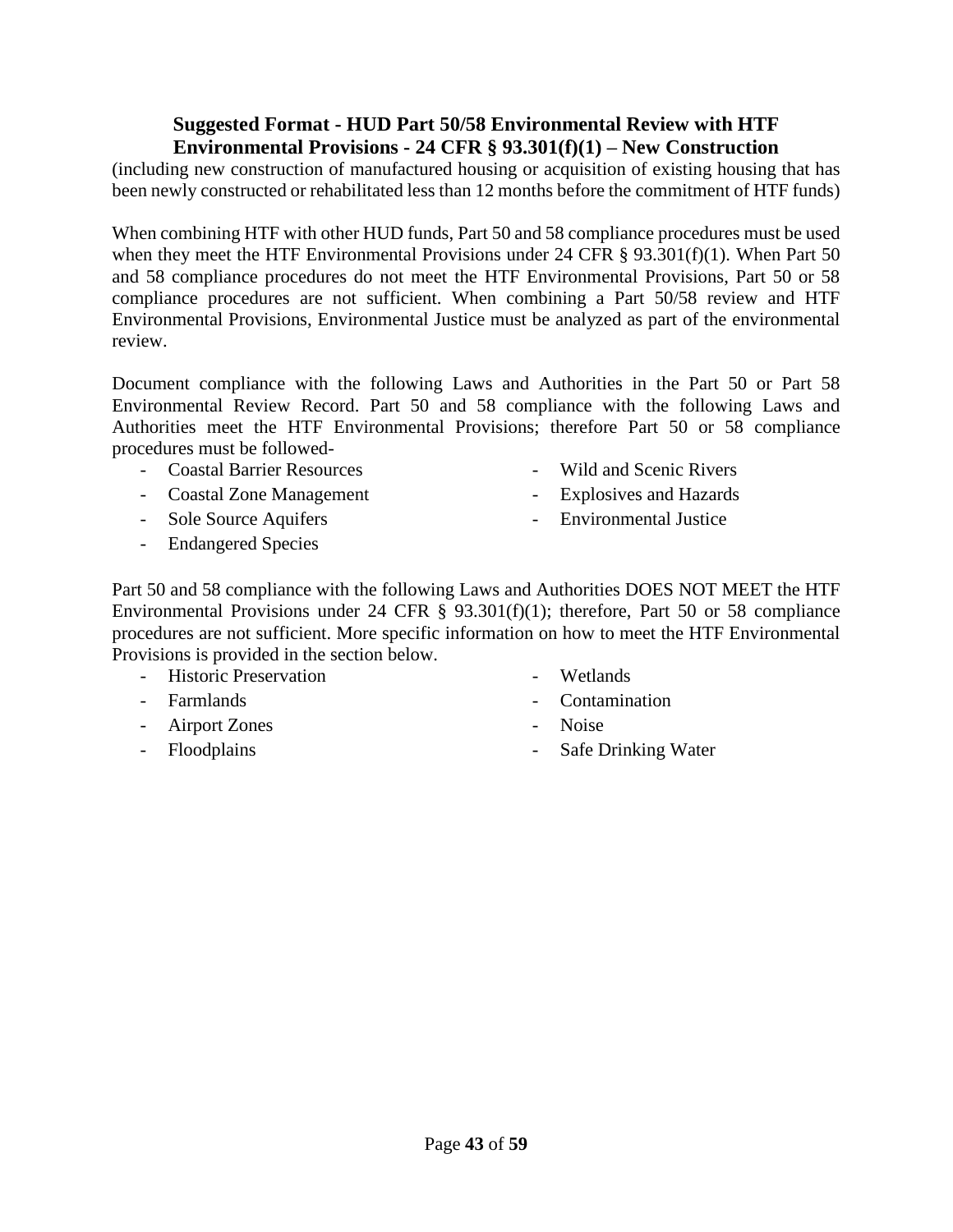**Suggested Format - HUD Part 50/58 Environmental Review with HTF Environmental Provisions - 24 CFR § 93.301(f)(1) – New Construction**

(including new construction of manufactured housing or acquisition of existing housing that has been newly constructed or rehabilitated less than 12 months before the commitment of HTF funds)

When combining HTF with other HUD funds, Part 50 and 58 compliance procedures must be used when they meet the HTF Environmental Provisions under 24 CFR § 93.301(f)(1). When Part 50 and 58 compliance procedures do not meet the HTF Environmental Provisions, Part 50 or 58 compliance procedures are not sufficient. When combining a Part 50/58 review and HTF Environmental Provisions, Environmental Justice must be analyzed as part of the environmental review.

Document compliance with the following Laws and Authorities in the Part 50 or Part 58 Environmental Review Record. Part 50 and 58 compliance with the following Laws and Authorities meet the HTF Environmental Provisions; therefore Part 50 or 58 compliance procedures must be followed-

- Coastal Barrier Resources
- Coastal Zone Management
- Sole Source Aquifers
- Endangered Species
- Wild and Scenic Rivers
- Explosives and Hazards
- Environmental Justice

Part 50 and 58 compliance with the following Laws and Authorities DOES NOT MEET the HTF Environmental Provisions under 24 CFR § 93.301(f)(1); therefore, Part 50 or 58 compliance procedures are not sufficient. More specific information on how to meet the HTF Environmental Provisions is provided in the section below.

- Historic Preservation
- Farmlands
- Airport Zones
- Floodplains
- Wetlands
- Contamination
- Noise
- Safe Drinking Water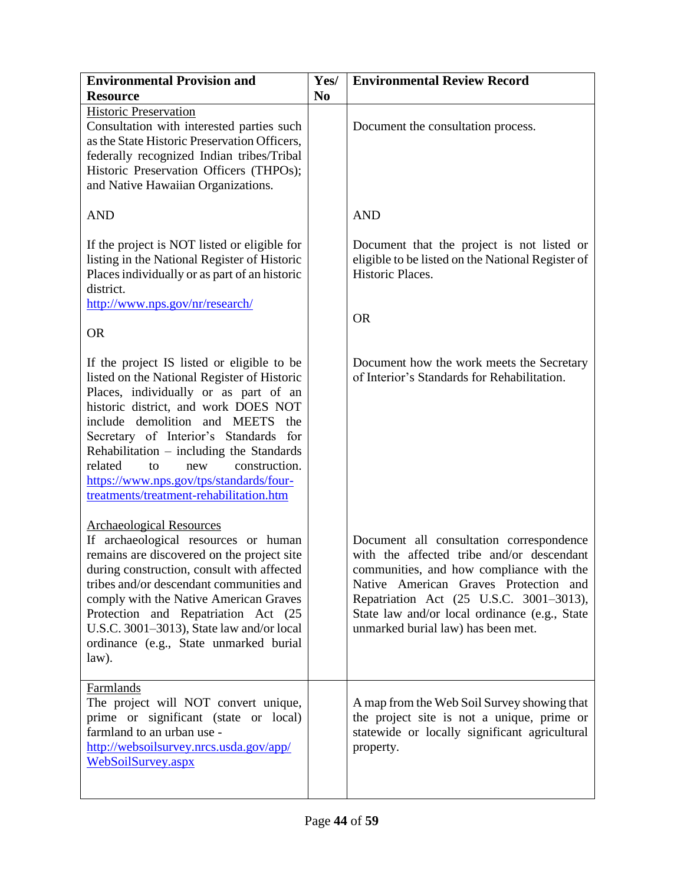| Environmental Provision and Resource | Yes/ No | Environmental Review Record |
|---|---|---|
| Historic Preservation<br>Consultation with interested parties such as the State Historic Preservation Officers, federally recognized Indian tribes/Tribal Historic Preservation Officers (THPOs); and Native Hawaiian Organizations.<br><br>AND<br><br>If the project is NOT listed or eligible for listing in the National Register of Historic Places individually or as part of an historic district.<br>http://www.nps.gov/nr/research/<br><br>OR<br><br>If the project IS listed or eligible to be listed on the National Register of Historic Places, individually or as part of an historic district, and work DOES NOT include demolition and MEETS the Secretary of Interior's Standards for Rehabilitation – including the Standards related to new construction. https://www.nps.gov/tps/standards/four-treatments/treatment-rehabilitation.htm<br><br>Archaeological Resources<br>If archaeological resources or human remains are discovered on the project site during construction, consult with affected tribes and/or descendant communities and comply with the Native American Graves Protection and Repatriation Act (25 U.S.C. 3001–3013), State law and/or local ordinance (e.g., State unmarked burial law). | | Document the consultation process.<br><br>AND<br><br>Document that the project is not listed or eligible to be listed on the National Register of Historic Places.<br><br>OR<br><br>Document how the work meets the Secretary of Interior's Standards for Rehabilitation.<br><br>Document all consultation correspondence with the affected tribe and/or descendant communities, and how compliance with the Native American Graves Protection and Repatriation Act (25 U.S.C. 3001–3013), State law and/or local ordinance (e.g., State unmarked burial law) has been met. |
| Farmlands<br>The project will NOT convert unique, prime or significant (state or local) farmland to an urban use - http://websoilsurvey.nrcs.usda.gov/app/WebSoilSurvey.aspx | | A map from the Web Soil Survey showing that the project site is not a unique, prime or statewide or locally significant agricultural property. |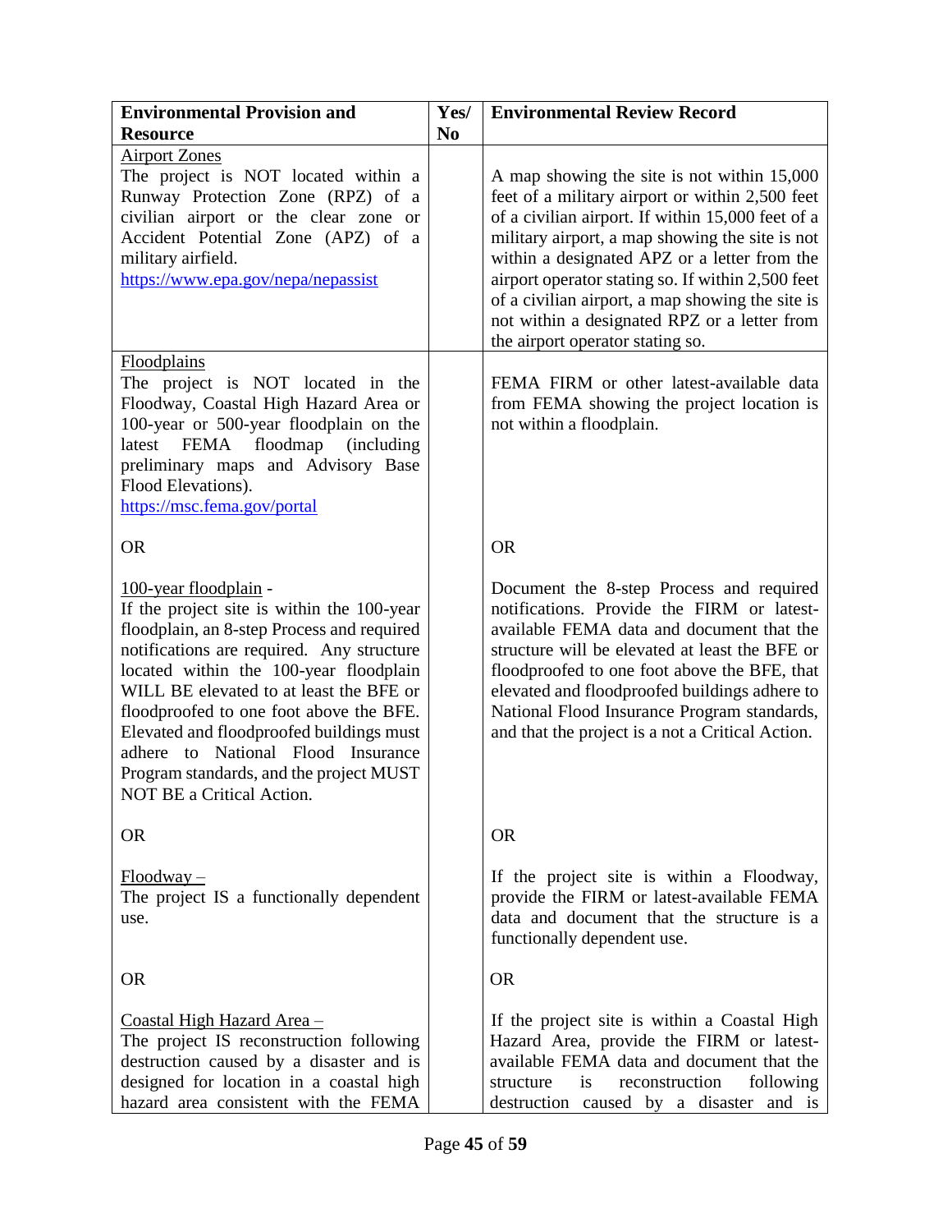| Environmental Provision and Resource | Yes/ No | Environmental Review Record |
|---|---|---|
| <u>Airport Zones</u><br>The project is NOT located within a Runway Protection Zone (RPZ) of a civilian airport or the clear zone or Accident Potential Zone (APZ) of a military airfield.<br>https://www.epa.gov/nepa/nepassist | | A map showing the site is not within 15,000 feet of a military airport or within 2,500 feet of a civilian airport. If within 15,000 feet of a military airport, a map showing the site is not within a designated APZ or a letter from the airport operator stating so. If within 2,500 feet of a civilian airport, a map showing the site is not within a designated RPZ or a letter from the airport operator stating so. |
| <u>Floodplains</u><br>The project is NOT located in the Floodway, Coastal High Hazard Area or 100-year or 500-year floodplain on the latest FEMA floodmap (including preliminary maps and Advisory Base Flood Elevations).<br>https://msc.fema.gov/portal<br><br>OR<br><br><u>100-year floodplain</u> -<br>If the project site is within the 100-year floodplain, an 8-step Process and required notifications are required. Any structure located within the 100-year floodplain WILL BE elevated to at least the BFE or floodproofed to one foot above the BFE. Elevated and floodproofed buildings must adhere to National Flood Insurance Program standards, and the project MUST NOT BE a Critical Action.<br><br>OR<br><br><u>Floodway –</u><br>The project IS a functionally dependent use.<br><br>OR<br><br><u>Coastal High Hazard Area –</u><br>The project IS reconstruction following destruction caused by a disaster and is designed for location in a coastal high hazard area consistent with the FEMA | | FEMA FIRM or other latest-available data from FEMA showing the project location is not within a floodplain.<br><br>OR<br><br>Document the 8-step Process and required notifications. Provide the FIRM or latest-available FEMA data and document that the structure will be elevated at least the BFE or floodproofed to one foot above the BFE, that elevated and floodproofed buildings adhere to National Flood Insurance Program standards, and that the project is a not a Critical Action.<br><br>OR<br><br>If the project site is within a Floodway, provide the FIRM or latest-available FEMA data and document that the structure is a functionally dependent use.<br><br>OR<br><br>If the project site is within a Coastal High Hazard Area, provide the FIRM or latest-available FEMA data and document that the structure is reconstruction following destruction caused by a disaster and is |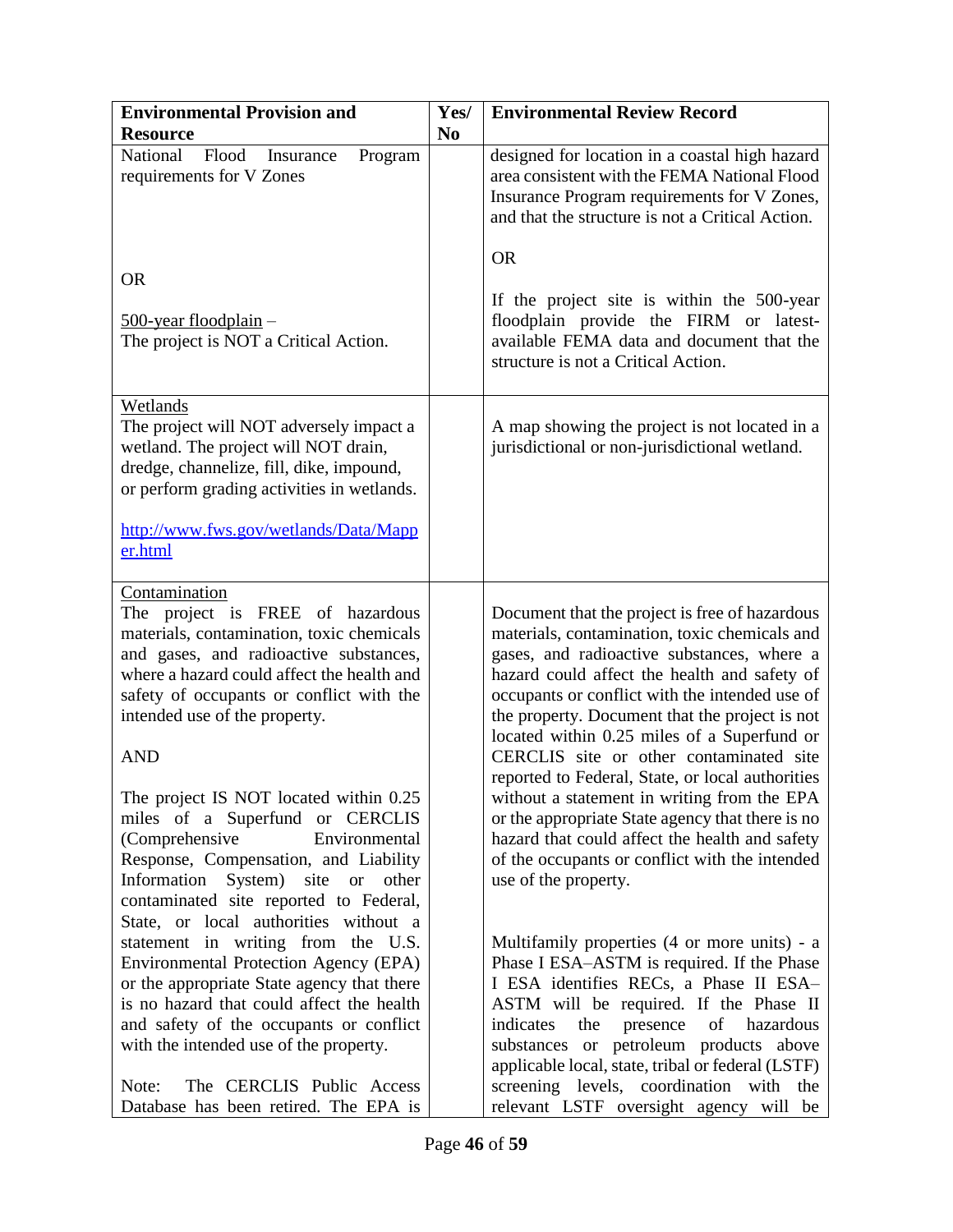| Environmental Provision and Resource | Yes/ No | Environmental Review Record |
|---|---|---|
| National Flood Insurance Program requirements for V Zones<br><br>OR<br><br>500-year floodplain – The project is NOT a Critical Action. | | designed for location in a coastal high hazard area consistent with the FEMA National Flood Insurance Program requirements for V Zones, and that the structure is not a Critical Action.<br><br>OR<br><br>If the project site is within the 500-year floodplain provide the FIRM or latest-available FEMA data and document that the structure is not a Critical Action. |
| Wetlands<br>The project will NOT adversely impact a wetland. The project will NOT drain, dredge, channelize, fill, dike, impound, or perform grading activities in wetlands.<br><br>[http://www.fws.gov/wetlands/Data/Mapper.html](http://www.fws.gov/wetlands/Data/Mapper.html) | | A map showing the project is not located in a jurisdictional or non-jurisdictional wetland. |
| Contamination<br>The project is FREE of hazardous materials, contamination, toxic chemicals and gases, and radioactive substances, where a hazard could affect the health and safety of occupants or conflict with the intended use of the property.<br><br>AND<br><br>The project IS NOT located within 0.25 miles of a Superfund or CERCLIS (Comprehensive Environmental Response, Compensation, and Liability Information System) site or other contaminated site reported to Federal, State, or local authorities without a statement in writing from the U.S. Environmental Protection Agency (EPA) or the appropriate State agency that there is no hazard that could affect the health and safety of the occupants or conflict with the intended use of the property.<br><br>Note: The CERCLIS Public Access Database has been retired. The EPA is | | Document that the project is free of hazardous materials, contamination, toxic chemicals and gases, and radioactive substances, where a hazard could affect the health and safety of occupants or conflict with the intended use of the property. Document that the project is not located within 0.25 miles of a Superfund or CERCLIS site or other contaminated site reported to Federal, State, or local authorities without a statement in writing from the EPA or the appropriate State agency that there is no hazard that could affect the health and safety of the occupants or conflict with the intended use of the property.<br><br>Multifamily properties (4 or more units) - a Phase I ESA–ASTM is required. If the Phase I ESA identifies RECs, a Phase II ESA–ASTM will be required. If the Phase II indicates the presence of hazardous substances or petroleum products above applicable local, state, tribal or federal (LSTF) screening levels, coordination with the relevant LSTF oversight agency will be |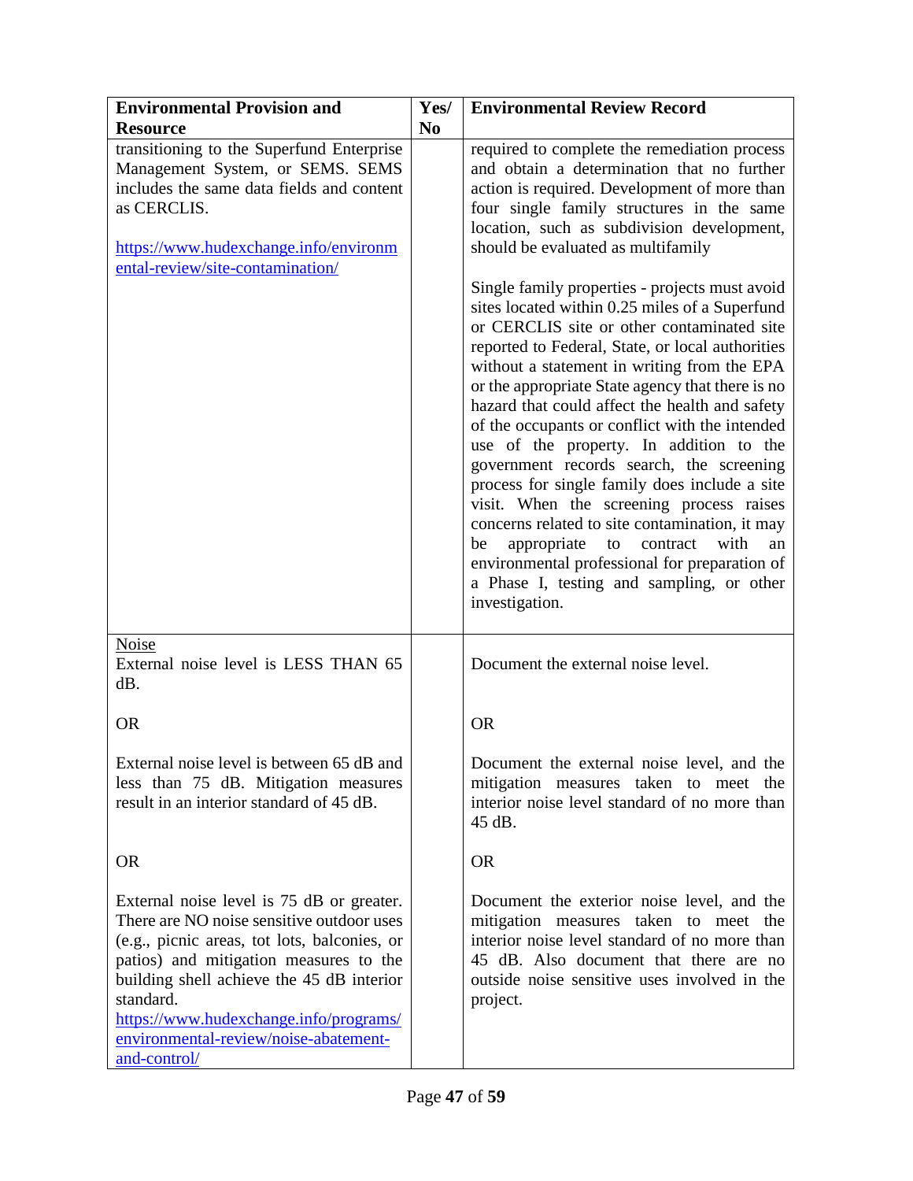| Environmental Provision and Resource | Yes/ No | Environmental Review Record |
|---|---|---|
| transitioning to the Superfund Enterprise Management System, or SEMS. SEMS includes the same data fields and content as CERCLIS.<br><br>https://www.hudexchange.info/environmental-review/site-contamination/ | | required to complete the remediation process and obtain a determination that no further action is required. Development of more than four single family structures in the same location, such as subdivision development, should be evaluated as multifamily<br><br>Single family properties - projects must avoid sites located within 0.25 miles of a Superfund or CERCLIS site or other contaminated site reported to Federal, State, or local authorities without a statement in writing from the EPA or the appropriate State agency that there is no hazard that could affect the health and safety of the occupants or conflict with the intended use of the property. In addition to the government records search, the screening process for single family does include a site visit. When the screening process raises concerns related to site contamination, it may be appropriate to contract with an environmental professional for preparation of a Phase I, testing and sampling, or other investigation. |
| Noise<br>External noise level is LESS THAN 65 dB.<br><br>OR<br><br>External noise level is between 65 dB and less than 75 dB. Mitigation measures result in an interior standard of 45 dB.<br><br>OR<br><br>External noise level is 75 dB or greater. There are NO noise sensitive outdoor uses (e.g., picnic areas, tot lots, balconies, or patios) and mitigation measures to the building shell achieve the 45 dB interior standard.<br>https://www.hudexchange.info/programs/environmental-review/noise-abatement-and-control/ | | Document the external noise level.<br><br>OR<br><br>Document the external noise level, and the mitigation measures taken to meet the interior noise level standard of no more than 45 dB.<br><br>OR<br><br>Document the exterior noise level, and the mitigation measures taken to meet the interior noise level standard of no more than 45 dB. Also document that there are no outside noise sensitive uses involved in the project. |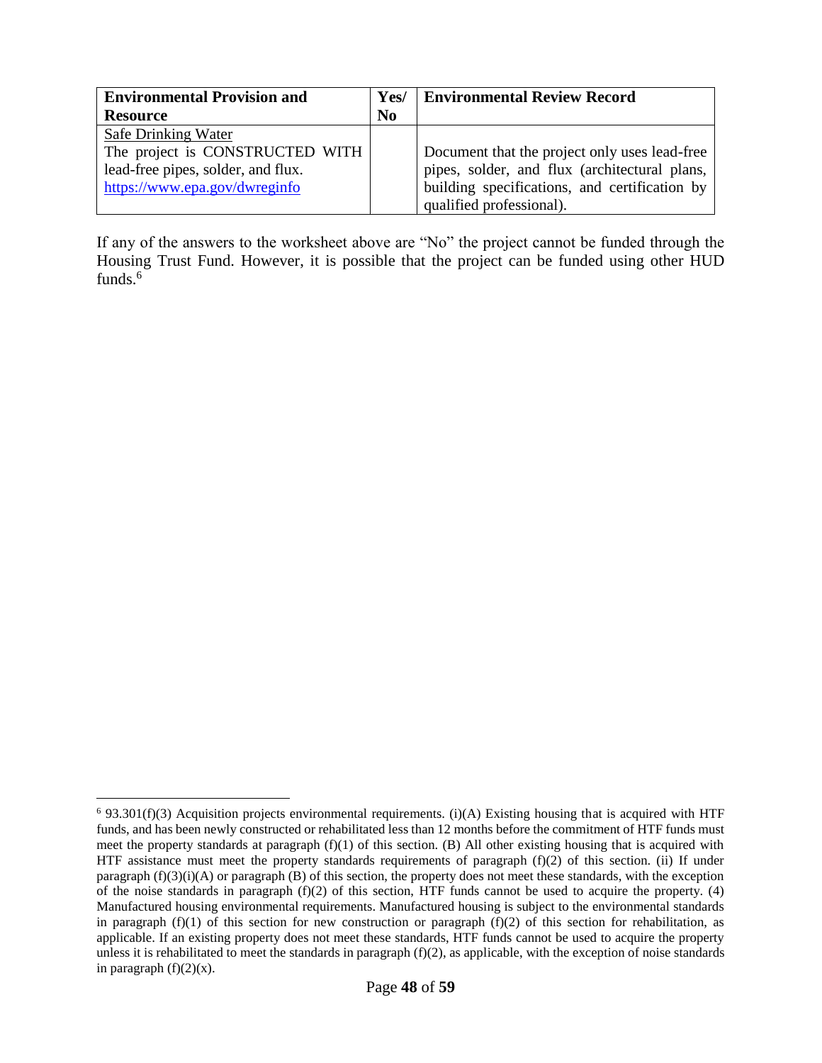| Environmental Provision and Resource | Yes/ No | Environmental Review Record |
|---|---|---|
| Safe Drinking Water<br>The project is CONSTRUCTED WITH lead-free pipes, solder, and flux.<br>https://www.epa.gov/dwreginfo | | Document that the project only uses lead-free pipes, solder, and flux (architectural plans, building specifications, and certification by qualified professional). |

If any of the answers to the worksheet above are "No" the project cannot be funded through the Housing Trust Fund. However, it is possible that the project can be funded using other HUD funds.[6]

---

[6] 93.301(f)(3) Acquisition projects environmental requirements. (i)(A) Existing housing that is acquired with HTF funds, and has been newly constructed or rehabilitated less than 12 months before the commitment of HTF funds must meet the property standards at paragraph (f)(1) of this section. (B) All other existing housing that is acquired with HTF assistance must meet the property standards requirements of paragraph (f)(2) of this section. (ii) If under paragraph (f)(3)(i)(A) or paragraph (B) of this section, the property does not meet these standards, with the exception of the noise standards in paragraph (f)(2) of this section, HTF funds cannot be used to acquire the property. (4) Manufactured housing environmental requirements. Manufactured housing is subject to the environmental standards in paragraph (f)(1) of this section for new construction or paragraph (f)(2) of this section for rehabilitation, as applicable. If an existing property does not meet these standards, HTF funds cannot be used to acquire the property unless it is rehabilitated to meet the standards in paragraph (f)(2), as applicable, with the exception of noise standards in paragraph (f)(2)(x).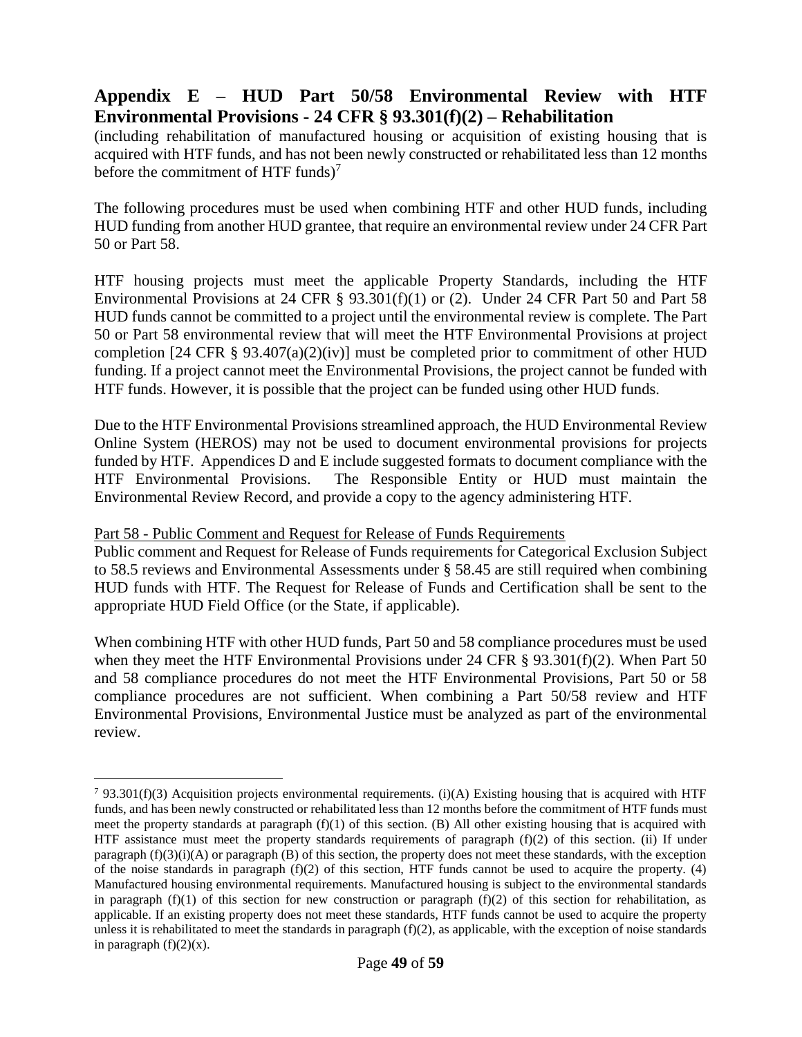## Appendix E – HUD Part 50/58 Environmental Review with HTF Environmental Provisions - 24 CFR § 93.301(f)(2) – Rehabilitation

(including rehabilitation of manufactured housing or acquisition of existing housing that is acquired with HTF funds, and has not been newly constructed or rehabilitated less than 12 months before the commitment of HTF funds)[7]

The following procedures must be used when combining HTF and other HUD funds, including HUD funding from another HUD grantee, that require an environmental review under 24 CFR Part 50 or Part 58.

HTF housing projects must meet the applicable Property Standards, including the HTF Environmental Provisions at 24 CFR § 93.301(f)(1) or (2). Under 24 CFR Part 50 and Part 58 HUD funds cannot be committed to a project until the environmental review is complete. The Part 50 or Part 58 environmental review that will meet the HTF Environmental Provisions at project completion [24 CFR § 93.407(a)(2)(iv)] must be completed prior to commitment of other HUD funding. If a project cannot meet the Environmental Provisions, the project cannot be funded with HTF funds. However, it is possible that the project can be funded using other HUD funds.

Due to the HTF Environmental Provisions streamlined approach, the HUD Environmental Review Online System (HEROS) may not be used to document environmental provisions for projects funded by HTF. Appendices D and E include suggested formats to document compliance with the HTF Environmental Provisions. The Responsible Entity or HUD must maintain the Environmental Review Record, and provide a copy to the agency administering HTF.

Part 58 - Public Comment and Request for Release of Funds Requirements

Public comment and Request for Release of Funds requirements for Categorical Exclusion Subject to 58.5 reviews and Environmental Assessments under § 58.45 are still required when combining HUD funds with HTF. The Request for Release of Funds and Certification shall be sent to the appropriate HUD Field Office (or the State, if applicable).

When combining HTF with other HUD funds, Part 50 and 58 compliance procedures must be used when they meet the HTF Environmental Provisions under 24 CFR § 93.301(f)(2). When Part 50 and 58 compliance procedures do not meet the HTF Environmental Provisions, Part 50 or 58 compliance procedures are not sufficient. When combining a Part 50/58 review and HTF Environmental Provisions, Environmental Justice must be analyzed as part of the environmental review.

---

[7] 93.301(f)(3) Acquisition projects environmental requirements. (i)(A) Existing housing that is acquired with HTF funds, and has been newly constructed or rehabilitated less than 12 months before the commitment of HTF funds must meet the property standards at paragraph (f)(1) of this section. (B) All other existing housing that is acquired with HTF assistance must meet the property standards requirements of paragraph (f)(2) of this section. (ii) If under paragraph (f)(3)(i)(A) or paragraph (B) of this section, the property does not meet these standards, with the exception of the noise standards in paragraph (f)(2) of this section, HTF funds cannot be used to acquire the property. (4) Manufactured housing environmental requirements. Manufactured housing is subject to the environmental standards in paragraph (f)(1) of this section for new construction or paragraph (f)(2) of this section for rehabilitation, as applicable. If an existing property does not meet these standards, HTF funds cannot be used to acquire the property unless it is rehabilitated to meet the standards in paragraph (f)(2), as applicable, with the exception of noise standards in paragraph (f)(2)(x).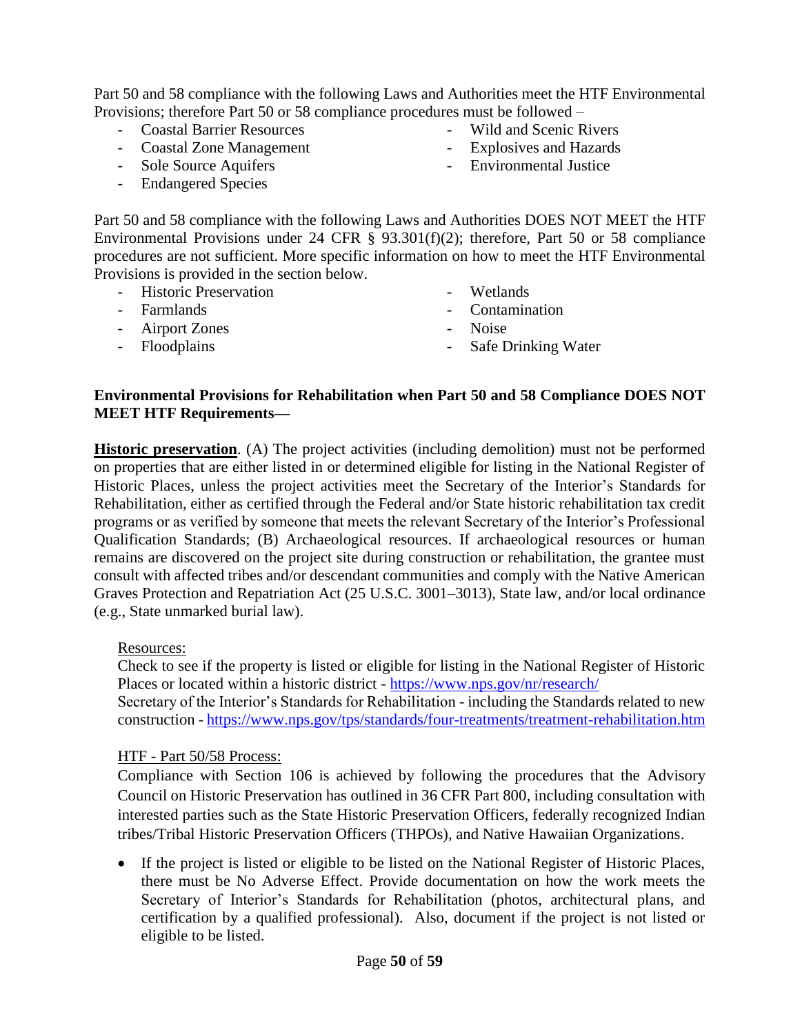Part 50 and 58 compliance with the following Laws and Authorities meet the HTF Environmental Provisions; therefore Part 50 or 58 compliance procedures must be followed –

- Coastal Barrier Resources
- Coastal Zone Management
- Sole Source Aquifers
- Endangered Species
- Wild and Scenic Rivers
- Explosives and Hazards
- Environmental Justice

Part 50 and 58 compliance with the following Laws and Authorities DOES NOT MEET the HTF Environmental Provisions under 24 CFR § 93.301(f)(2); therefore, Part 50 or 58 compliance procedures are not sufficient. More specific information on how to meet the HTF Environmental Provisions is provided in the section below.

- Historic Preservation
- Farmlands
- Airport Zones
- Floodplains
- Wetlands
- Contamination
- Noise
- Safe Drinking Water

**Environmental Provisions for Rehabilitation when Part 50 and 58 Compliance DOES NOT MEET HTF Requirements—**

**Historic preservation**. (A) The project activities (including demolition) must not be performed on properties that are either listed in or determined eligible for listing in the National Register of Historic Places, unless the project activities meet the Secretary of the Interior's Standards for Rehabilitation, either as certified through the Federal and/or State historic rehabilitation tax credit programs or as verified by someone that meets the relevant Secretary of the Interior's Professional Qualification Standards; (B) Archaeological resources. If archaeological resources or human remains are discovered on the project site during construction or rehabilitation, the grantee must consult with affected tribes and/or descendant communities and comply with the Native American Graves Protection and Repatriation Act (25 U.S.C. 3001–3013), State law, and/or local ordinance (e.g., State unmarked burial law).

Resources:

Check to see if the property is listed or eligible for listing in the National Register of Historic Places or located within a historic district - https://www.nps.gov/nr/research/

Secretary of the Interior's Standards for Rehabilitation - including the Standards related to new construction - https://www.nps.gov/tps/standards/four-treatments/treatment-rehabilitation.htm

HTF - Part 50/58 Process:

Compliance with Section 106 is achieved by following the procedures that the Advisory Council on Historic Preservation has outlined in 36 CFR Part 800, including consultation with interested parties such as the State Historic Preservation Officers, federally recognized Indian tribes/Tribal Historic Preservation Officers (THPOs), and Native Hawaiian Organizations.

- If the project is listed or eligible to be listed on the National Register of Historic Places, there must be No Adverse Effect. Provide documentation on how the work meets the Secretary of Interior's Standards for Rehabilitation (photos, architectural plans, and certification by a qualified professional). Also, document if the project is not listed or eligible to be listed.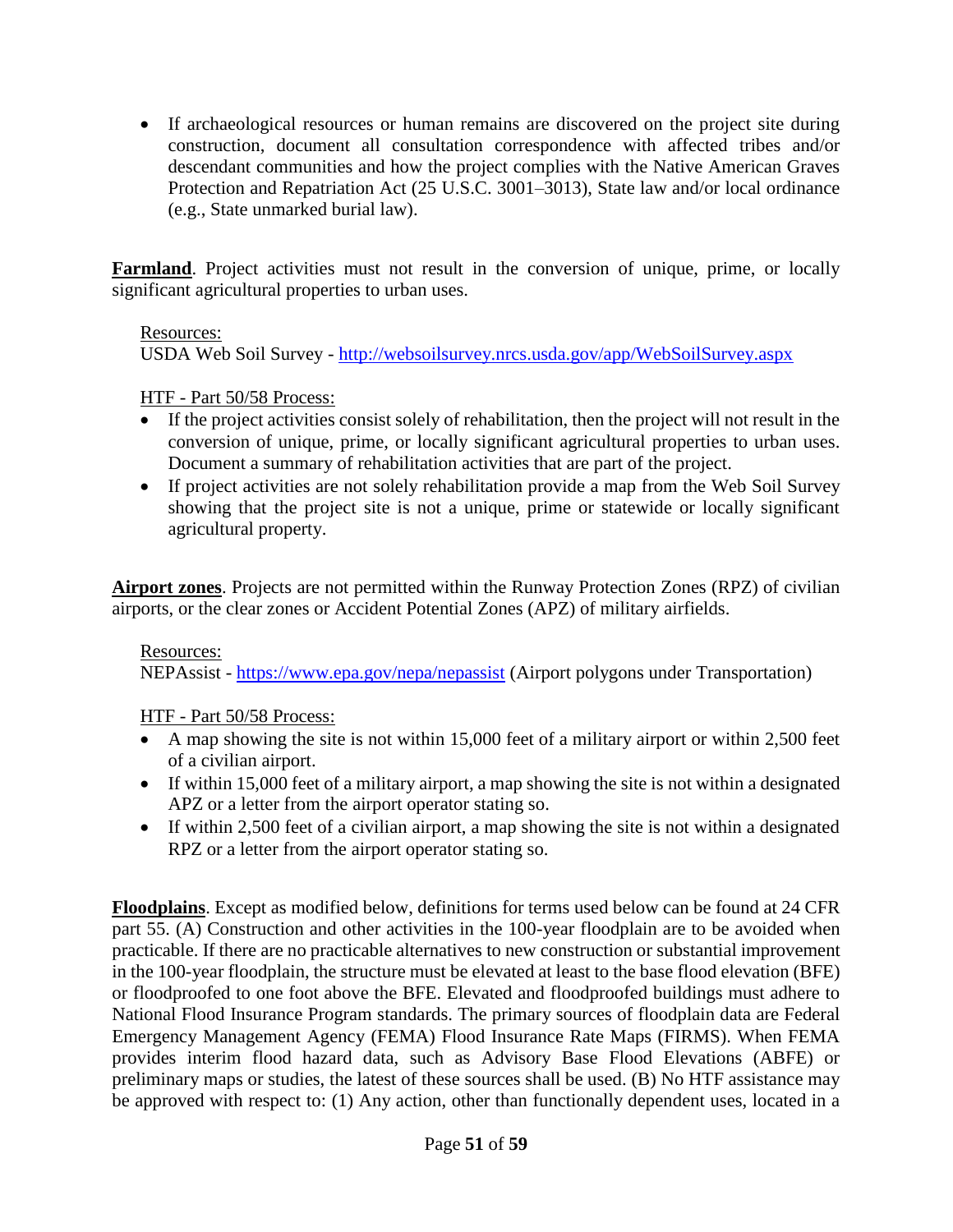- If archaeological resources or human remains are discovered on the project site during construction, document all consultation correspondence with affected tribes and/or descendant communities and how the project complies with the Native American Graves Protection and Repatriation Act (25 U.S.C. 3001–3013), State law and/or local ordinance (e.g., State unmarked burial law).

**Farmland**. Project activities must not result in the conversion of unique, prime, or locally significant agricultural properties to urban uses.

Resources:
USDA Web Soil Survey - http://websoilsurvey.nrcs.usda.gov/app/WebSoilSurvey.aspx

HTF - Part 50/58 Process:

- If the project activities consist solely of rehabilitation, then the project will not result in the conversion of unique, prime, or locally significant agricultural properties to urban uses. Document a summary of rehabilitation activities that are part of the project.
- If project activities are not solely rehabilitation provide a map from the Web Soil Survey showing that the project site is not a unique, prime or statewide or locally significant agricultural property.

**Airport zones**. Projects are not permitted within the Runway Protection Zones (RPZ) of civilian airports, or the clear zones or Accident Potential Zones (APZ) of military airfields.

Resources:
NEPAssist - https://www.epa.gov/nepa/nepassist (Airport polygons under Transportation)

HTF - Part 50/58 Process:

- A map showing the site is not within 15,000 feet of a military airport or within 2,500 feet of a civilian airport.
- If within 15,000 feet of a military airport, a map showing the site is not within a designated APZ or a letter from the airport operator stating so.
- If within 2,500 feet of a civilian airport, a map showing the site is not within a designated RPZ or a letter from the airport operator stating so.

**Floodplains**. Except as modified below, definitions for terms used below can be found at 24 CFR part 55. (A) Construction and other activities in the 100-year floodplain are to be avoided when practicable. If there are no practicable alternatives to new construction or substantial improvement in the 100-year floodplain, the structure must be elevated at least to the base flood elevation (BFE) or floodproofed to one foot above the BFE. Elevated and floodproofed buildings must adhere to National Flood Insurance Program standards. The primary sources of floodplain data are Federal Emergency Management Agency (FEMA) Flood Insurance Rate Maps (FIRMS). When FEMA provides interim flood hazard data, such as Advisory Base Flood Elevations (ABFE) or preliminary maps or studies, the latest of these sources shall be used. (B) No HTF assistance may be approved with respect to: (1) Any action, other than functionally dependent uses, located in a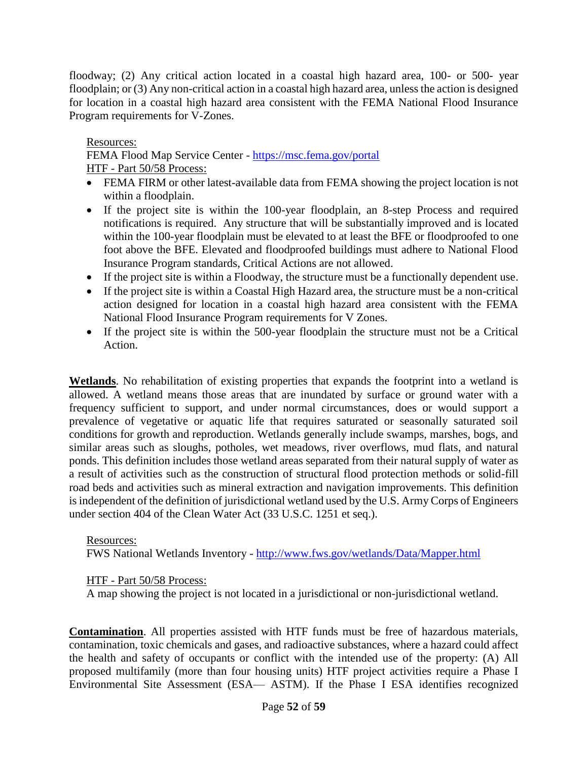floodway; (2) Any critical action located in a coastal high hazard area, 100- or 500- year floodplain; or (3) Any non-critical action in a coastal high hazard area, unless the action is designed for location in a coastal high hazard area consistent with the FEMA National Flood Insurance Program requirements for V-Zones.

Resources:
FEMA Flood Map Service Center - https://msc.fema.gov/portal
HTF - Part 50/58 Process:

- FEMA FIRM or other latest-available data from FEMA showing the project location is not within a floodplain.
- If the project site is within the 100-year floodplain, an 8-step Process and required notifications is required. Any structure that will be substantially improved and is located within the 100-year floodplain must be elevated to at least the BFE or floodproofed to one foot above the BFE. Elevated and floodproofed buildings must adhere to National Flood Insurance Program standards, Critical Actions are not allowed.
- If the project site is within a Floodway, the structure must be a functionally dependent use.
- If the project site is within a Coastal High Hazard area, the structure must be a non-critical action designed for location in a coastal high hazard area consistent with the FEMA National Flood Insurance Program requirements for V Zones.
- If the project site is within the 500-year floodplain the structure must not be a Critical Action.

**Wetlands**. No rehabilitation of existing properties that expands the footprint into a wetland is allowed. A wetland means those areas that are inundated by surface or ground water with a frequency sufficient to support, and under normal circumstances, does or would support a prevalence of vegetative or aquatic life that requires saturated or seasonally saturated soil conditions for growth and reproduction. Wetlands generally include swamps, marshes, bogs, and similar areas such as sloughs, potholes, wet meadows, river overflows, mud flats, and natural ponds. This definition includes those wetland areas separated from their natural supply of water as a result of activities such as the construction of structural flood protection methods or solid-fill road beds and activities such as mineral extraction and navigation improvements. This definition is independent of the definition of jurisdictional wetland used by the U.S. Army Corps of Engineers under section 404 of the Clean Water Act (33 U.S.C. 1251 et seq.).

Resources:
FWS National Wetlands Inventory - http://www.fws.gov/wetlands/Data/Mapper.html

HTF - Part 50/58 Process:
A map showing the project is not located in a jurisdictional or non-jurisdictional wetland.

**Contamination**. All properties assisted with HTF funds must be free of hazardous materials, contamination, toxic chemicals and gases, and radioactive substances, where a hazard could affect the health and safety of occupants or conflict with the intended use of the property: (A) All proposed multifamily (more than four housing units) HTF project activities require a Phase I Environmental Site Assessment (ESA— ASTM). If the Phase I ESA identifies recognized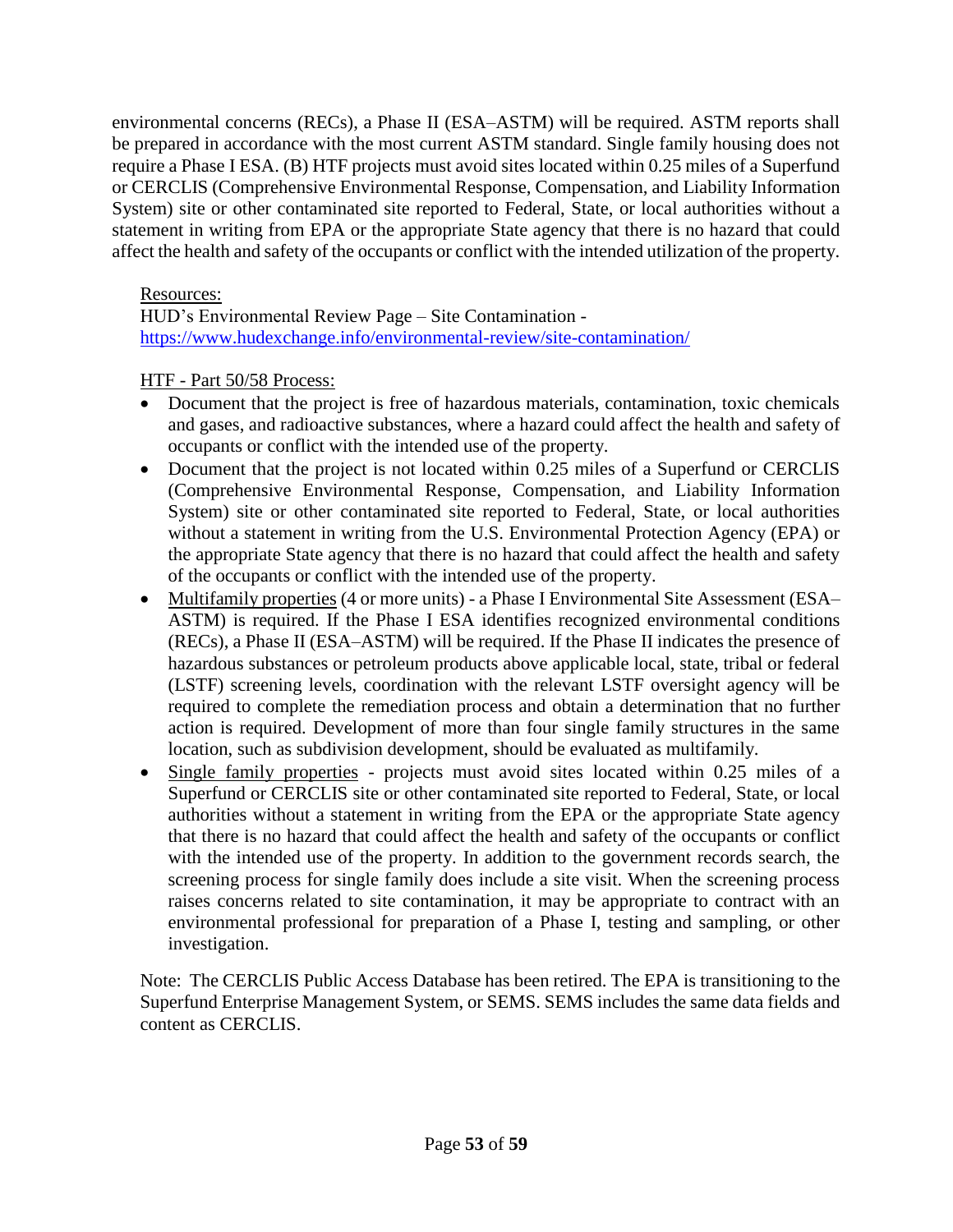environmental concerns (RECs), a Phase II (ESA–ASTM) will be required. ASTM reports shall be prepared in accordance with the most current ASTM standard. Single family housing does not require a Phase I ESA. (B) HTF projects must avoid sites located within 0.25 miles of a Superfund or CERCLIS (Comprehensive Environmental Response, Compensation, and Liability Information System) site or other contaminated site reported to Federal, State, or local authorities without a statement in writing from EPA or the appropriate State agency that there is no hazard that could affect the health and safety of the occupants or conflict with the intended utilization of the property.

Resources:
HUD's Environmental Review Page – Site Contamination - https://www.hudexchange.info/environmental-review/site-contamination/

HTF - Part 50/58 Process:

- Document that the project is free of hazardous materials, contamination, toxic chemicals and gases, and radioactive substances, where a hazard could affect the health and safety of occupants or conflict with the intended use of the property.
- Document that the project is not located within 0.25 miles of a Superfund or CERCLIS (Comprehensive Environmental Response, Compensation, and Liability Information System) site or other contaminated site reported to Federal, State, or local authorities without a statement in writing from the U.S. Environmental Protection Agency (EPA) or the appropriate State agency that there is no hazard that could affect the health and safety of the occupants or conflict with the intended use of the property.
- Multifamily properties (4 or more units) - a Phase I Environmental Site Assessment (ESA–ASTM) is required. If the Phase I ESA identifies recognized environmental conditions (RECs), a Phase II (ESA–ASTM) will be required. If the Phase II indicates the presence of hazardous substances or petroleum products above applicable local, state, tribal or federal (LSTF) screening levels, coordination with the relevant LSTF oversight agency will be required to complete the remediation process and obtain a determination that no further action is required. Development of more than four single family structures in the same location, such as subdivision development, should be evaluated as multifamily.
- Single family properties - projects must avoid sites located within 0.25 miles of a Superfund or CERCLIS site or other contaminated site reported to Federal, State, or local authorities without a statement in writing from the EPA or the appropriate State agency that there is no hazard that could affect the health and safety of the occupants or conflict with the intended use of the property. In addition to the government records search, the screening process for single family does include a site visit. When the screening process raises concerns related to site contamination, it may be appropriate to contract with an environmental professional for preparation of a Phase I, testing and sampling, or other investigation.

Note: The CERCLIS Public Access Database has been retired. The EPA is transitioning to the Superfund Enterprise Management System, or SEMS. SEMS includes the same data fields and content as CERCLIS.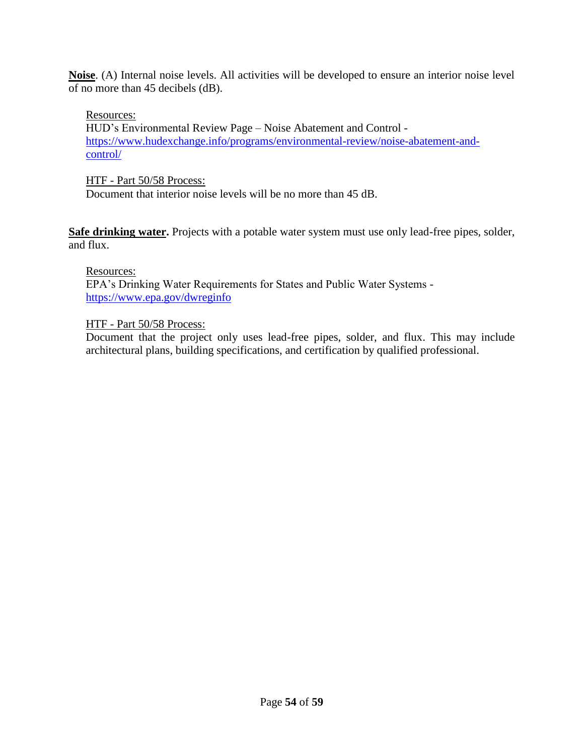**Noise**. (A) Internal noise levels. All activities will be developed to ensure an interior noise level of no more than 45 decibels (dB).

Resources:
HUD's Environmental Review Page – Noise Abatement and Control - https://www.hudexchange.info/programs/environmental-review/noise-abatement-and-control/

HTF - Part 50/58 Process:
Document that interior noise levels will be no more than 45 dB.

**Safe drinking water.** Projects with a potable water system must use only lead-free pipes, solder, and flux.

Resources:
EPA's Drinking Water Requirements for States and Public Water Systems - https://www.epa.gov/dwreginfo

HTF - Part 50/58 Process:
Document that the project only uses lead-free pipes, solder, and flux. This may include architectural plans, building specifications, and certification by qualified professional.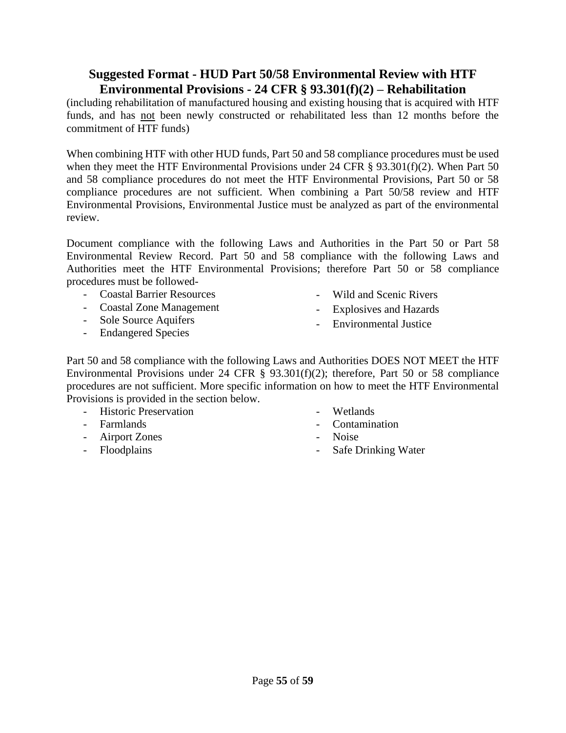## Suggested Format - HUD Part 50/58 Environmental Review with HTF Environmental Provisions - 24 CFR § 93.301(f)(2) – Rehabilitation

(including rehabilitation of manufactured housing and existing housing that is acquired with HTF funds, and has not been newly constructed or rehabilitated less than 12 months before the commitment of HTF funds)

When combining HTF with other HUD funds, Part 50 and 58 compliance procedures must be used when they meet the HTF Environmental Provisions under 24 CFR § 93.301(f)(2). When Part 50 and 58 compliance procedures do not meet the HTF Environmental Provisions, Part 50 or 58 compliance procedures are not sufficient. When combining a Part 50/58 review and HTF Environmental Provisions, Environmental Justice must be analyzed as part of the environmental review.

Document compliance with the following Laws and Authorities in the Part 50 or Part 58 Environmental Review Record. Part 50 and 58 compliance with the following Laws and Authorities meet the HTF Environmental Provisions; therefore Part 50 or 58 compliance procedures must be followed-

- Coastal Barrier Resources
- Coastal Zone Management
- Sole Source Aquifers
- Endangered Species
- Wild and Scenic Rivers
- Explosives and Hazards
- Environmental Justice

Part 50 and 58 compliance with the following Laws and Authorities DOES NOT MEET the HTF Environmental Provisions under 24 CFR § 93.301(f)(2); therefore, Part 50 or 58 compliance procedures are not sufficient. More specific information on how to meet the HTF Environmental Provisions is provided in the section below.

- Historic Preservation
- Farmlands
- Airport Zones
- Floodplains
- Wetlands
- Contamination
- Noise
- Safe Drinking Water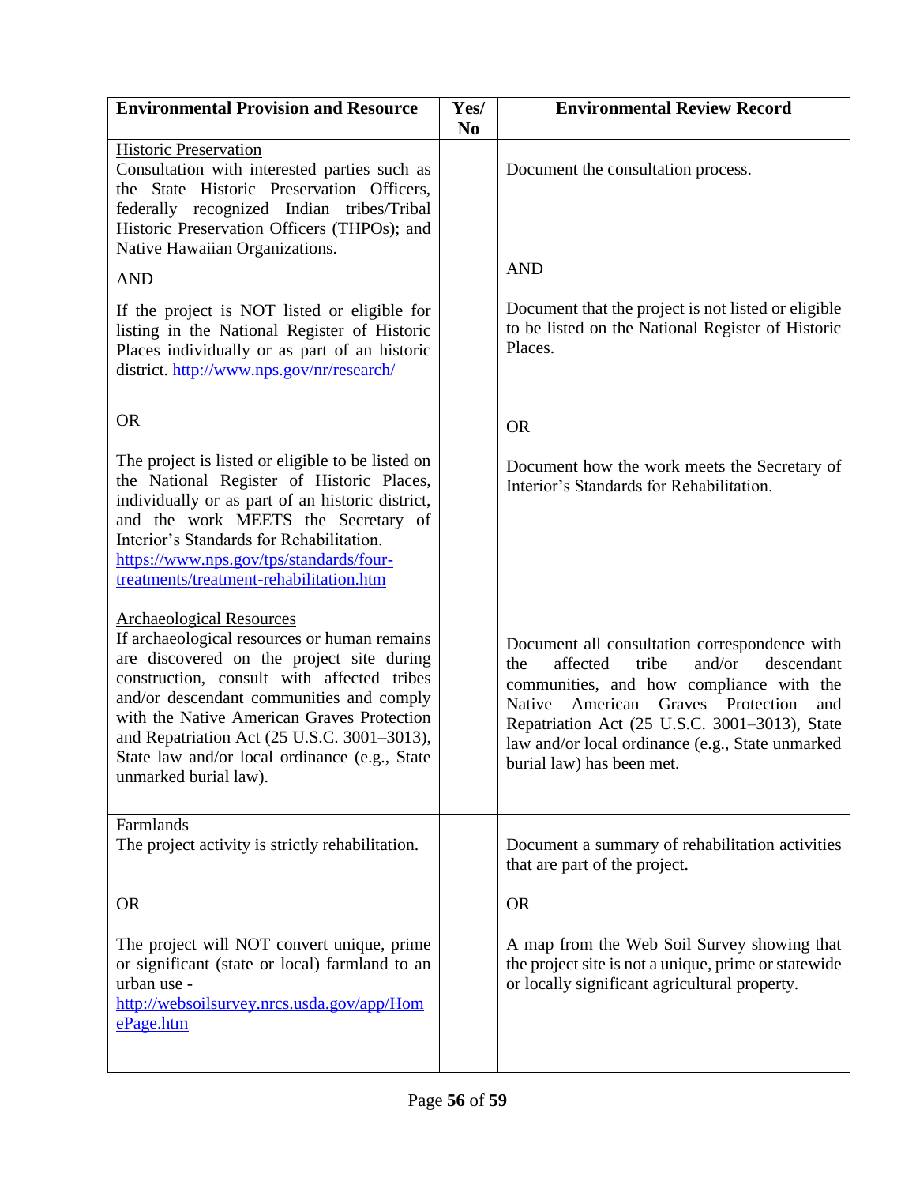| Environmental Provision and Resource | Yes/ No | Environmental Review Record |
|---|---|---|
| Historic Preservation<br>Consultation with interested parties such as the State Historic Preservation Officers, federally recognized Indian tribes/Tribal Historic Preservation Officers (THPOs); and Native Hawaiian Organizations.<br><br>AND<br><br>If the project is NOT listed or eligible for listing in the National Register of Historic Places individually or as part of an historic district. http://www.nps.gov/nr/research/<br><br>OR<br><br>The project is listed or eligible to be listed on the National Register of Historic Places, individually or as part of an historic district, and the work MEETS the Secretary of Interior's Standards for Rehabilitation. https://www.nps.gov/tps/standards/four-treatments/treatment-rehabilitation.htm<br><br>Archaeological Resources<br>If archaeological resources or human remains are discovered on the project site during construction, consult with affected tribes and/or descendant communities and comply with the Native American Graves Protection and Repatriation Act (25 U.S.C. 3001–3013), State law and/or local ordinance (e.g., State unmarked burial law). | | Document the consultation process.<br><br>AND<br><br>Document that the project is not listed or eligible to be listed on the National Register of Historic Places.<br><br>OR<br><br>Document how the work meets the Secretary of Interior's Standards for Rehabilitation.<br><br>Document all consultation correspondence with the affected tribe and/or descendant communities, and how compliance with the Native American Graves Protection and Repatriation Act (25 U.S.C. 3001–3013), State law and/or local ordinance (e.g., State unmarked burial law) has been met. |
| Farmlands<br>The project activity is strictly rehabilitation.<br><br>OR<br><br>The project will NOT convert unique, prime or significant (state or local) farmland to an urban use - http://websoilsurvey.nrcs.usda.gov/app/HomePage.htm | | Document a summary of rehabilitation activities that are part of the project.<br><br>OR<br><br>A map from the Web Soil Survey showing that the project site is not a unique, prime or statewide or locally significant agricultural property. |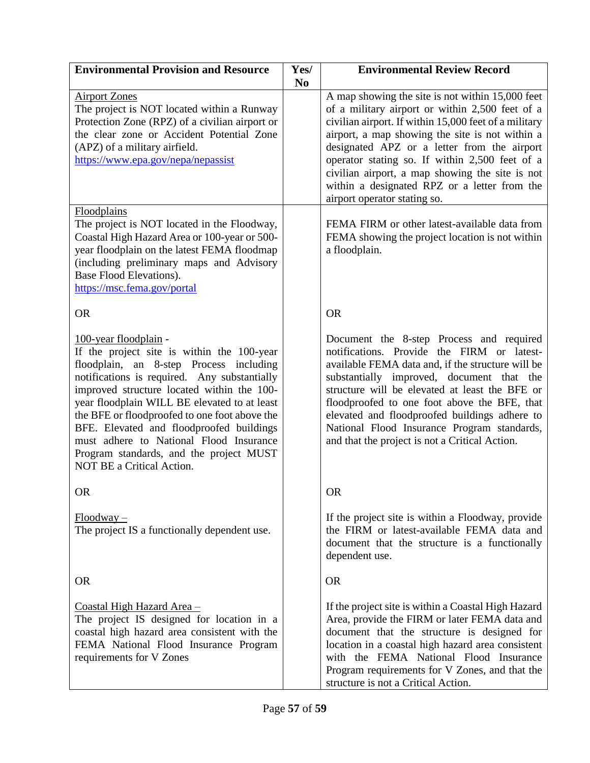| Environmental Provision and Resource | Yes/ No | Environmental Review Record |
|---|---|---|
| Airport Zones<br>The project is NOT located within a Runway Protection Zone (RPZ) of a civilian airport or the clear zone or Accident Potential Zone (APZ) of a military airfield.<br>https://www.epa.gov/nepa/nepassist | | A map showing the site is not within 15,000 feet of a military airport or within 2,500 feet of a civilian airport. If within 15,000 feet of a military airport, a map showing the site is not within a designated APZ or a letter from the airport operator stating so. If within 2,500 feet of a civilian airport, a map showing the site is not within a designated RPZ or a letter from the airport operator stating so. |
| Floodplains<br>The project is NOT located in the Floodway, Coastal High Hazard Area or 100-year or 500-year floodplain on the latest FEMA floodmap (including preliminary maps and Advisory Base Flood Elevations).<br>https://msc.fema.gov/portal<br><br>OR<br><br>100-year floodplain -<br>If the project site is within the 100-year floodplain, an 8-step Process including notifications is required. Any substantially improved structure located within the 100-year floodplain WILL BE elevated to at least the BFE or floodproofed to one foot above the BFE. Elevated and floodproofed buildings must adhere to National Flood Insurance Program standards, and the project MUST NOT BE a Critical Action.<br><br>OR<br><br>Floodway –<br>The project IS a functionally dependent use.<br><br>OR<br><br>Coastal High Hazard Area –<br>The project IS designed for location in a coastal high hazard area consistent with the FEMA National Flood Insurance Program requirements for V Zones | | FEMA FIRM or other latest-available data from FEMA showing the project location is not within a floodplain.<br><br>OR<br><br>Document the 8-step Process and required notifications. Provide the FIRM or latest-available FEMA data and, if the structure will be substantially improved, document that the structure will be elevated at least the BFE or floodproofed to one foot above the BFE, that elevated and floodproofed buildings adhere to National Flood Insurance Program standards, and that the project is not a Critical Action.<br><br>OR<br><br>If the project site is within a Floodway, provide the FIRM or latest-available FEMA data and document that the structure is a functionally dependent use.<br><br>OR<br><br>If the project site is within a Coastal High Hazard Area, provide the FIRM or later FEMA data and document that the structure is designed for location in a coastal high hazard area consistent with the FEMA National Flood Insurance Program requirements for V Zones, and that the structure is not a Critical Action. |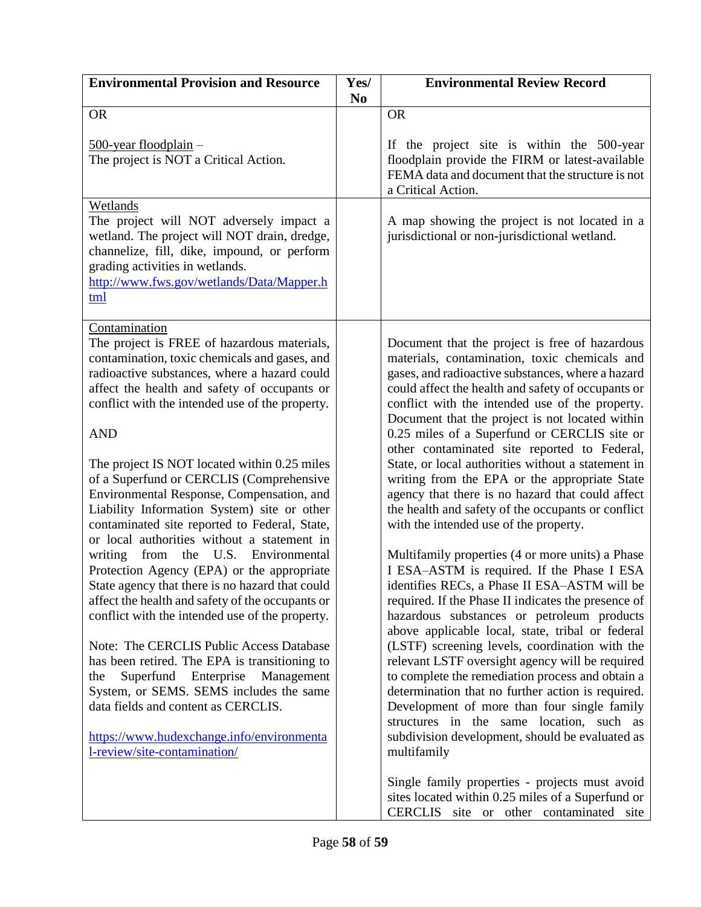| Environmental Provision and Resource | Yes/ No | Environmental Review Record |
| --- | --- | --- |
| OR<br><br>500-year floodplain –<br>The project is NOT a Critical Action. | | OR<br><br>If the project site is within the 500-year floodplain provide the FIRM or latest-available FEMA data and document that the structure is not a Critical Action. |
| Wetlands<br>The project will NOT adversely impact a wetland. The project will NOT drain, dredge, channelize, fill, dike, impound, or perform grading activities in wetlands.<br>http://www.fws.gov/wetlands/Data/Mapper.html | | A map showing the project is not located in a jurisdictional or non-jurisdictional wetland. |
| Contamination<br>The project is FREE of hazardous materials, contamination, toxic chemicals and gases, and radioactive substances, where a hazard could affect the health and safety of occupants or conflict with the intended use of the property.<br><br>AND<br><br>The project IS NOT located within 0.25 miles of a Superfund or CERCLIS (Comprehensive Environmental Response, Compensation, and Liability Information System) site or other contaminated site reported to Federal, State, or local authorities without a statement in writing from the U.S. Environmental Protection Agency (EPA) or the appropriate State agency that there is no hazard that could affect the health and safety of the occupants or conflict with the intended use of the property.<br><br>Note: The CERCLIS Public Access Database has been retired. The EPA is transitioning to the Superfund Enterprise Management System, or SEMS. SEMS includes the same data fields and content as CERCLIS.<br><br>https://www.hudexchange.info/environmental-review/site-contamination/ | | Document that the project is free of hazardous materials, contamination, toxic chemicals and gases, and radioactive substances, where a hazard could affect the health and safety of occupants or conflict with the intended use of the property. Document that the project is not located within 0.25 miles of a Superfund or CERCLIS site or other contaminated site reported to Federal, State, or local authorities without a statement in writing from the EPA or the appropriate State agency that there is no hazard that could affect the health and safety of the occupants or conflict with the intended use of the property.<br><br>Multifamily properties (4 or more units) a Phase I ESA–ASTM is required. If the Phase I ESA identifies RECs, a Phase II ESA–ASTM will be required. If the Phase II indicates the presence of hazardous substances or petroleum products above applicable local, state, tribal or federal (LSTF) screening levels, coordination with the relevant LSTF oversight agency will be required to complete the remediation process and obtain a determination that no further action is required. Development of more than four single family structures in the same location, such as subdivision development, should be evaluated as multifamily<br><br>Single family properties - projects must avoid sites located within 0.25 miles of a Superfund or CERCLIS site or other contaminated site |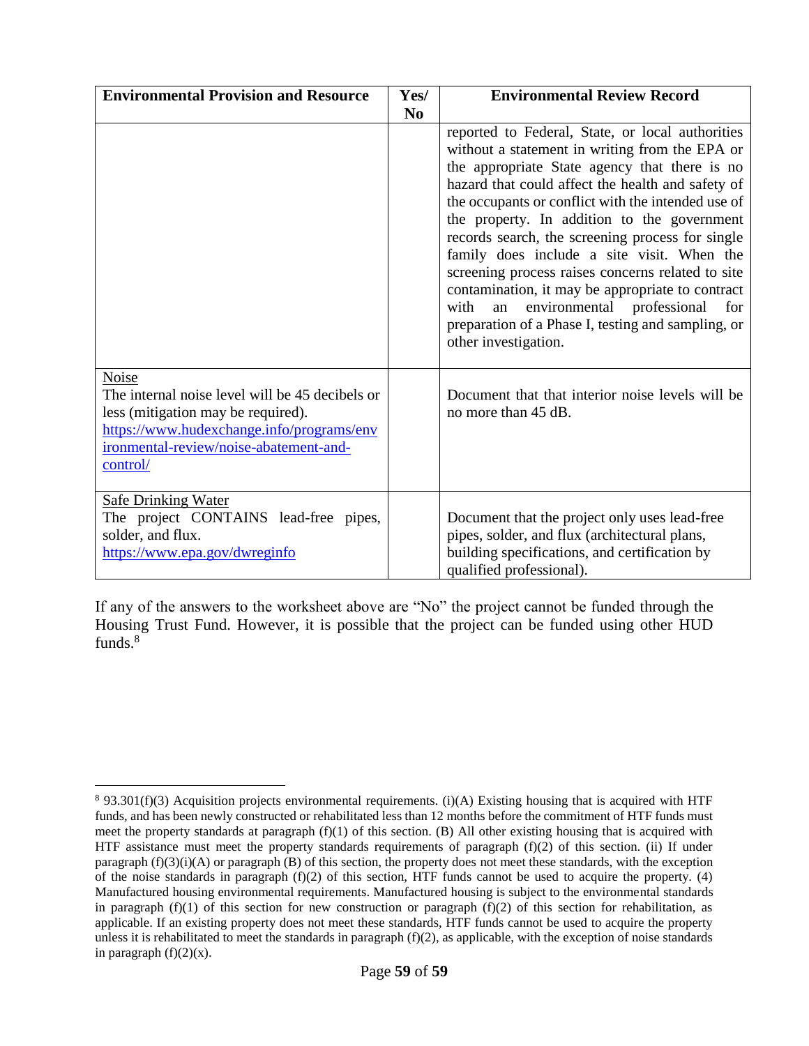| Environmental Provision and Resource | Yes/ No | Environmental Review Record |
|---|---|---|
| | | reported to Federal, State, or local authorities without a statement in writing from the EPA or the appropriate State agency that there is no hazard that could affect the health and safety of the occupants or conflict with the intended use of the property. In addition to the government records search, the screening process for single family does include a site visit. When the screening process raises concerns related to site contamination, it may be appropriate to contract with an environmental professional for preparation of a Phase I, testing and sampling, or other investigation. |
| Noise<br>The internal noise level will be 45 decibels or less (mitigation may be required).<br>https://www.hudexchange.info/programs/environmental-review/noise-abatement-and-control/ | | Document that that interior noise levels will be no more than 45 dB. |
| Safe Drinking Water<br>The project CONTAINS lead-free pipes, solder, and flux.<br>https://www.epa.gov/dwreginfo | | Document that the project only uses lead-free pipes, solder, and flux (architectural plans, building specifications, and certification by qualified professional). |

If any of the answers to the worksheet above are "No" the project cannot be funded through the Housing Trust Fund. However, it is possible that the project can be funded using other HUD funds.[8]

[8] 93.301(f)(3) Acquisition projects environmental requirements. (i)(A) Existing housing that is acquired with HTF funds, and has been newly constructed or rehabilitated less than 12 months before the commitment of HTF funds must meet the property standards at paragraph (f)(1) of this section. (B) All other existing housing that is acquired with HTF assistance must meet the property standards requirements of paragraph (f)(2) of this section. (ii) If under paragraph (f)(3)(i)(A) or paragraph (B) of this section, the property does not meet these standards, with the exception of the noise standards in paragraph (f)(2) of this section, HTF funds cannot be used to acquire the property. (4) Manufactured housing environmental requirements. Manufactured housing is subject to the environmental standards in paragraph (f)(1) of this section for new construction or paragraph (f)(2) of this section for rehabilitation, as applicable. If an existing property does not meet these standards, HTF funds cannot be used to acquire the property unless it is rehabilitated to meet the standards in paragraph (f)(2), as applicable, with the exception of noise standards in paragraph (f)(2)(x).